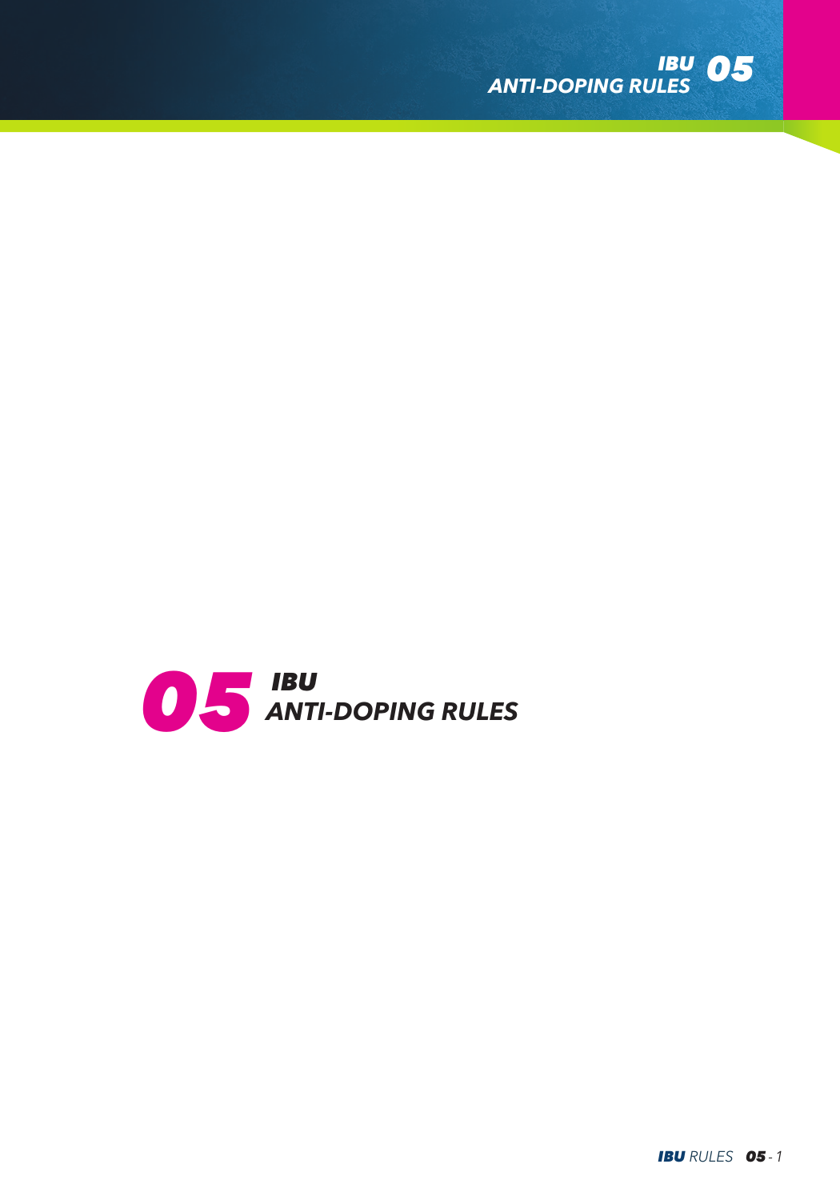# 05 IBU ANTI-DOPING RULES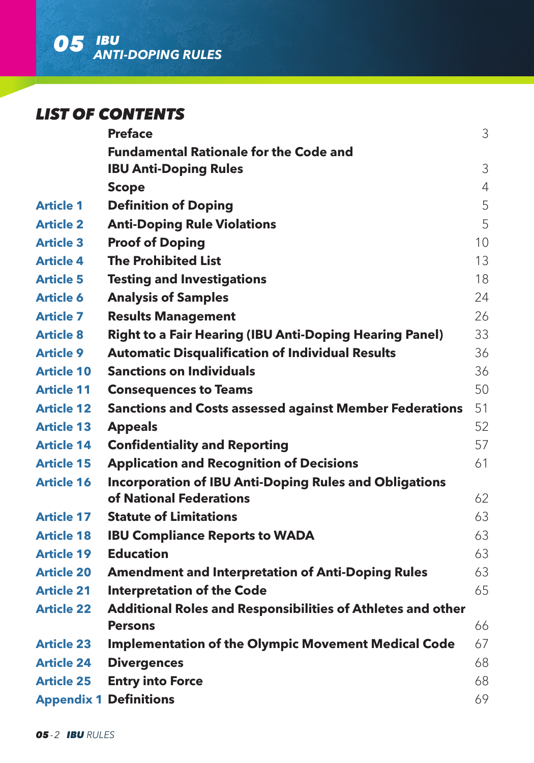## LIST OF CONTENTS

| | | |
|---|---|---|
| | **Preface** | 3 |
| | **Fundamental Rationale for the Code and IBU Anti-Doping Rules** | 3 |
| | **Scope** | 4 |
| **Article 1** | **Definition of Doping** | 5 |
| **Article 2** | **Anti-Doping Rule Violations** | 5 |
| **Article 3** | **Proof of Doping** | 10 |
| **Article 4** | **The Prohibited List** | 13 |
| **Article 5** | **Testing and Investigations** | 18 |
| **Article 6** | **Analysis of Samples** | 24 |
| **Article 7** | **Results Management** | 26 |
| **Article 8** | **Right to a Fair Hearing (IBU Anti-Doping Hearing Panel)** | 33 |
| **Article 9** | **Automatic Disqualification of Individual Results** | 36 |
| **Article 10** | **Sanctions on Individuals** | 36 |
| **Article 11** | **Consequences to Teams** | 50 |
| **Article 12** | **Sanctions and Costs assessed against Member Federations** | 51 |
| **Article 13** | **Appeals** | 52 |
| **Article 14** | **Confidentiality and Reporting** | 57 |
| **Article 15** | **Application and Recognition of Decisions** | 61 |
| **Article 16** | **Incorporation of IBU Anti-Doping Rules and Obligations of National Federations** | 62 |
| **Article 17** | **Statute of Limitations** | 63 |
| **Article 18** | **IBU Compliance Reports to WADA** | 63 |
| **Article 19** | **Education** | 63 |
| **Article 20** | **Amendment and Interpretation of Anti-Doping Rules** | 63 |
| **Article 21** | **Interpretation of the Code** | 65 |
| **Article 22** | **Additional Roles and Responsibilities of Athletes and other Persons** | 66 |
| **Article 23** | **Implementation of the Olympic Movement Medical Code** | 67 |
| **Article 24** | **Divergences** | 68 |
| **Article 25** | **Entry into Force** | 68 |
| **Appendix 1** | **Definitions** | 69 |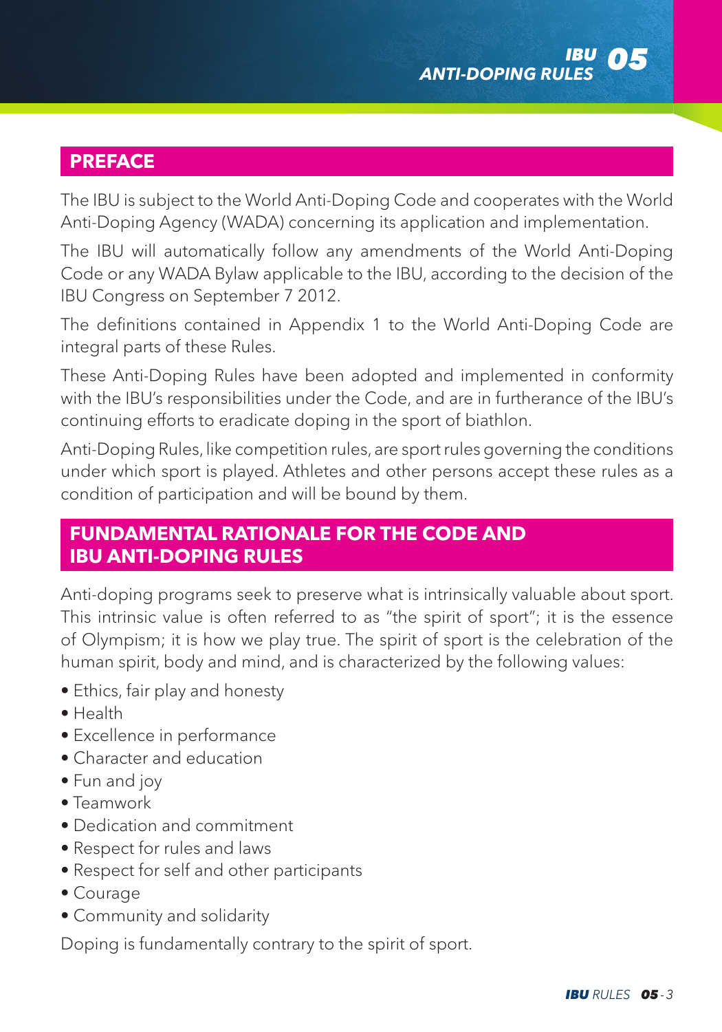## PREFACE

The IBU is subject to the World Anti-Doping Code and cooperates with the World Anti-Doping Agency (WADA) concerning its application and implementation.

The IBU will automatically follow any amendments of the World Anti-Doping Code or any WADA Bylaw applicable to the IBU, according to the decision of the IBU Congress on September 7 2012.

The definitions contained in Appendix 1 to the World Anti-Doping Code are integral parts of these Rules.

These Anti-Doping Rules have been adopted and implemented in conformity with the IBU's responsibilities under the Code, and are in furtherance of the IBU's continuing efforts to eradicate doping in the sport of biathlon.

Anti-Doping Rules, like competition rules, are sport rules governing the conditions under which sport is played. Athletes and other persons accept these rules as a condition of participation and will be bound by them.

## FUNDAMENTAL RATIONALE FOR THE CODE AND IBU ANTI-DOPING RULES

Anti-doping programs seek to preserve what is intrinsically valuable about sport. This intrinsic value is often referred to as "the spirit of sport"; it is the essence of Olympism; it is how we play true. The spirit of sport is the celebration of the human spirit, body and mind, and is characterized by the following values:

- Ethics, fair play and honesty
- Health
- Excellence in performance
- Character and education
- Fun and joy
- Teamwork
- Dedication and commitment
- Respect for rules and laws
- Respect for self and other participants
- Courage
- Community and solidarity

Doping is fundamentally contrary to the spirit of sport.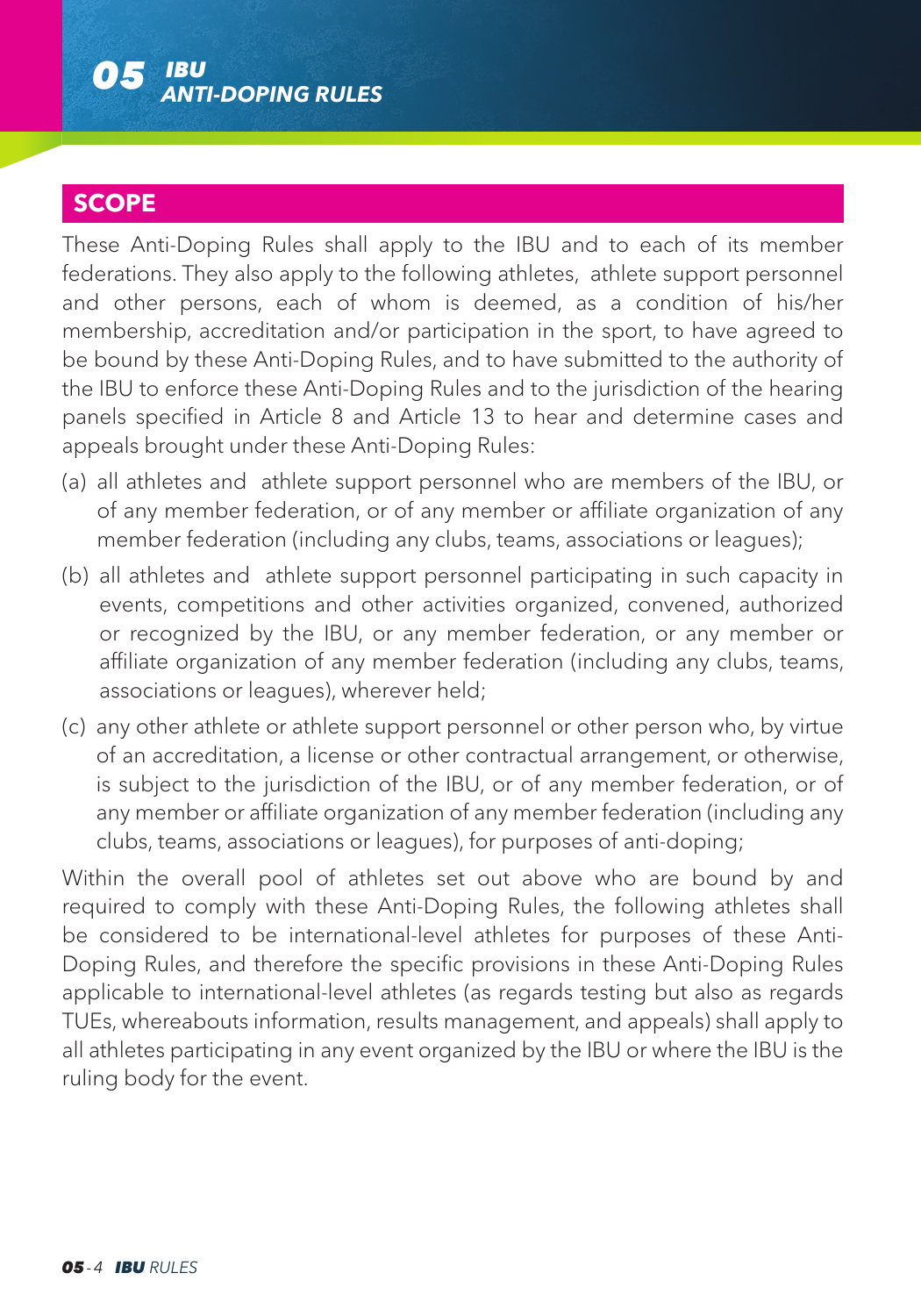## SCOPE

These Anti-Doping Rules shall apply to the IBU and to each of its member federations. They also apply to the following athletes, athlete support personnel and other persons, each of whom is deemed, as a condition of his/her membership, accreditation and/or participation in the sport, to have agreed to be bound by these Anti-Doping Rules, and to have submitted to the authority of the IBU to enforce these Anti-Doping Rules and to the jurisdiction of the hearing panels specified in Article 8 and Article 13 to hear and determine cases and appeals brought under these Anti-Doping Rules:

(a) all athletes and athlete support personnel who are members of the IBU, or of any member federation, or of any member or affiliate organization of any member federation (including any clubs, teams, associations or leagues);

(b) all athletes and athlete support personnel participating in such capacity in events, competitions and other activities organized, convened, authorized or recognized by the IBU, or any member federation, or any member or affiliate organization of any member federation (including any clubs, teams, associations or leagues), wherever held;

(c) any other athlete or athlete support personnel or other person who, by virtue of an accreditation, a license or other contractual arrangement, or otherwise, is subject to the jurisdiction of the IBU, or of any member federation, or of any member or affiliate organization of any member federation (including any clubs, teams, associations or leagues), for purposes of anti-doping;

Within the overall pool of athletes set out above who are bound by and required to comply with these Anti-Doping Rules, the following athletes shall be considered to be international-level athletes for purposes of these Anti-Doping Rules, and therefore the specific provisions in these Anti-Doping Rules applicable to international-level athletes (as regards testing but also as regards TUEs, whereabouts information, results management, and appeals) shall apply to all athletes participating in any event organized by the IBU or where the IBU is the ruling body for the event.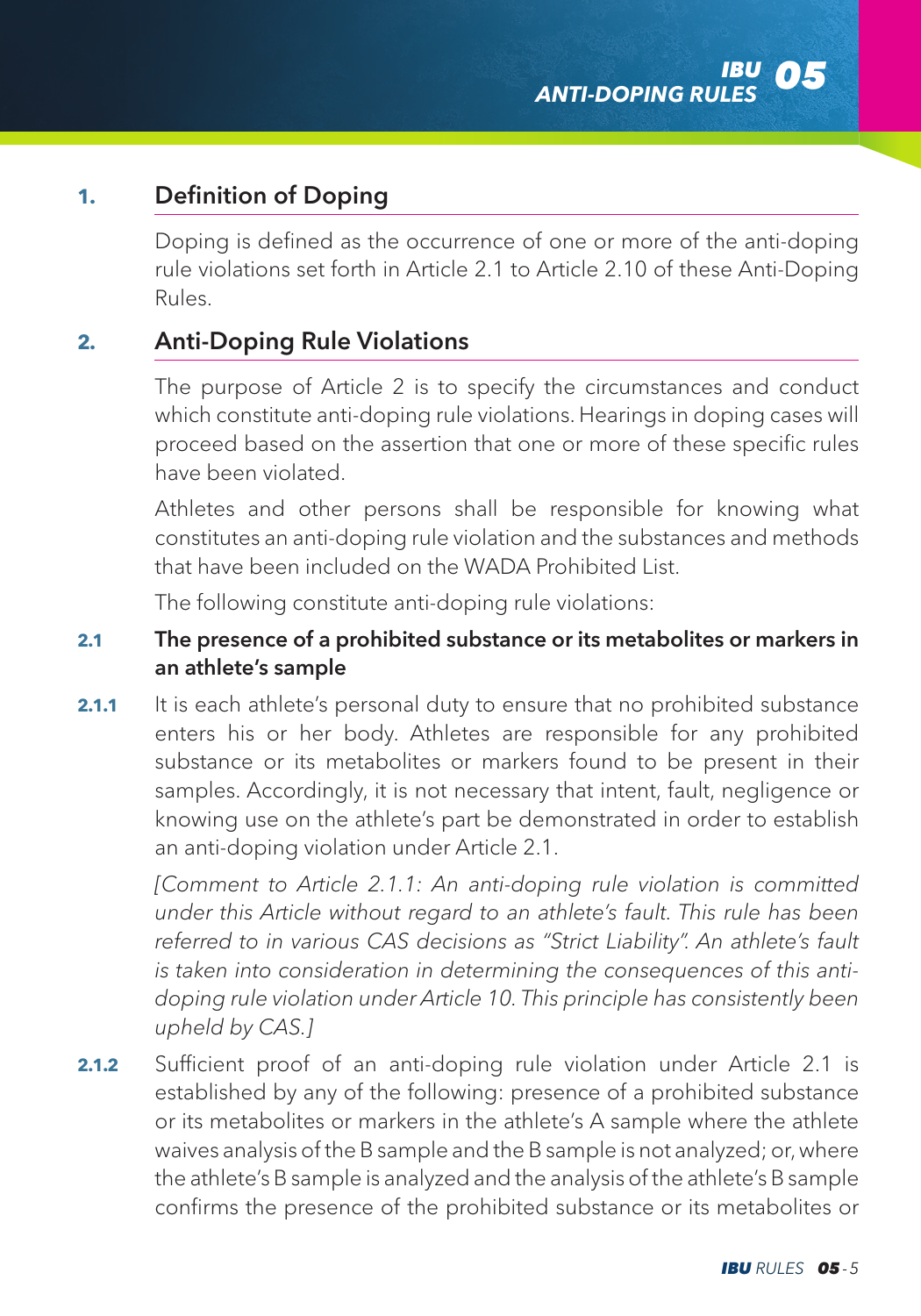## 1. Definition of Doping

Doping is defined as the occurrence of one or more of the anti-doping rule violations set forth in Article 2.1 to Article 2.10 of these Anti-Doping Rules.

## 2. Anti-Doping Rule Violations

The purpose of Article 2 is to specify the circumstances and conduct which constitute anti-doping rule violations. Hearings in doping cases will proceed based on the assertion that one or more of these specific rules have been violated.

Athletes and other persons shall be responsible for knowing what constitutes an anti-doping rule violation and the substances and methods that have been included on the WADA Prohibited List.

The following constitute anti-doping rule violations:

### 2.1 The presence of a prohibited substance or its metabolites or markers in an athlete's sample

**2.1.1** It is each athlete's personal duty to ensure that no prohibited substance enters his or her body. Athletes are responsible for any prohibited substance or its metabolites or markers found to be present in their samples. Accordingly, it is not necessary that intent, fault, negligence or knowing use on the athlete's part be demonstrated in order to establish an anti-doping violation under Article 2.1.

*[Comment to Article 2.1.1: An anti-doping rule violation is committed under this Article without regard to an athlete's fault. This rule has been referred to in various CAS decisions as "Strict Liability". An athlete's fault is taken into consideration in determining the consequences of this anti-doping rule violation under Article 10. This principle has consistently been upheld by CAS.]*

**2.1.2** Sufficient proof of an anti-doping rule violation under Article 2.1 is established by any of the following: presence of a prohibited substance or its metabolites or markers in the athlete's A sample where the athlete waives analysis of the B sample and the B sample is not analyzed; or, where the athlete's B sample is analyzed and the analysis of the athlete's B sample confirms the presence of the prohibited substance or its metabolites or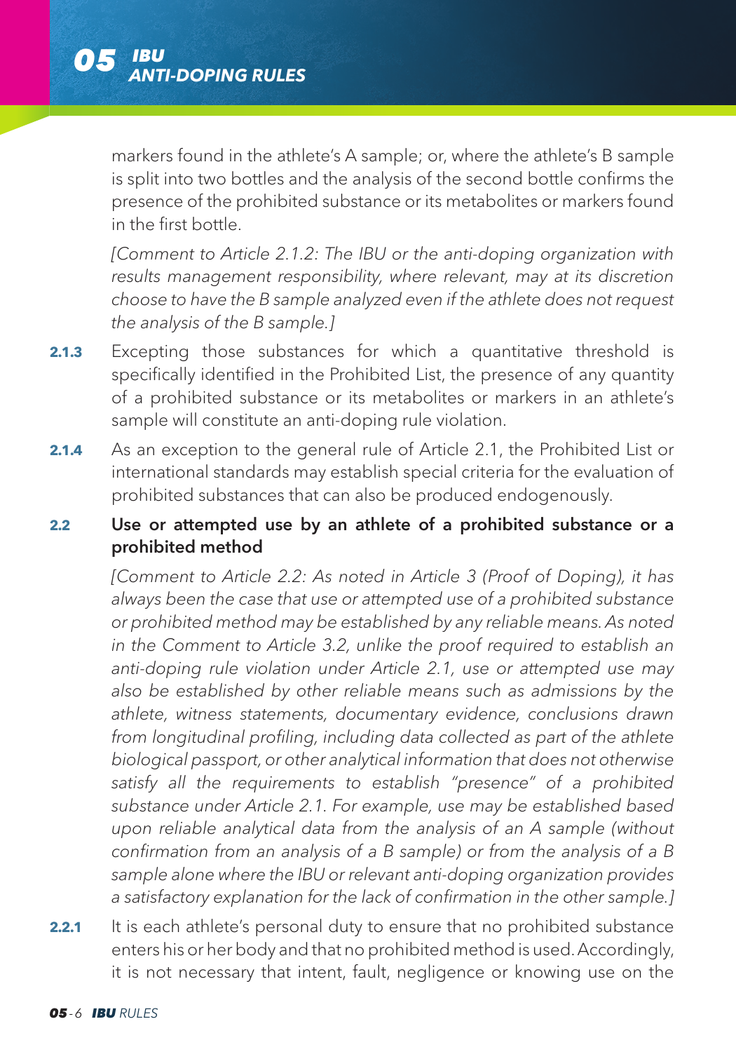markers found in the athlete's A sample; or, where the athlete's B sample is split into two bottles and the analysis of the second bottle confirms the presence of the prohibited substance or its metabolites or markers found in the first bottle.

*[Comment to Article 2.1.2: The IBU or the anti-doping organization with results management responsibility, where relevant, may at its discretion choose to have the B sample analyzed even if the athlete does not request the analysis of the B sample.]*

**2.1.3** Excepting those substances for which a quantitative threshold is specifically identified in the Prohibited List, the presence of any quantity of a prohibited substance or its metabolites or markers in an athlete's sample will constitute an anti-doping rule violation.

**2.1.4** As an exception to the general rule of Article 2.1, the Prohibited List or international standards may establish special criteria for the evaluation of prohibited substances that can also be produced endogenously.

### 2.2 Use or attempted use by an athlete of a prohibited substance or a prohibited method

*[Comment to Article 2.2: As noted in Article 3 (Proof of Doping), it has always been the case that use or attempted use of a prohibited substance or prohibited method may be established by any reliable means. As noted in the Comment to Article 3.2, unlike the proof required to establish an anti-doping rule violation under Article 2.1, use or attempted use may also be established by other reliable means such as admissions by the athlete, witness statements, documentary evidence, conclusions drawn from longitudinal profiling, including data collected as part of the athlete biological passport, or other analytical information that does not otherwise satisfy all the requirements to establish "presence" of a prohibited substance under Article 2.1. For example, use may be established based upon reliable analytical data from the analysis of an A sample (without confirmation from an analysis of a B sample) or from the analysis of a B sample alone where the IBU or relevant anti-doping organization provides a satisfactory explanation for the lack of confirmation in the other sample.]*

**2.2.1** It is each athlete's personal duty to ensure that no prohibited substance enters his or her body and that no prohibited method is used. Accordingly, it is not necessary that intent, fault, negligence or knowing use on the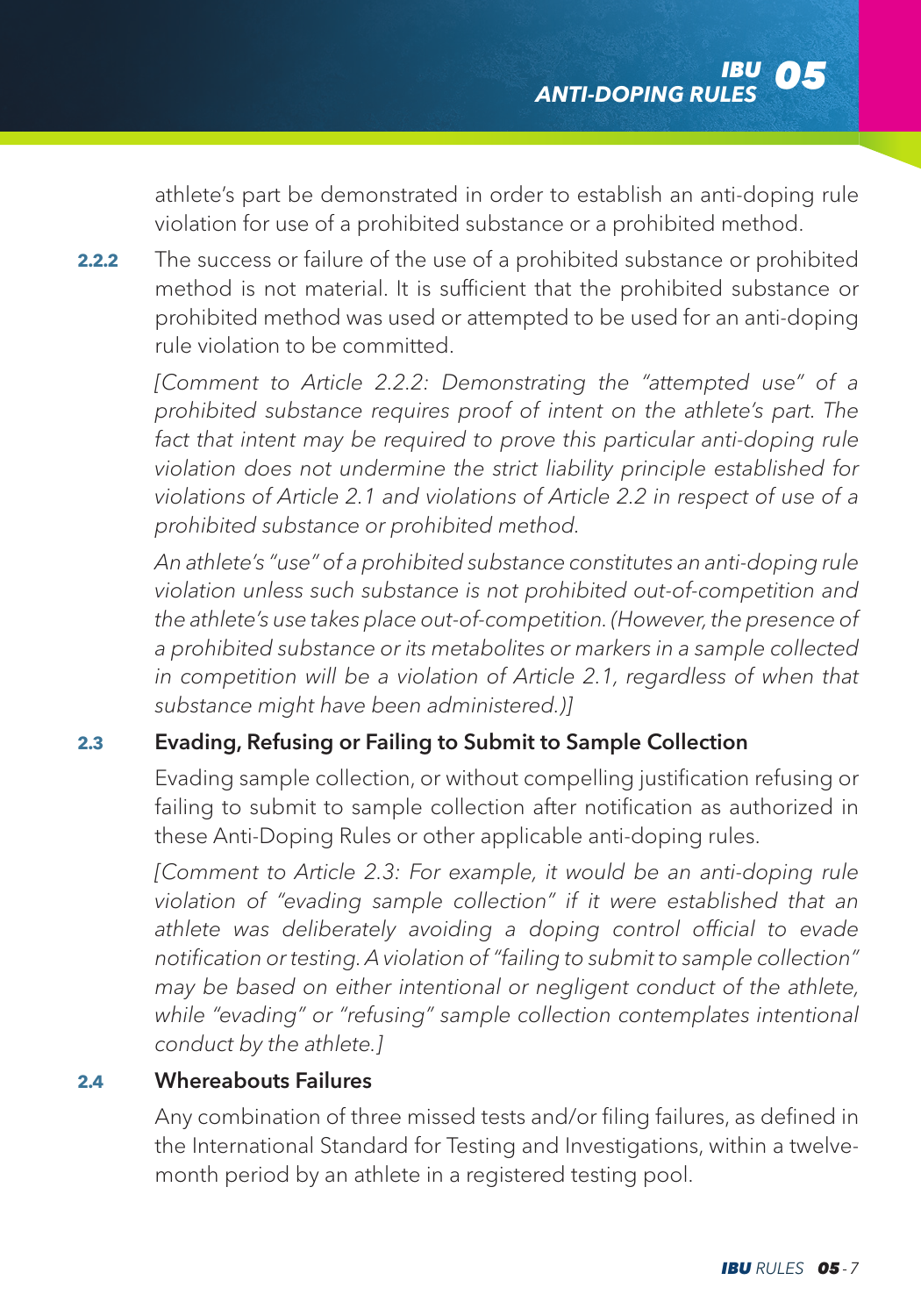athlete's part be demonstrated in order to establish an anti-doping rule violation for use of a prohibited substance or a prohibited method.

**2.2.2** The success or failure of the use of a prohibited substance or prohibited method is not material. It is sufficient that the prohibited substance or prohibited method was used or attempted to be used for an anti-doping rule violation to be committed.

*[Comment to Article 2.2.2: Demonstrating the "attempted use" of a prohibited substance requires proof of intent on the athlete's part. The fact that intent may be required to prove this particular anti-doping rule violation does not undermine the strict liability principle established for violations of Article 2.1 and violations of Article 2.2 in respect of use of a prohibited substance or prohibited method.*

*An athlete's "use" of a prohibited substance constitutes an anti-doping rule violation unless such substance is not prohibited out-of-competition and the athlete's use takes place out-of-competition. (However, the presence of a prohibited substance or its metabolites or markers in a sample collected in competition will be a violation of Article 2.1, regardless of when that substance might have been administered.)]*

### 2.3 Evading, Refusing or Failing to Submit to Sample Collection

Evading sample collection, or without compelling justification refusing or failing to submit to sample collection after notification as authorized in these Anti-Doping Rules or other applicable anti-doping rules.

*[Comment to Article 2.3: For example, it would be an anti-doping rule violation of "evading sample collection" if it were established that an athlete was deliberately avoiding a doping control official to evade notification or testing. A violation of "failing to submit to sample collection" may be based on either intentional or negligent conduct of the athlete, while "evading" or "refusing" sample collection contemplates intentional conduct by the athlete.]*

### 2.4 Whereabouts Failures

Any combination of three missed tests and/or filing failures, as defined in the International Standard for Testing and Investigations, within a twelve-month period by an athlete in a registered testing pool.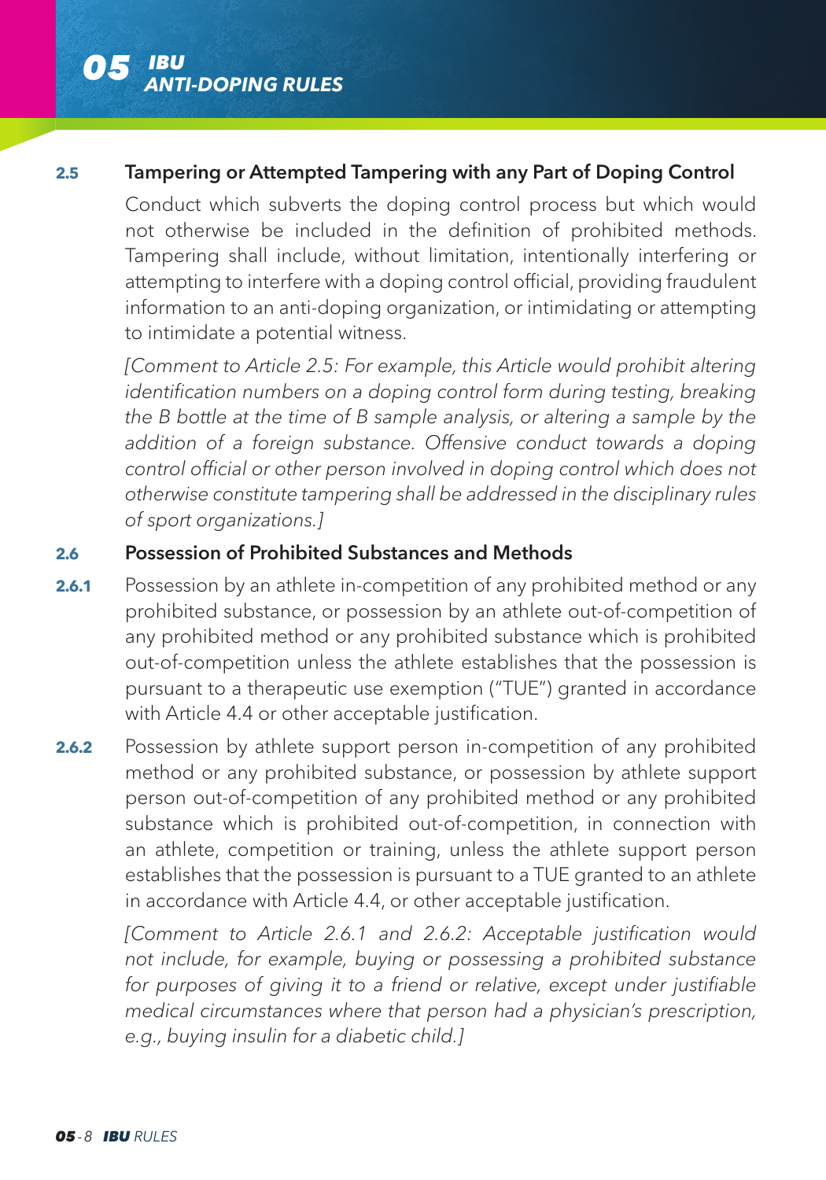### 2.5 Tampering or Attempted Tampering with any Part of Doping Control

Conduct which subverts the doping control process but which would not otherwise be included in the definition of prohibited methods. Tampering shall include, without limitation, intentionally interfering or attempting to interfere with a doping control official, providing fraudulent information to an anti-doping organization, or intimidating or attempting to intimidate a potential witness.

*[Comment to Article 2.5: For example, this Article would prohibit altering identification numbers on a doping control form during testing, breaking the B bottle at the time of B sample analysis, or altering a sample by the addition of a foreign substance. Offensive conduct towards a doping control official or other person involved in doping control which does not otherwise constitute tampering shall be addressed in the disciplinary rules of sport organizations.]*

### 2.6 Possession of Prohibited Substances and Methods

**2.6.1** Possession by an athlete in-competition of any prohibited method or any prohibited substance, or possession by an athlete out-of-competition of any prohibited method or any prohibited substance which is prohibited out-of-competition unless the athlete establishes that the possession is pursuant to a therapeutic use exemption ("TUE") granted in accordance with Article 4.4 or other acceptable justification.

**2.6.2** Possession by athlete support person in-competition of any prohibited method or any prohibited substance, or possession by athlete support person out-of-competition of any prohibited method or any prohibited substance which is prohibited out-of-competition, in connection with an athlete, competition or training, unless the athlete support person establishes that the possession is pursuant to a TUE granted to an athlete in accordance with Article 4.4, or other acceptable justification.

*[Comment to Article 2.6.1 and 2.6.2: Acceptable justification would not include, for example, buying or possessing a prohibited substance for purposes of giving it to a friend or relative, except under justifiable medical circumstances where that person had a physician's prescription, e.g., buying insulin for a diabetic child.]*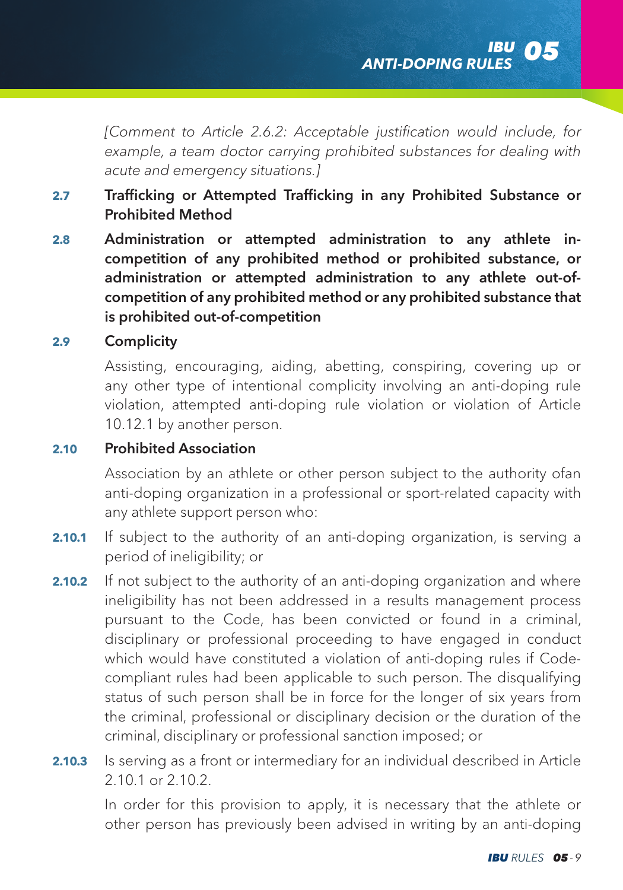*[Comment to Article 2.6.2: Acceptable justification would include, for example, a team doctor carrying prohibited substances for dealing with acute and emergency situations.]*

**2.7 Trafficking or Attempted Trafficking in any Prohibited Substance or Prohibited Method**

**2.8 Administration or attempted administration to any athlete in-competition of any prohibited method or prohibited substance, or administration or attempted administration to any athlete out-of-competition of any prohibited method or any prohibited substance that is prohibited out-of-competition**

**2.9 Complicity**

Assisting, encouraging, aiding, abetting, conspiring, covering up or any other type of intentional complicity involving an anti-doping rule violation, attempted anti-doping rule violation or violation of Article 10.12.1 by another person.

**2.10 Prohibited Association**

Association by an athlete or other person subject to the authority ofan anti-doping organization in a professional or sport-related capacity with any athlete support person who:

**2.10.1** If subject to the authority of an anti-doping organization, is serving a period of ineligibility; or

**2.10.2** If not subject to the authority of an anti-doping organization and where ineligibility has not been addressed in a results management process pursuant to the Code, has been convicted or found in a criminal, disciplinary or professional proceeding to have engaged in conduct which would have constituted a violation of anti-doping rules if Code-compliant rules had been applicable to such person. The disqualifying status of such person shall be in force for the longer of six years from the criminal, professional or disciplinary decision or the duration of the criminal, disciplinary or professional sanction imposed; or

**2.10.3** Is serving as a front or intermediary for an individual described in Article 2.10.1 or 2.10.2.

In order for this provision to apply, it is necessary that the athlete or other person has previously been advised in writing by an anti-doping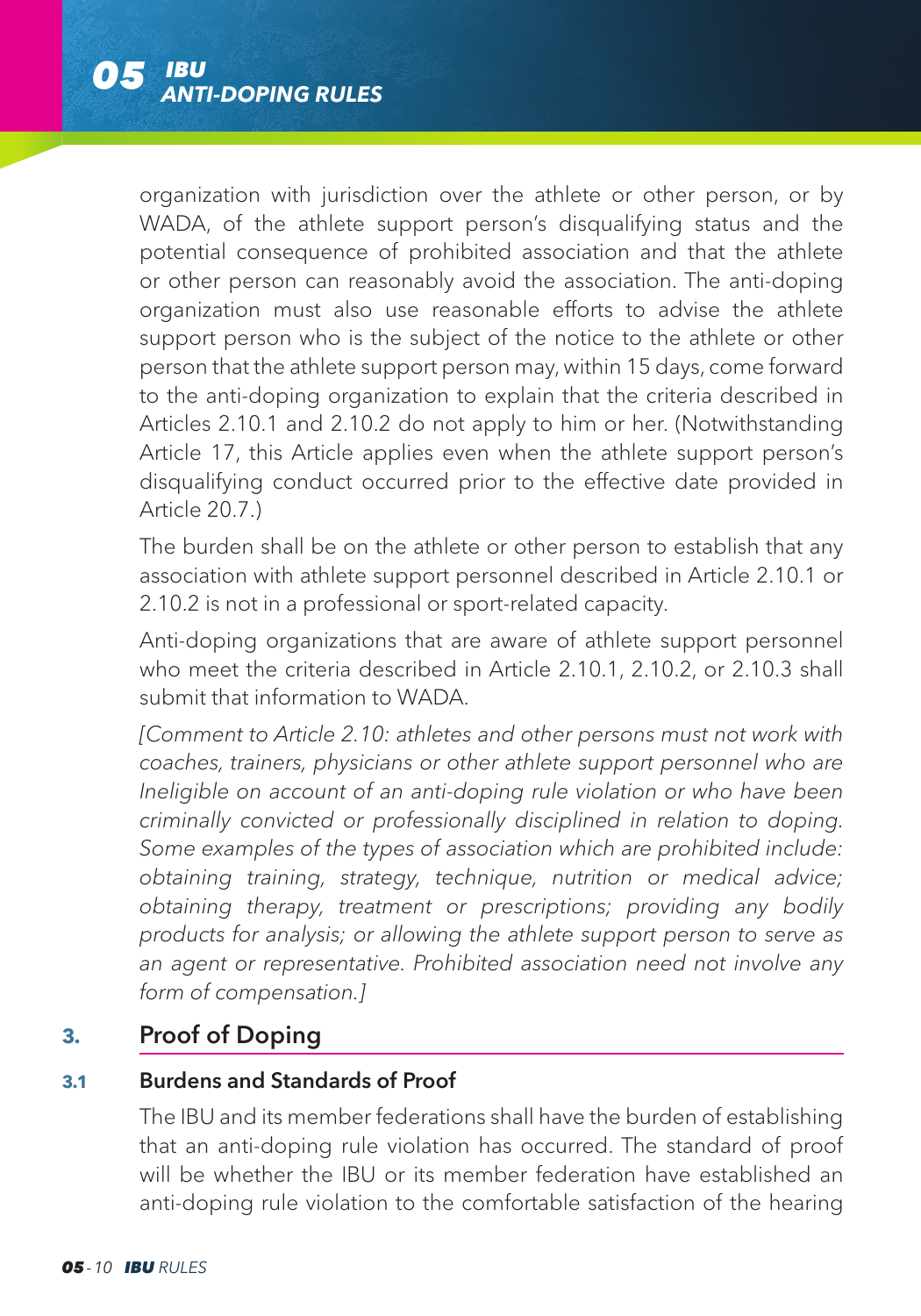organization with jurisdiction over the athlete or other person, or by WADA, of the athlete support person's disqualifying status and the potential consequence of prohibited association and that the athlete or other person can reasonably avoid the association. The anti-doping organization must also use reasonable efforts to advise the athlete support person who is the subject of the notice to the athlete or other person that the athlete support person may, within 15 days, come forward to the anti-doping organization to explain that the criteria described in Articles 2.10.1 and 2.10.2 do not apply to him or her. (Notwithstanding Article 17, this Article applies even when the athlete support person's disqualifying conduct occurred prior to the effective date provided in Article 20.7.)

The burden shall be on the athlete or other person to establish that any association with athlete support personnel described in Article 2.10.1 or 2.10.2 is not in a professional or sport-related capacity.

Anti-doping organizations that are aware of athlete support personnel who meet the criteria described in Article 2.10.1, 2.10.2, or 2.10.3 shall submit that information to WADA.

*[Comment to Article 2.10: athletes and other persons must not work with coaches, trainers, physicians or other athlete support personnel who are Ineligible on account of an anti-doping rule violation or who have been criminally convicted or professionally disciplined in relation to doping. Some examples of the types of association which are prohibited include: obtaining training, strategy, technique, nutrition or medical advice; obtaining therapy, treatment or prescriptions; providing any bodily products for analysis; or allowing the athlete support person to serve as an agent or representative. Prohibited association need not involve any form of compensation.]*

## 3. Proof of Doping

### 3.1 Burdens and Standards of Proof

The IBU and its member federations shall have the burden of establishing that an anti-doping rule violation has occurred. The standard of proof will be whether the IBU or its member federation have established an anti-doping rule violation to the comfortable satisfaction of the hearing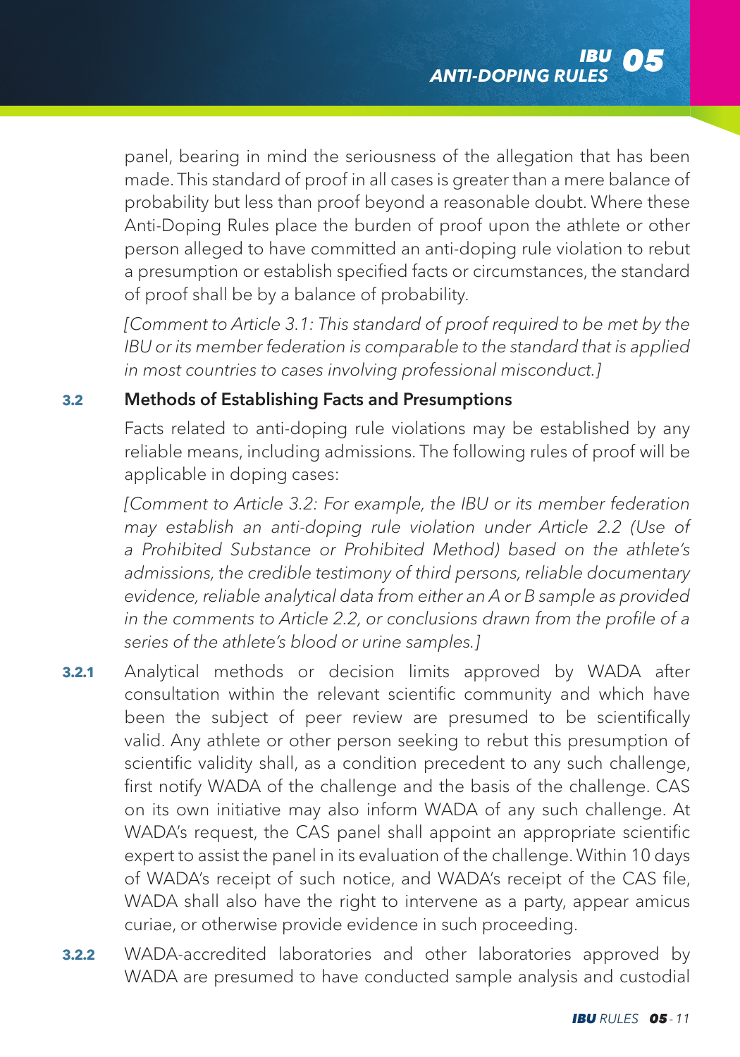panel, bearing in mind the seriousness of the allegation that has been made. This standard of proof in all cases is greater than a mere balance of probability but less than proof beyond a reasonable doubt. Where these Anti-Doping Rules place the burden of proof upon the athlete or other person alleged to have committed an anti-doping rule violation to rebut a presumption or establish specified facts or circumstances, the standard of proof shall be by a balance of probability.

*[Comment to Article 3.1: This standard of proof required to be met by the IBU or its member federation is comparable to the standard that is applied in most countries to cases involving professional misconduct.]*

### 3.2 Methods of Establishing Facts and Presumptions

Facts related to anti-doping rule violations may be established by any reliable means, including admissions. The following rules of proof will be applicable in doping cases:

*[Comment to Article 3.2: For example, the IBU or its member federation may establish an anti-doping rule violation under Article 2.2 (Use of a Prohibited Substance or Prohibited Method) based on the athlete's admissions, the credible testimony of third persons, reliable documentary evidence, reliable analytical data from either an A or B sample as provided in the comments to Article 2.2, or conclusions drawn from the profile of a series of the athlete's blood or urine samples.]*

**3.2.1** Analytical methods or decision limits approved by WADA after consultation within the relevant scientific community and which have been the subject of peer review are presumed to be scientifically valid. Any athlete or other person seeking to rebut this presumption of scientific validity shall, as a condition precedent to any such challenge, first notify WADA of the challenge and the basis of the challenge. CAS on its own initiative may also inform WADA of any such challenge. At WADA's request, the CAS panel shall appoint an appropriate scientific expert to assist the panel in its evaluation of the challenge. Within 10 days of WADA's receipt of such notice, and WADA's receipt of the CAS file, WADA shall also have the right to intervene as a party, appear amicus curiae, or otherwise provide evidence in such proceeding.

**3.2.2** WADA-accredited laboratories and other laboratories approved by WADA are presumed to have conducted sample analysis and custodial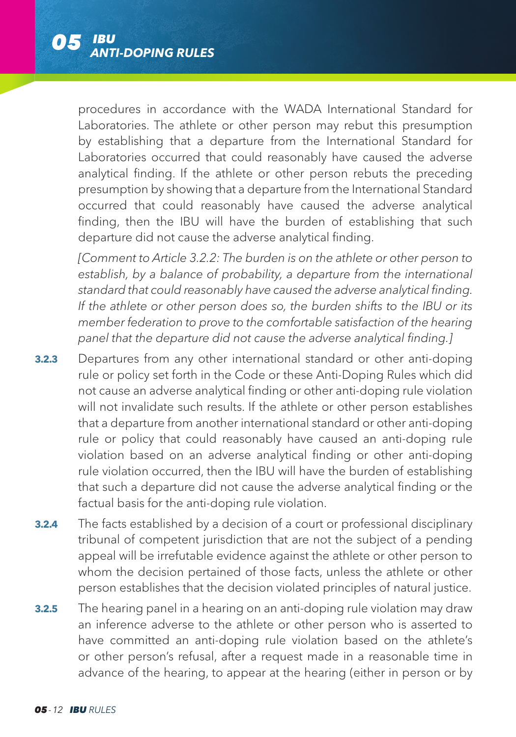procedures in accordance with the WADA International Standard for Laboratories. The athlete or other person may rebut this presumption by establishing that a departure from the International Standard for Laboratories occurred that could reasonably have caused the adverse analytical finding. If the athlete or other person rebuts the preceding presumption by showing that a departure from the International Standard occurred that could reasonably have caused the adverse analytical finding, then the IBU will have the burden of establishing that such departure did not cause the adverse analytical finding.

*[Comment to Article 3.2.2: The burden is on the athlete or other person to establish, by a balance of probability, a departure from the international standard that could reasonably have caused the adverse analytical finding. If the athlete or other person does so, the burden shifts to the IBU or its member federation to prove to the comfortable satisfaction of the hearing panel that the departure did not cause the adverse analytical finding.]*

**3.2.3** Departures from any other international standard or other anti-doping rule or policy set forth in the Code or these Anti-Doping Rules which did not cause an adverse analytical finding or other anti-doping rule violation will not invalidate such results. If the athlete or other person establishes that a departure from another international standard or other anti-doping rule or policy that could reasonably have caused an anti-doping rule violation based on an adverse analytical finding or other anti-doping rule violation occurred, then the IBU will have the burden of establishing that such a departure did not cause the adverse analytical finding or the factual basis for the anti-doping rule violation.

**3.2.4** The facts established by a decision of a court or professional disciplinary tribunal of competent jurisdiction that are not the subject of a pending appeal will be irrefutable evidence against the athlete or other person to whom the decision pertained of those facts, unless the athlete or other person establishes that the decision violated principles of natural justice.

**3.2.5** The hearing panel in a hearing on an anti-doping rule violation may draw an inference adverse to the athlete or other person who is asserted to have committed an anti-doping rule violation based on the athlete's or other person's refusal, after a request made in a reasonable time in advance of the hearing, to appear at the hearing (either in person or by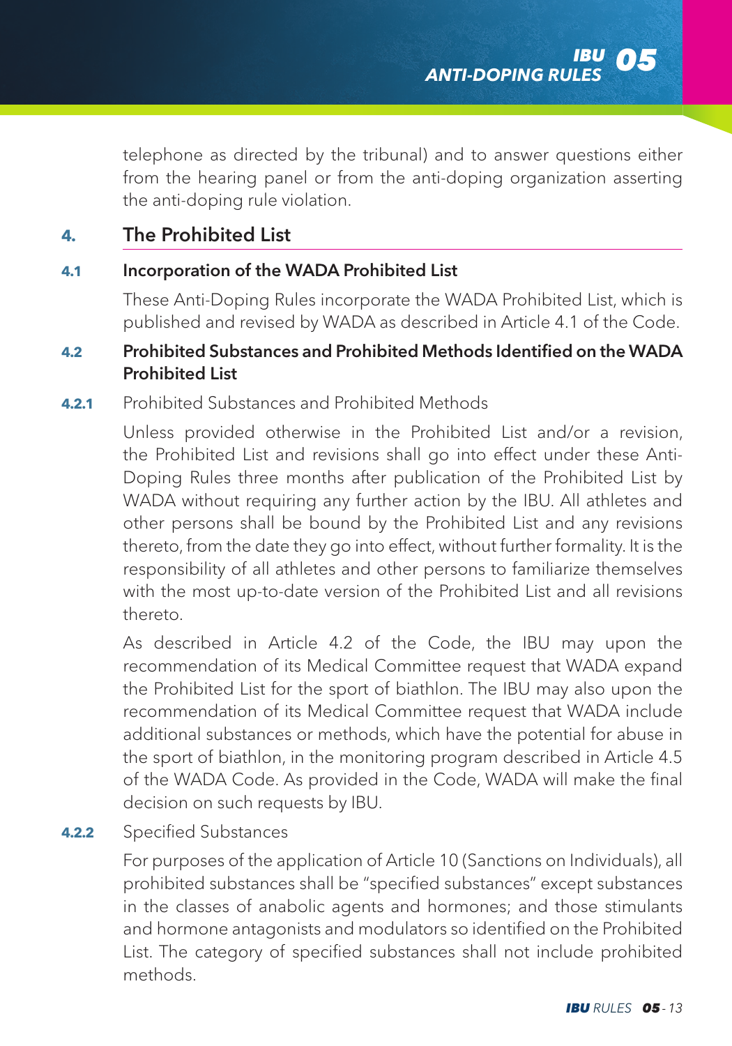telephone as directed by the tribunal) and to answer questions either from the hearing panel or from the anti-doping organization asserting the anti-doping rule violation.

## 4. The Prohibited List

### 4.1 Incorporation of the WADA Prohibited List

These Anti-Doping Rules incorporate the WADA Prohibited List, which is published and revised by WADA as described in Article 4.1 of the Code.

### 4.2 Prohibited Substances and Prohibited Methods Identified on the WADA Prohibited List

**4.2.1** Prohibited Substances and Prohibited Methods

Unless provided otherwise in the Prohibited List and/or a revision, the Prohibited List and revisions shall go into effect under these Anti-Doping Rules three months after publication of the Prohibited List by WADA without requiring any further action by the IBU. All athletes and other persons shall be bound by the Prohibited List and any revisions thereto, from the date they go into effect, without further formality. It is the responsibility of all athletes and other persons to familiarize themselves with the most up-to-date version of the Prohibited List and all revisions thereto.

As described in Article 4.2 of the Code, the IBU may upon the recommendation of its Medical Committee request that WADA expand the Prohibited List for the sport of biathlon. The IBU may also upon the recommendation of its Medical Committee request that WADA include additional substances or methods, which have the potential for abuse in the sport of biathlon, in the monitoring program described in Article 4.5 of the WADA Code. As provided in the Code, WADA will make the final decision on such requests by IBU.

**4.2.2** Specified Substances

For purposes of the application of Article 10 (Sanctions on Individuals), all prohibited substances shall be "specified substances" except substances in the classes of anabolic agents and hormones; and those stimulants and hormone antagonists and modulators so identified on the Prohibited List. The category of specified substances shall not include prohibited methods.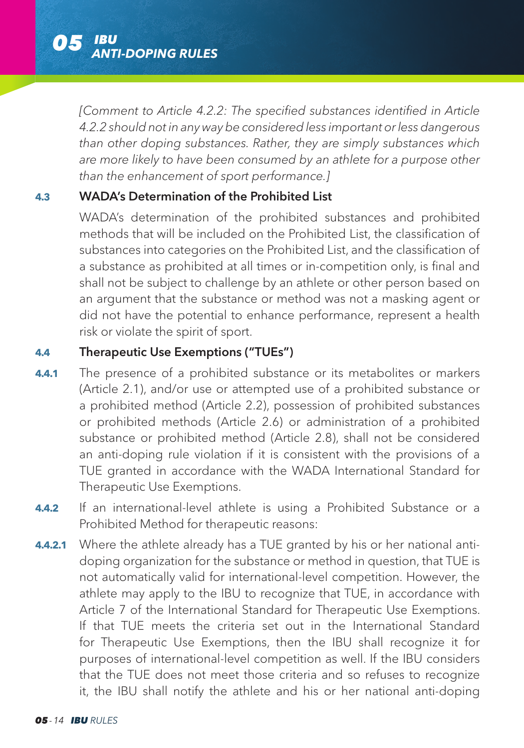*[Comment to Article 4.2.2: The specified substances identified in Article 4.2.2 should not in any way be considered less important or less dangerous than other doping substances. Rather, they are simply substances which are more likely to have been consumed by an athlete for a purpose other than the enhancement of sport performance.]*

**4.3 WADA's Determination of the Prohibited List**

WADA's determination of the prohibited substances and prohibited methods that will be included on the Prohibited List, the classification of substances into categories on the Prohibited List, and the classification of a substance as prohibited at all times or in-competition only, is final and shall not be subject to challenge by an athlete or other person based on an argument that the substance or method was not a masking agent or did not have the potential to enhance performance, represent a health risk or violate the spirit of sport.

**4.4 Therapeutic Use Exemptions ("TUEs")**

**4.4.1** The presence of a prohibited substance or its metabolites or markers (Article 2.1), and/or use or attempted use of a prohibited substance or a prohibited method (Article 2.2), possession of prohibited substances or prohibited methods (Article 2.6) or administration of a prohibited substance or prohibited method (Article 2.8), shall not be considered an anti-doping rule violation if it is consistent with the provisions of a TUE granted in accordance with the WADA International Standard for Therapeutic Use Exemptions.

**4.4.2** If an international-level athlete is using a Prohibited Substance or a Prohibited Method for therapeutic reasons:

**4.4.2.1** Where the athlete already has a TUE granted by his or her national anti-doping organization for the substance or method in question, that TUE is not automatically valid for international-level competition. However, the athlete may apply to the IBU to recognize that TUE, in accordance with Article 7 of the International Standard for Therapeutic Use Exemptions. If that TUE meets the criteria set out in the International Standard for Therapeutic Use Exemptions, then the IBU shall recognize it for purposes of international-level competition as well. If the IBU considers that the TUE does not meet those criteria and so refuses to recognize it, the IBU shall notify the athlete and his or her national anti-doping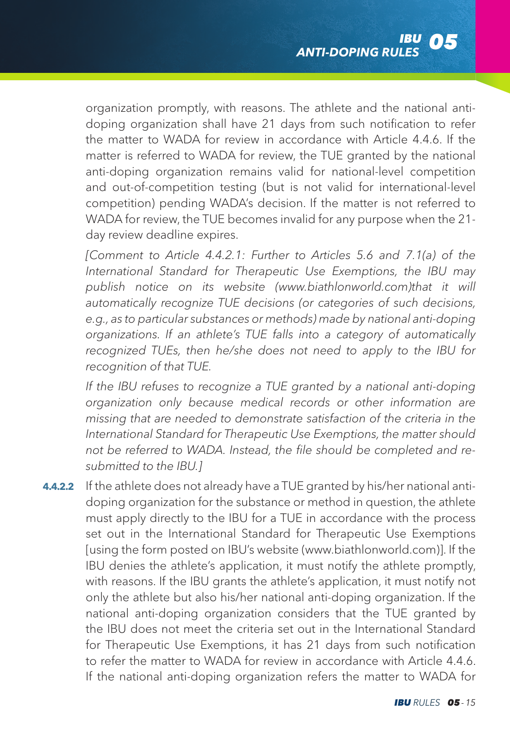organization promptly, with reasons. The athlete and the national anti-doping organization shall have 21 days from such notification to refer the matter to WADA for review in accordance with Article 4.4.6. If the matter is referred to WADA for review, the TUE granted by the national anti-doping organization remains valid for national-level competition and out-of-competition testing (but is not valid for international-level competition) pending WADA's decision. If the matter is not referred to WADA for review, the TUE becomes invalid for any purpose when the 21-day review deadline expires.

*[Comment to Article 4.4.2.1: Further to Articles 5.6 and 7.1(a) of the International Standard for Therapeutic Use Exemptions, the IBU may publish notice on its website (www.biathlonworld.com)that it will automatically recognize TUE decisions (or categories of such decisions, e.g., as to particular substances or methods) made by national anti-doping organizations. If an athlete's TUE falls into a category of automatically recognized TUEs, then he/she does not need to apply to the IBU for recognition of that TUE.*

*If the IBU refuses to recognize a TUE granted by a national anti-doping organization only because medical records or other information are missing that are needed to demonstrate satisfaction of the criteria in the International Standard for Therapeutic Use Exemptions, the matter should not be referred to WADA. Instead, the file should be completed and re-submitted to the IBU.]*

**4.4.2.2** If the athlete does not already have a TUE granted by his/her national anti-doping organization for the substance or method in question, the athlete must apply directly to the IBU for a TUE in accordance with the process set out in the International Standard for Therapeutic Use Exemptions [using the form posted on IBU's website (www.biathlonworld.com)]. If the IBU denies the athlete's application, it must notify the athlete promptly, with reasons. If the IBU grants the athlete's application, it must notify not only the athlete but also his/her national anti-doping organization. If the national anti-doping organization considers that the TUE granted by the IBU does not meet the criteria set out in the International Standard for Therapeutic Use Exemptions, it has 21 days from such notification to refer the matter to WADA for review in accordance with Article 4.4.6. If the national anti-doping organization refers the matter to WADA for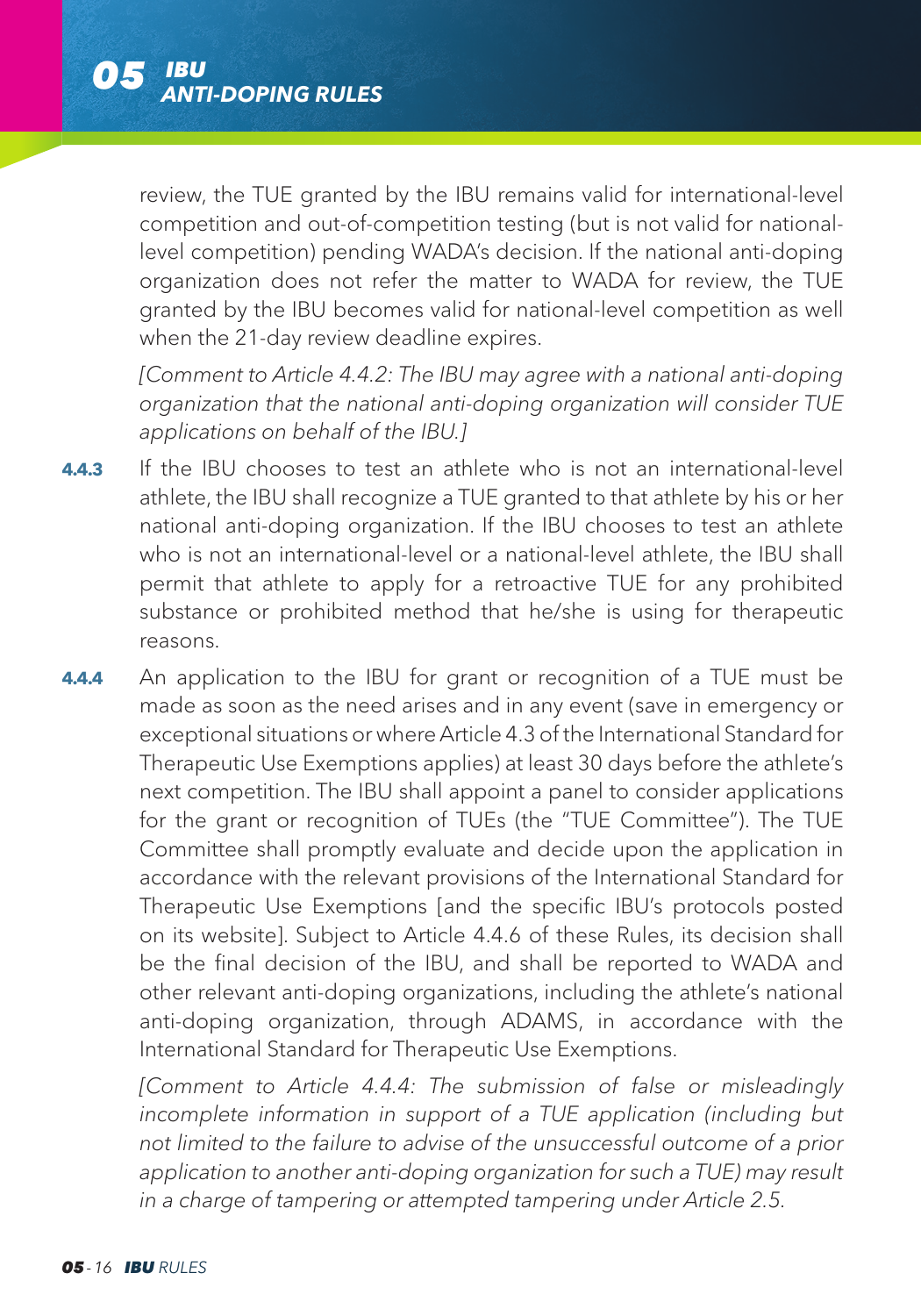review, the TUE granted by the IBU remains valid for international-level competition and out-of-competition testing (but is not valid for national-level competition) pending WADA's decision. If the national anti-doping organization does not refer the matter to WADA for review, the TUE granted by the IBU becomes valid for national-level competition as well when the 21-day review deadline expires.

*[Comment to Article 4.4.2: The IBU may agree with a national anti-doping organization that the national anti-doping organization will consider TUE applications on behalf of the IBU.]*

**4.4.3** If the IBU chooses to test an athlete who is not an international-level athlete, the IBU shall recognize a TUE granted to that athlete by his or her national anti-doping organization. If the IBU chooses to test an athlete who is not an international-level or a national-level athlete, the IBU shall permit that athlete to apply for a retroactive TUE for any prohibited substance or prohibited method that he/she is using for therapeutic reasons.

**4.4.4** An application to the IBU for grant or recognition of a TUE must be made as soon as the need arises and in any event (save in emergency or exceptional situations or where Article 4.3 of the International Standard for Therapeutic Use Exemptions applies) at least 30 days before the athlete's next competition. The IBU shall appoint a panel to consider applications for the grant or recognition of TUEs (the "TUE Committee"). The TUE Committee shall promptly evaluate and decide upon the application in accordance with the relevant provisions of the International Standard for Therapeutic Use Exemptions [and the specific IBU's protocols posted on its website]. Subject to Article 4.4.6 of these Rules, its decision shall be the final decision of the IBU, and shall be reported to WADA and other relevant anti-doping organizations, including the athlete's national anti-doping organization, through ADAMS, in accordance with the International Standard for Therapeutic Use Exemptions.

*[Comment to Article 4.4.4: The submission of false or misleadingly incomplete information in support of a TUE application (including but not limited to the failure to advise of the unsuccessful outcome of a prior application to another anti-doping organization for such a TUE) may result in a charge of tampering or attempted tampering under Article 2.5.*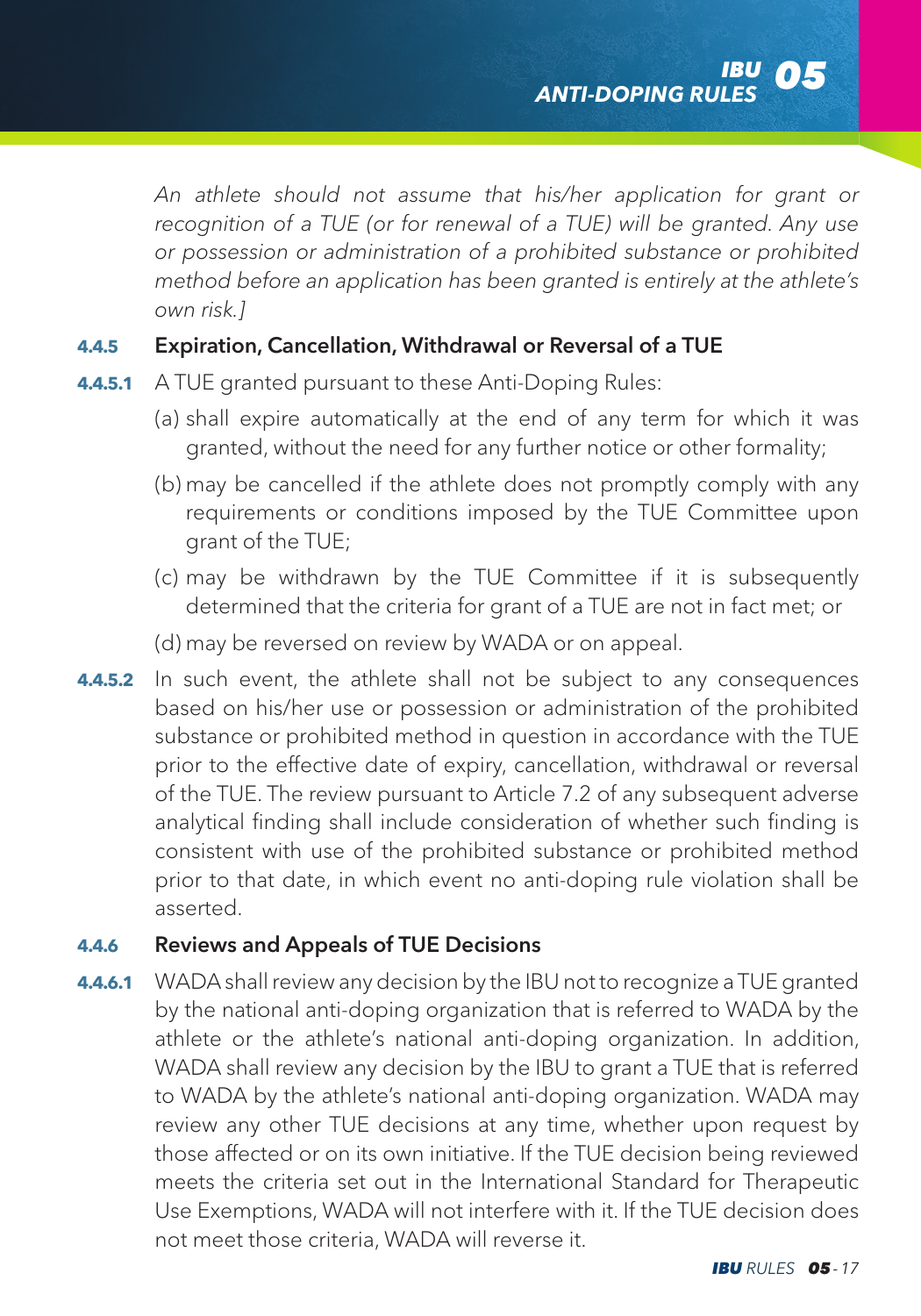*An athlete should not assume that his/her application for grant or recognition of a TUE (or for renewal of a TUE) will be granted. Any use or possession or administration of a prohibited substance or prohibited method before an application has been granted is entirely at the athlete's own risk.]*

### 4.4.5 Expiration, Cancellation, Withdrawal or Reversal of a TUE

**4.4.5.1** A TUE granted pursuant to these Anti-Doping Rules:

(a) shall expire automatically at the end of any term for which it was granted, without the need for any further notice or other formality;

(b) may be cancelled if the athlete does not promptly comply with any requirements or conditions imposed by the TUE Committee upon grant of the TUE;

(c) may be withdrawn by the TUE Committee if it is subsequently determined that the criteria for grant of a TUE are not in fact met; or

(d) may be reversed on review by WADA or on appeal.

**4.4.5.2** In such event, the athlete shall not be subject to any consequences based on his/her use or possession or administration of the prohibited substance or prohibited method in question in accordance with the TUE prior to the effective date of expiry, cancellation, withdrawal or reversal of the TUE. The review pursuant to Article 7.2 of any subsequent adverse analytical finding shall include consideration of whether such finding is consistent with use of the prohibited substance or prohibited method prior to that date, in which event no anti-doping rule violation shall be asserted.

### 4.4.6 Reviews and Appeals of TUE Decisions

**4.4.6.1** WADA shall review any decision by the IBU not to recognize a TUE granted by the national anti-doping organization that is referred to WADA by the athlete or the athlete's national anti-doping organization. In addition, WADA shall review any decision by the IBU to grant a TUE that is referred to WADA by the athlete's national anti-doping organization. WADA may review any other TUE decisions at any time, whether upon request by those affected or on its own initiative. If the TUE decision being reviewed meets the criteria set out in the International Standard for Therapeutic Use Exemptions, WADA will not interfere with it. If the TUE decision does not meet those criteria, WADA will reverse it.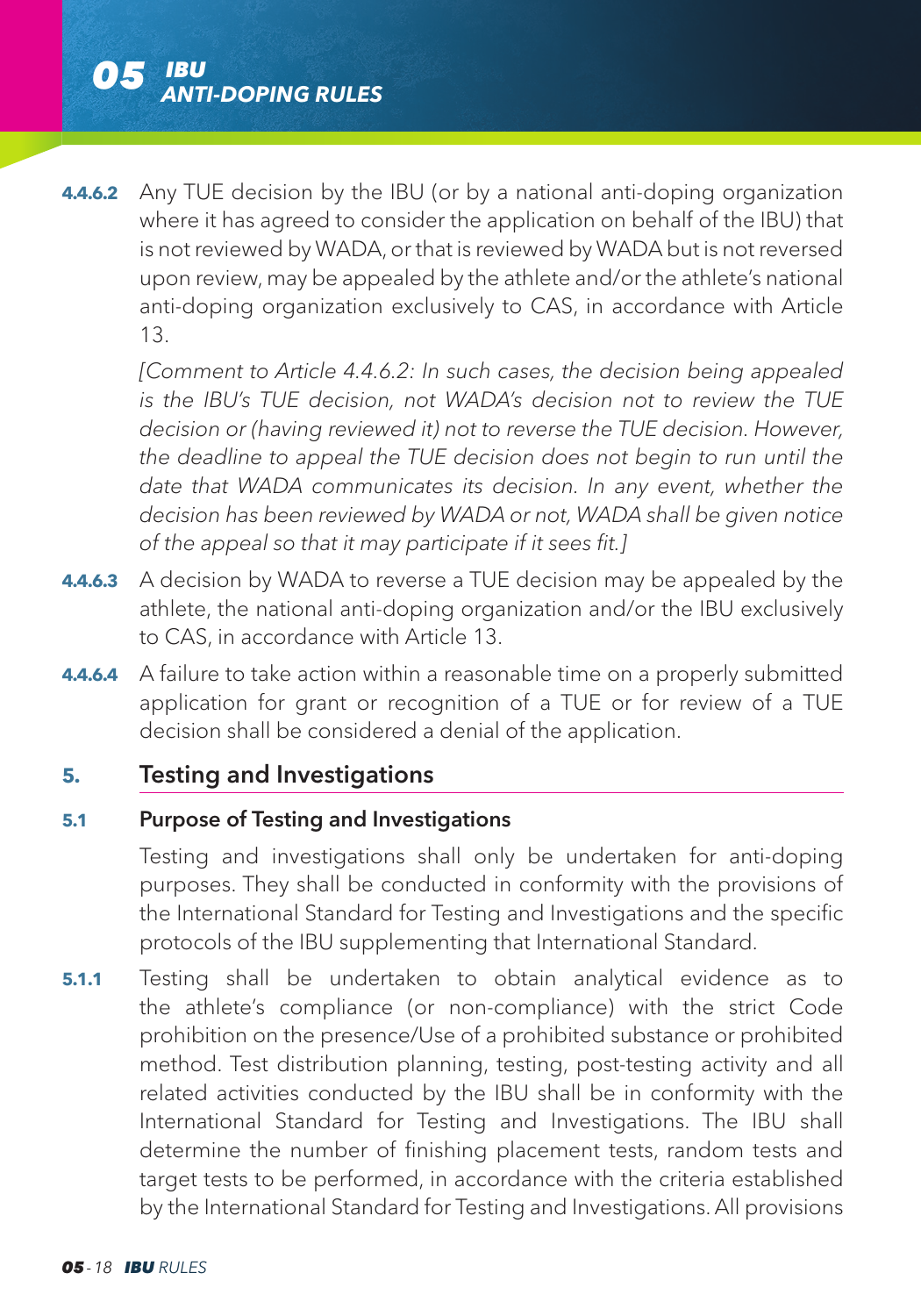**4.4.6.2** Any TUE decision by the IBU (or by a national anti-doping organization where it has agreed to consider the application on behalf of the IBU) that is not reviewed by WADA, or that is reviewed by WADA but is not reversed upon review, may be appealed by the athlete and/or the athlete's national anti-doping organization exclusively to CAS, in accordance with Article 13.

*[Comment to Article 4.4.6.2: In such cases, the decision being appealed is the IBU's TUE decision, not WADA's decision not to review the TUE decision or (having reviewed it) not to reverse the TUE decision. However, the deadline to appeal the TUE decision does not begin to run until the date that WADA communicates its decision. In any event, whether the decision has been reviewed by WADA or not, WADA shall be given notice of the appeal so that it may participate if it sees fit.]*

**4.4.6.3** A decision by WADA to reverse a TUE decision may be appealed by the athlete, the national anti-doping organization and/or the IBU exclusively to CAS, in accordance with Article 13.

**4.4.6.4** A failure to take action within a reasonable time on a properly submitted application for grant or recognition of a TUE or for review of a TUE decision shall be considered a denial of the application.

## 5. Testing and Investigations

### 5.1 Purpose of Testing and Investigations

Testing and investigations shall only be undertaken for anti-doping purposes. They shall be conducted in conformity with the provisions of the International Standard for Testing and Investigations and the specific protocols of the IBU supplementing that International Standard.

**5.1.1** Testing shall be undertaken to obtain analytical evidence as to the athlete's compliance (or non-compliance) with the strict Code prohibition on the presence/Use of a prohibited substance or prohibited method. Test distribution planning, testing, post-testing activity and all related activities conducted by the IBU shall be in conformity with the International Standard for Testing and Investigations. The IBU shall determine the number of finishing placement tests, random tests and target tests to be performed, in accordance with the criteria established by the International Standard for Testing and Investigations. All provisions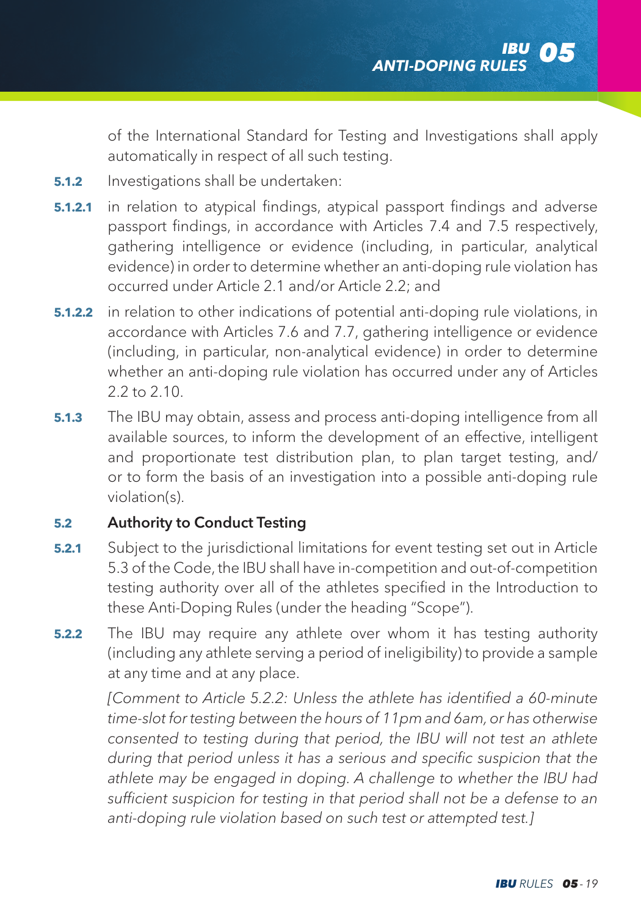of the International Standard for Testing and Investigations shall apply automatically in respect of all such testing.

**5.1.2** Investigations shall be undertaken:

**5.1.2.1** in relation to atypical findings, atypical passport findings and adverse passport findings, in accordance with Articles 7.4 and 7.5 respectively, gathering intelligence or evidence (including, in particular, analytical evidence) in order to determine whether an anti-doping rule violation has occurred under Article 2.1 and/or Article 2.2; and

**5.1.2.2** in relation to other indications of potential anti-doping rule violations, in accordance with Articles 7.6 and 7.7, gathering intelligence or evidence (including, in particular, non-analytical evidence) in order to determine whether an anti-doping rule violation has occurred under any of Articles 2.2 to 2.10.

**5.1.3** The IBU may obtain, assess and process anti-doping intelligence from all available sources, to inform the development of an effective, intelligent and proportionate test distribution plan, to plan target testing, and/or to form the basis of an investigation into a possible anti-doping rule violation(s).

### 5.2 Authority to Conduct Testing

**5.2.1** Subject to the jurisdictional limitations for event testing set out in Article 5.3 of the Code, the IBU shall have in-competition and out-of-competition testing authority over all of the athletes specified in the Introduction to these Anti-Doping Rules (under the heading "Scope").

**5.2.2** The IBU may require any athlete over whom it has testing authority (including any athlete serving a period of ineligibility) to provide a sample at any time and at any place.

*[Comment to Article 5.2.2: Unless the athlete has identified a 60-minute time-slot for testing between the hours of 11pm and 6am, or has otherwise consented to testing during that period, the IBU will not test an athlete during that period unless it has a serious and specific suspicion that the athlete may be engaged in doping. A challenge to whether the IBU had sufficient suspicion for testing in that period shall not be a defense to an anti-doping rule violation based on such test or attempted test.]*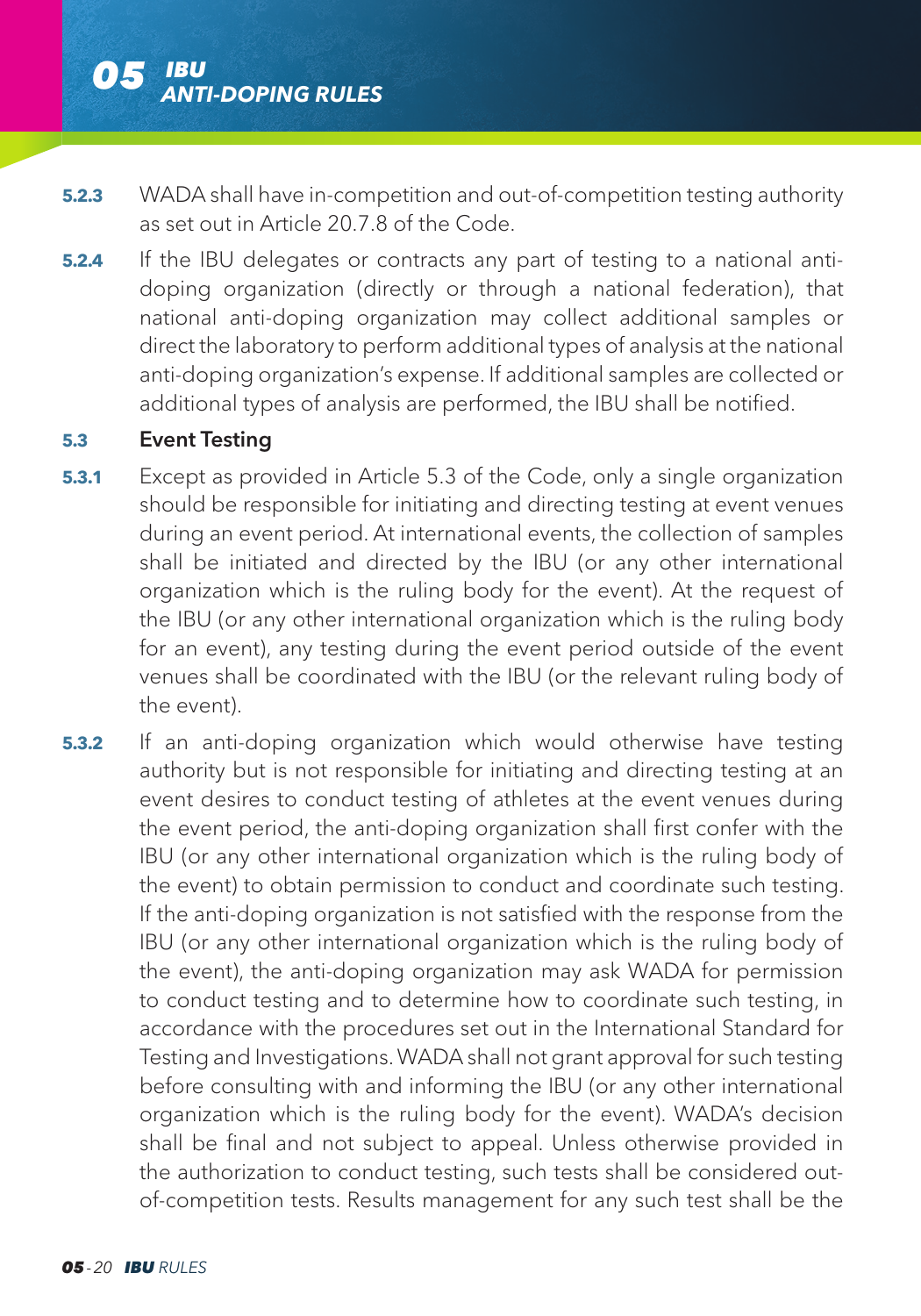**5.2.3** WADA shall have in-competition and out-of-competition testing authority as set out in Article 20.7.8 of the Code.

**5.2.4** If the IBU delegates or contracts any part of testing to a national anti-doping organization (directly or through a national federation), that national anti-doping organization may collect additional samples or direct the laboratory to perform additional types of analysis at the national anti-doping organization's expense. If additional samples are collected or additional types of analysis are performed, the IBU shall be notified.

### 5.3 Event Testing

**5.3.1** Except as provided in Article 5.3 of the Code, only a single organization should be responsible for initiating and directing testing at event venues during an event period. At international events, the collection of samples shall be initiated and directed by the IBU (or any other international organization which is the ruling body for the event). At the request of the IBU (or any other international organization which is the ruling body for an event), any testing during the event period outside of the event venues shall be coordinated with the IBU (or the relevant ruling body of the event).

**5.3.2** If an anti-doping organization which would otherwise have testing authority but is not responsible for initiating and directing testing at an event desires to conduct testing of athletes at the event venues during the event period, the anti-doping organization shall first confer with the IBU (or any other international organization which is the ruling body of the event) to obtain permission to conduct and coordinate such testing. If the anti-doping organization is not satisfied with the response from the IBU (or any other international organization which is the ruling body of the event), the anti-doping organization may ask WADA for permission to conduct testing and to determine how to coordinate such testing, in accordance with the procedures set out in the International Standard for Testing and Investigations. WADA shall not grant approval for such testing before consulting with and informing the IBU (or any other international organization which is the ruling body for the event). WADA's decision shall be final and not subject to appeal. Unless otherwise provided in the authorization to conduct testing, such tests shall be considered out-of-competition tests. Results management for any such test shall be the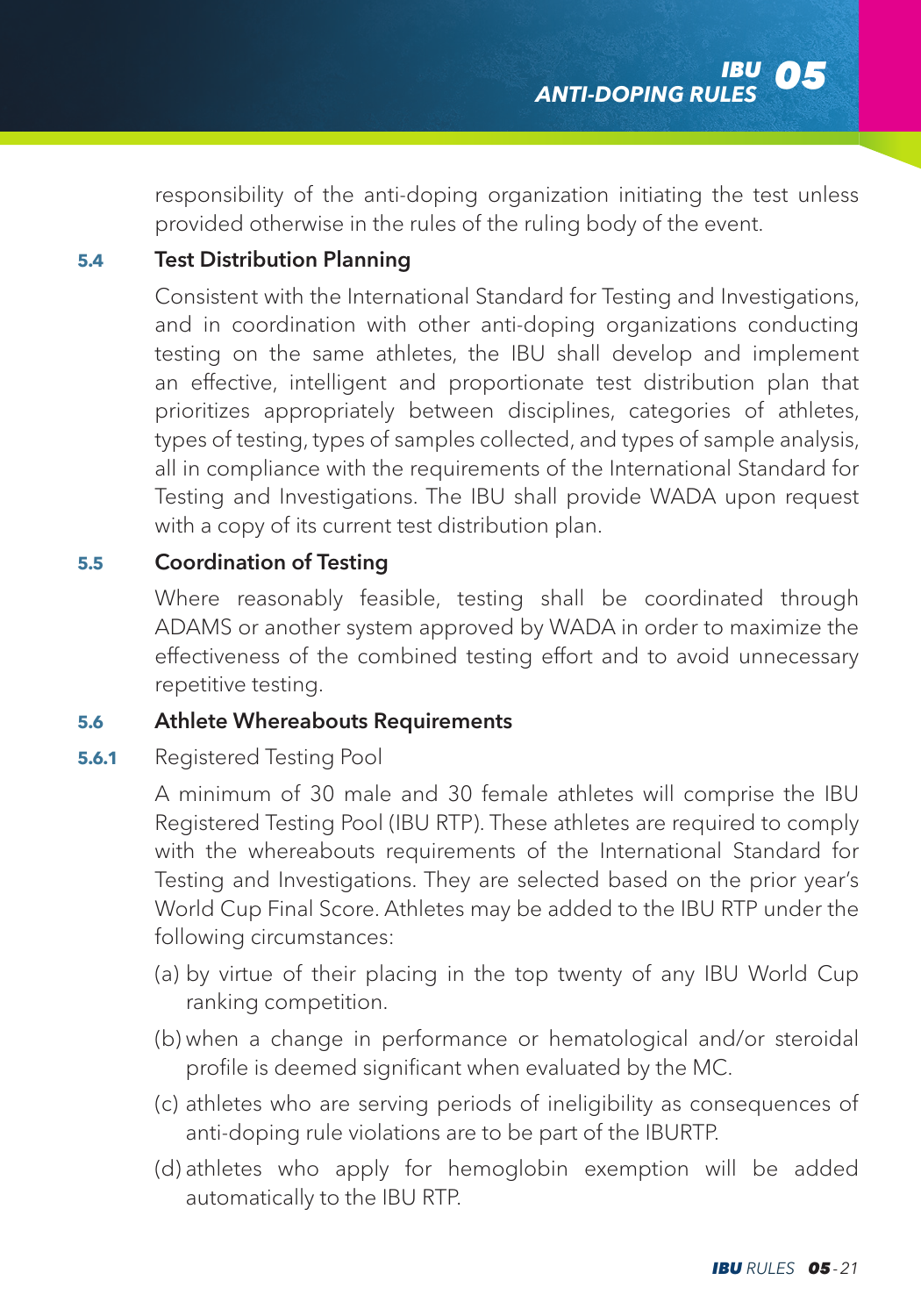responsibility of the anti-doping organization initiating the test unless provided otherwise in the rules of the ruling body of the event.

### 5.4 Test Distribution Planning

Consistent with the International Standard for Testing and Investigations, and in coordination with other anti-doping organizations conducting testing on the same athletes, the IBU shall develop and implement an effective, intelligent and proportionate test distribution plan that prioritizes appropriately between disciplines, categories of athletes, types of testing, types of samples collected, and types of sample analysis, all in compliance with the requirements of the International Standard for Testing and Investigations. The IBU shall provide WADA upon request with a copy of its current test distribution plan.

### 5.5 Coordination of Testing

Where reasonably feasible, testing shall be coordinated through ADAMS or another system approved by WADA in order to maximize the effectiveness of the combined testing effort and to avoid unnecessary repetitive testing.

### 5.6 Athlete Whereabouts Requirements

**5.6.1** Registered Testing Pool

A minimum of 30 male and 30 female athletes will comprise the IBU Registered Testing Pool (IBU RTP). These athletes are required to comply with the whereabouts requirements of the International Standard for Testing and Investigations. They are selected based on the prior year's World Cup Final Score. Athletes may be added to the IBU RTP under the following circumstances:

(a) by virtue of their placing in the top twenty of any IBU World Cup ranking competition.

(b) when a change in performance or hematological and/or steroidal profile is deemed significant when evaluated by the MC.

(c) athletes who are serving periods of ineligibility as consequences of anti-doping rule violations are to be part of the IBURTP.

(d) athletes who apply for hemoglobin exemption will be added automatically to the IBU RTP.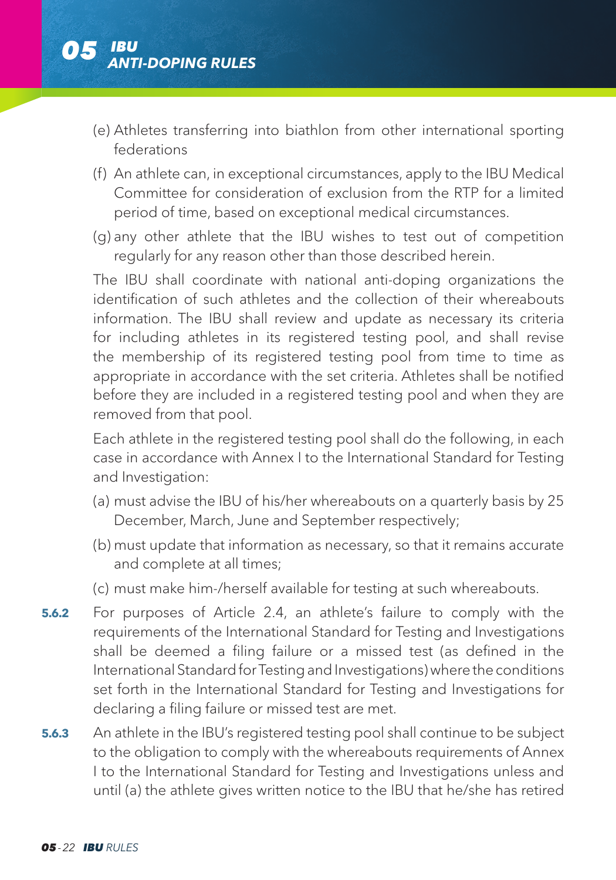(e) Athletes transferring into biathlon from other international sporting federations

(f) An athlete can, in exceptional circumstances, apply to the IBU Medical Committee for consideration of exclusion from the RTP for a limited period of time, based on exceptional medical circumstances.

(g) any other athlete that the IBU wishes to test out of competition regularly for any reason other than those described herein.

The IBU shall coordinate with national anti-doping organizations the identification of such athletes and the collection of their whereabouts information. The IBU shall review and update as necessary its criteria for including athletes in its registered testing pool, and shall revise the membership of its registered testing pool from time to time as appropriate in accordance with the set criteria. Athletes shall be notified before they are included in a registered testing pool and when they are removed from that pool.

Each athlete in the registered testing pool shall do the following, in each case in accordance with Annex I to the International Standard for Testing and Investigation:

(a) must advise the IBU of his/her whereabouts on a quarterly basis by 25 December, March, June and September respectively;

(b) must update that information as necessary, so that it remains accurate and complete at all times;

(c) must make him-/herself available for testing at such whereabouts.

**5.6.2** For purposes of Article 2.4, an athlete's failure to comply with the requirements of the International Standard for Testing and Investigations shall be deemed a filing failure or a missed test (as defined in the International Standard for Testing and Investigations) where the conditions set forth in the International Standard for Testing and Investigations for declaring a filing failure or missed test are met.

**5.6.3** An athlete in the IBU's registered testing pool shall continue to be subject to the obligation to comply with the whereabouts requirements of Annex I to the International Standard for Testing and Investigations unless and until (a) the athlete gives written notice to the IBU that he/she has retired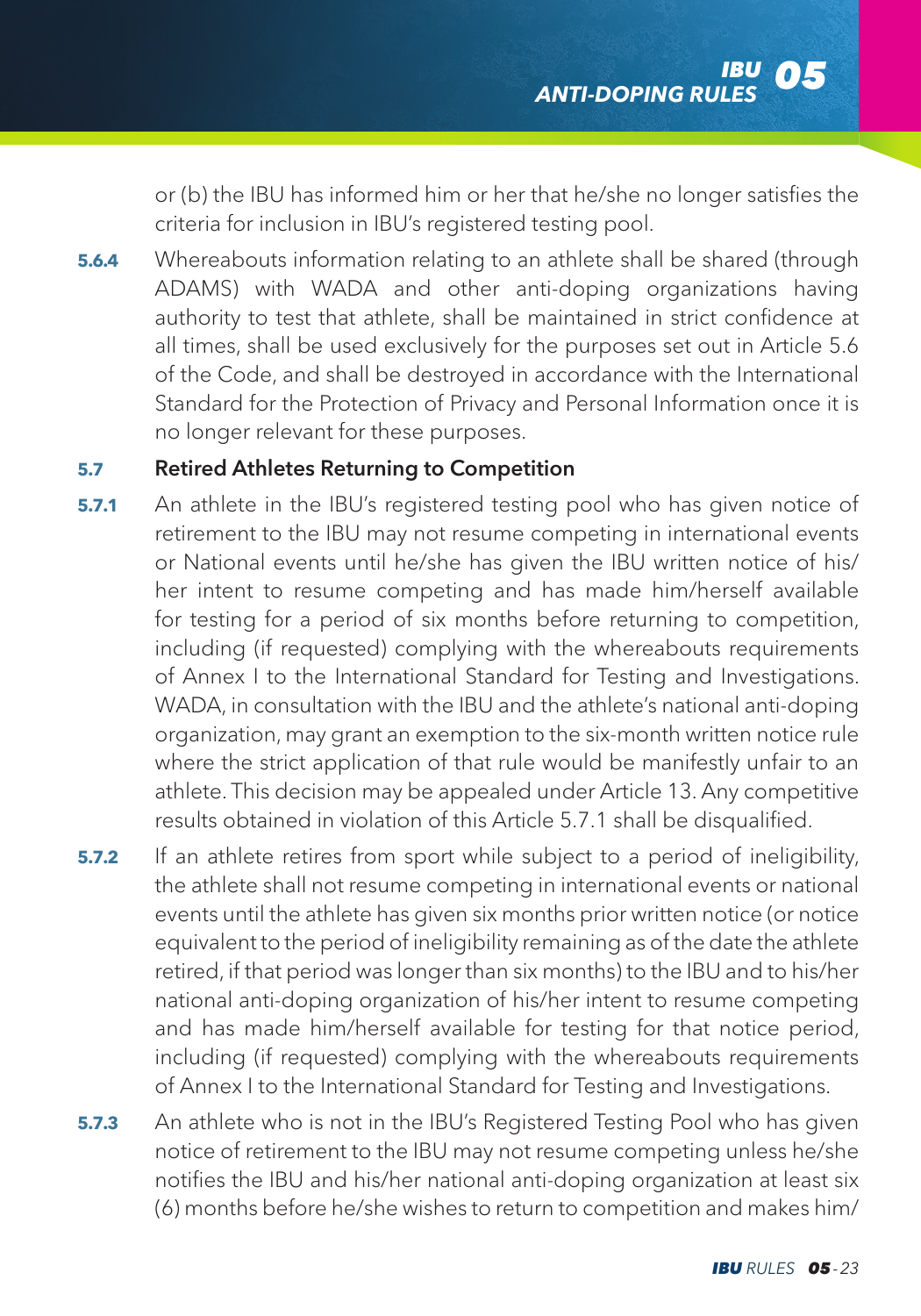or (b) the IBU has informed him or her that he/she no longer satisfies the criteria for inclusion in IBU's registered testing pool.

**5.6.4** Whereabouts information relating to an athlete shall be shared (through ADAMS) with WADA and other anti-doping organizations having authority to test that athlete, shall be maintained in strict confidence at all times, shall be used exclusively for the purposes set out in Article 5.6 of the Code, and shall be destroyed in accordance with the International Standard for the Protection of Privacy and Personal Information once it is no longer relevant for these purposes.

### 5.7 Retired Athletes Returning to Competition

**5.7.1** An athlete in the IBU's registered testing pool who has given notice of retirement to the IBU may not resume competing in international events or National events until he/she has given the IBU written notice of his/her intent to resume competing and has made him/herself available for testing for a period of six months before returning to competition, including (if requested) complying with the whereabouts requirements of Annex I to the International Standard for Testing and Investigations. WADA, in consultation with the IBU and the athlete's national anti-doping organization, may grant an exemption to the six-month written notice rule where the strict application of that rule would be manifestly unfair to an athlete. This decision may be appealed under Article 13. Any competitive results obtained in violation of this Article 5.7.1 shall be disqualified.

**5.7.2** If an athlete retires from sport while subject to a period of ineligibility, the athlete shall not resume competing in international events or national events until the athlete has given six months prior written notice (or notice equivalent to the period of ineligibility remaining as of the date the athlete retired, if that period was longer than six months) to the IBU and to his/her national anti-doping organization of his/her intent to resume competing and has made him/herself available for testing for that notice period, including (if requested) complying with the whereabouts requirements of Annex I to the International Standard for Testing and Investigations.

**5.7.3** An athlete who is not in the IBU's Registered Testing Pool who has given notice of retirement to the IBU may not resume competing unless he/she notifies the IBU and his/her national anti-doping organization at least six (6) months before he/she wishes to return to competition and makes him/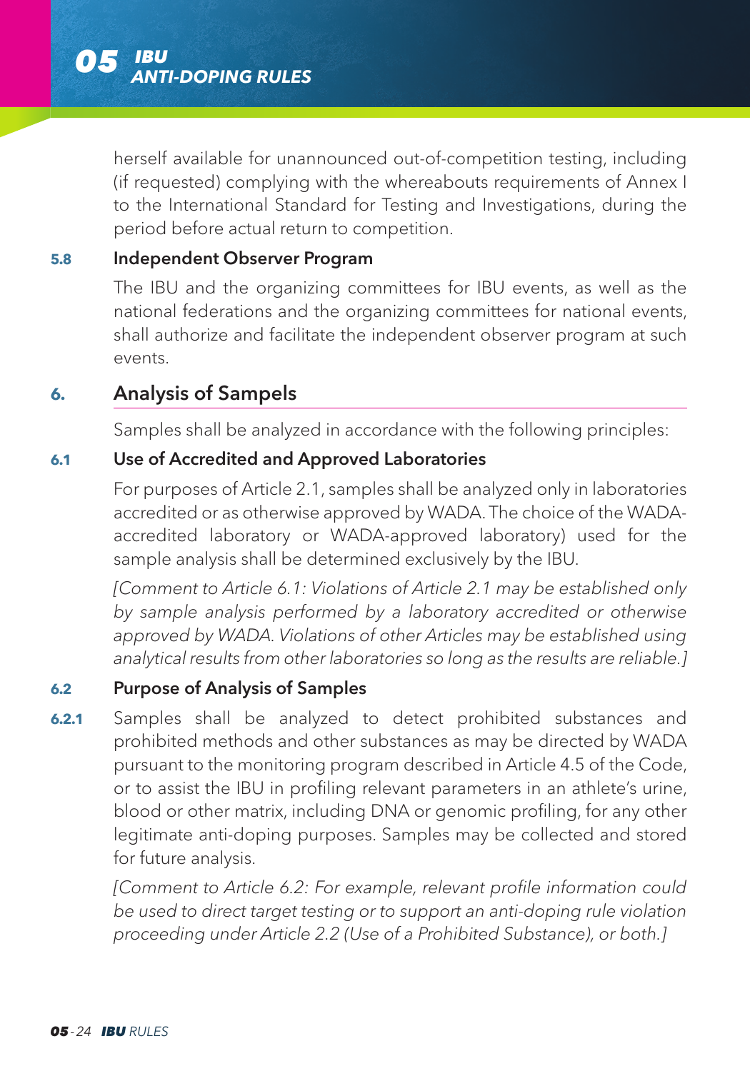herself available for unannounced out-of-competition testing, including (if requested) complying with the whereabouts requirements of Annex I to the International Standard for Testing and Investigations, during the period before actual return to competition.

### 5.8 Independent Observer Program

The IBU and the organizing committees for IBU events, as well as the national federations and the organizing committees for national events, shall authorize and facilitate the independent observer program at such events.

## 6. Analysis of Sampels

Samples shall be analyzed in accordance with the following principles:

### 6.1 Use of Accredited and Approved Laboratories

For purposes of Article 2.1, samples shall be analyzed only in laboratories accredited or as otherwise approved by WADA. The choice of the WADA-accredited laboratory or WADA-approved laboratory) used for the sample analysis shall be determined exclusively by the IBU.

*[Comment to Article 6.1: Violations of Article 2.1 may be established only by sample analysis performed by a laboratory accredited or otherwise approved by WADA. Violations of other Articles may be established using analytical results from other laboratories so long as the results are reliable.]*

### 6.2 Purpose of Analysis of Samples

**6.2.1** Samples shall be analyzed to detect prohibited substances and prohibited methods and other substances as may be directed by WADA pursuant to the monitoring program described in Article 4.5 of the Code, or to assist the IBU in profiling relevant parameters in an athlete's urine, blood or other matrix, including DNA or genomic profiling, for any other legitimate anti-doping purposes. Samples may be collected and stored for future analysis.

*[Comment to Article 6.2: For example, relevant profile information could be used to direct target testing or to support an anti-doping rule violation proceeding under Article 2.2 (Use of a Prohibited Substance), or both.]*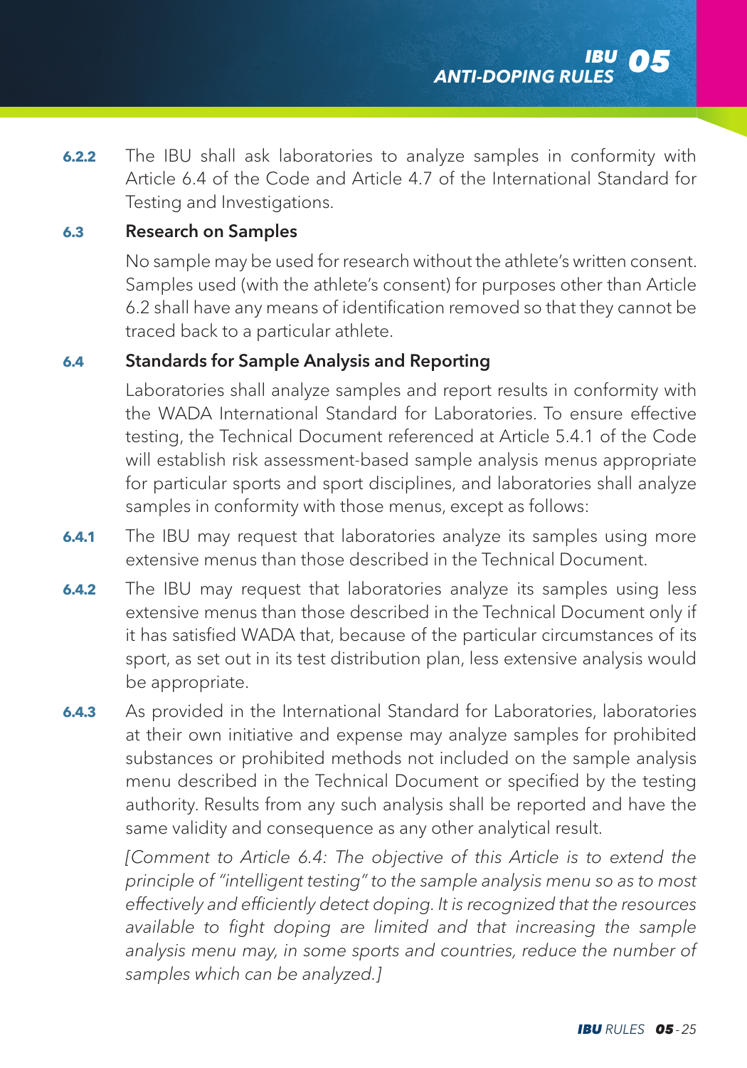**6.2.2** The IBU shall ask laboratories to analyze samples in conformity with Article 6.4 of the Code and Article 4.7 of the International Standard for Testing and Investigations.

### 6.3 Research on Samples

No sample may be used for research without the athlete's written consent. Samples used (with the athlete's consent) for purposes other than Article 6.2 shall have any means of identification removed so that they cannot be traced back to a particular athlete.

### 6.4 Standards for Sample Analysis and Reporting

Laboratories shall analyze samples and report results in conformity with the WADA International Standard for Laboratories. To ensure effective testing, the Technical Document referenced at Article 5.4.1 of the Code will establish risk assessment-based sample analysis menus appropriate for particular sports and sport disciplines, and laboratories shall analyze samples in conformity with those menus, except as follows:

**6.4.1** The IBU may request that laboratories analyze its samples using more extensive menus than those described in the Technical Document.

**6.4.2** The IBU may request that laboratories analyze its samples using less extensive menus than those described in the Technical Document only if it has satisfied WADA that, because of the particular circumstances of its sport, as set out in its test distribution plan, less extensive analysis would be appropriate.

**6.4.3** As provided in the International Standard for Laboratories, laboratories at their own initiative and expense may analyze samples for prohibited substances or prohibited methods not included on the sample analysis menu described in the Technical Document or specified by the testing authority. Results from any such analysis shall be reported and have the same validity and consequence as any other analytical result.

*[Comment to Article 6.4: The objective of this Article is to extend the principle of "intelligent testing" to the sample analysis menu so as to most effectively and efficiently detect doping. It is recognized that the resources available to fight doping are limited and that increasing the sample analysis menu may, in some sports and countries, reduce the number of samples which can be analyzed.]*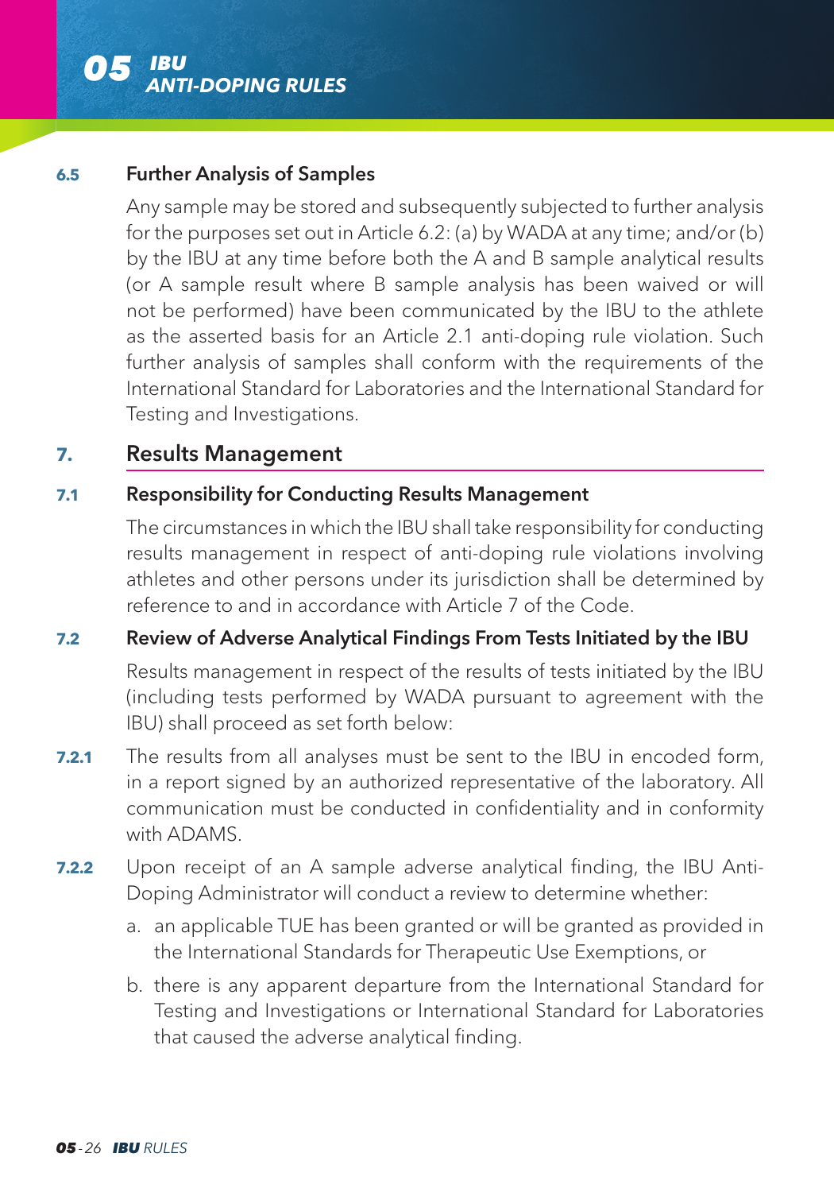### 6.5 Further Analysis of Samples

Any sample may be stored and subsequently subjected to further analysis for the purposes set out in Article 6.2: (a) by WADA at any time; and/or (b) by the IBU at any time before both the A and B sample analytical results (or A sample result where B sample analysis has been waived or will not be performed) have been communicated by the IBU to the athlete as the asserted basis for an Article 2.1 anti-doping rule violation. Such further analysis of samples shall conform with the requirements of the International Standard for Laboratories and the International Standard for Testing and Investigations.

## 7. Results Management

### 7.1 Responsibility for Conducting Results Management

The circumstances in which the IBU shall take responsibility for conducting results management in respect of anti-doping rule violations involving athletes and other persons under its jurisdiction shall be determined by reference to and in accordance with Article 7 of the Code.

### 7.2 Review of Adverse Analytical Findings From Tests Initiated by the IBU

Results management in respect of the results of tests initiated by the IBU (including tests performed by WADA pursuant to agreement with the IBU) shall proceed as set forth below:

**7.2.1** The results from all analyses must be sent to the IBU in encoded form, in a report signed by an authorized representative of the laboratory. All communication must be conducted in confidentiality and in conformity with ADAMS.

**7.2.2** Upon receipt of an A sample adverse analytical finding, the IBU Anti-Doping Administrator will conduct a review to determine whether:

a. an applicable TUE has been granted or will be granted as provided in the International Standards for Therapeutic Use Exemptions, or

b. there is any apparent departure from the International Standard for Testing and Investigations or International Standard for Laboratories that caused the adverse analytical finding.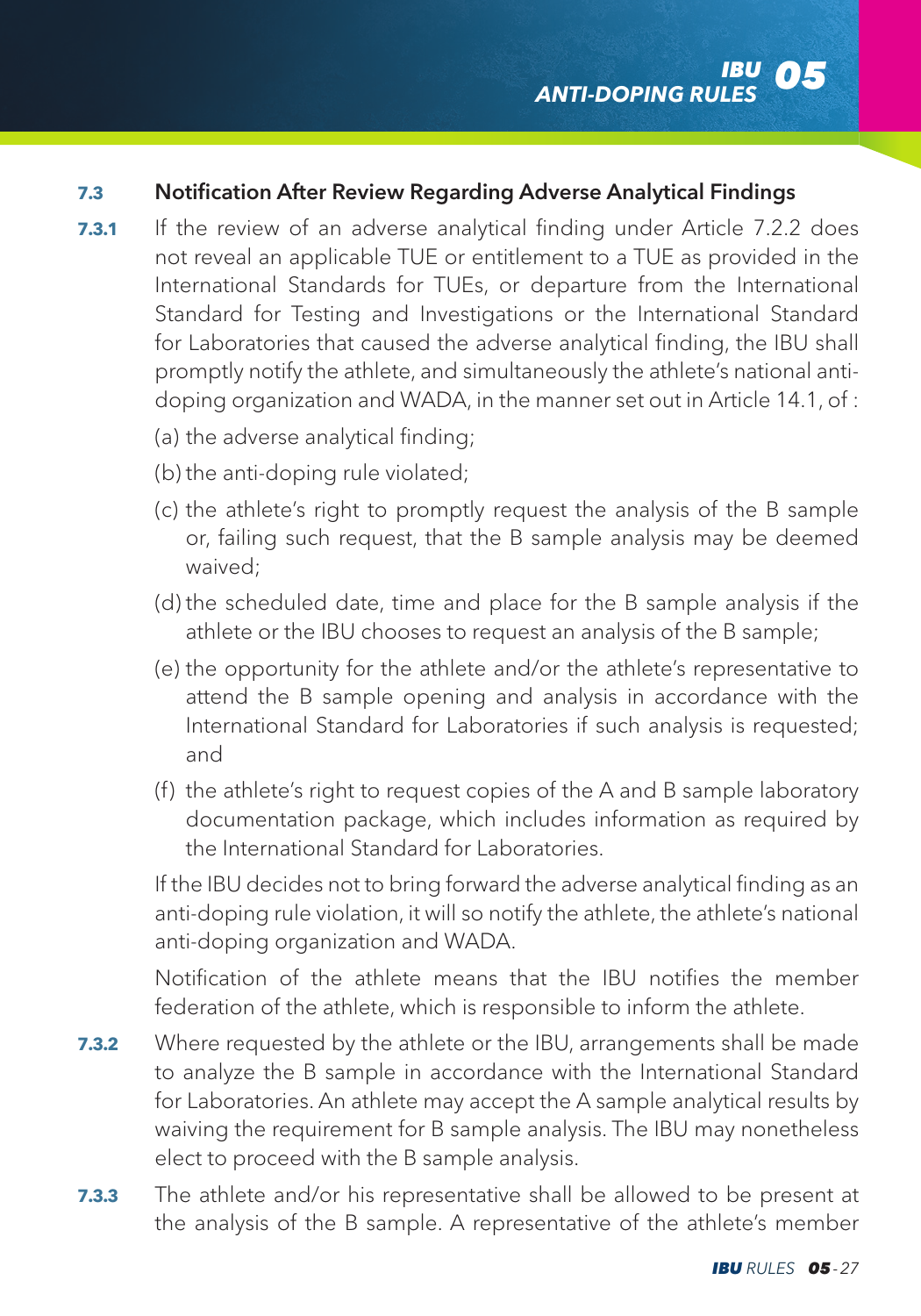### 7.3 Notification After Review Regarding Adverse Analytical Findings

**7.3.1** If the review of an adverse analytical finding under Article 7.2.2 does not reveal an applicable TUE or entitlement to a TUE as provided in the International Standards for TUEs, or departure from the International Standard for Testing and Investigations or the International Standard for Laboratories that caused the adverse analytical finding, the IBU shall promptly notify the athlete, and simultaneously the athlete's national anti-doping organization and WADA, in the manner set out in Article 14.1, of :

(a) the adverse analytical finding;

(b) the anti-doping rule violated;

(c) the athlete's right to promptly request the analysis of the B sample or, failing such request, that the B sample analysis may be deemed waived;

(d) the scheduled date, time and place for the B sample analysis if the athlete or the IBU chooses to request an analysis of the B sample;

(e) the opportunity for the athlete and/or the athlete's representative to attend the B sample opening and analysis in accordance with the International Standard for Laboratories if such analysis is requested; and

(f) the athlete's right to request copies of the A and B sample laboratory documentation package, which includes information as required by the International Standard for Laboratories.

If the IBU decides not to bring forward the adverse analytical finding as an anti-doping rule violation, it will so notify the athlete, the athlete's national anti-doping organization and WADA.

Notification of the athlete means that the IBU notifies the member federation of the athlete, which is responsible to inform the athlete.

**7.3.2** Where requested by the athlete or the IBU, arrangements shall be made to analyze the B sample in accordance with the International Standard for Laboratories. An athlete may accept the A sample analytical results by waiving the requirement for B sample analysis. The IBU may nonetheless elect to proceed with the B sample analysis.

**7.3.3** The athlete and/or his representative shall be allowed to be present at the analysis of the B sample. A representative of the athlete's member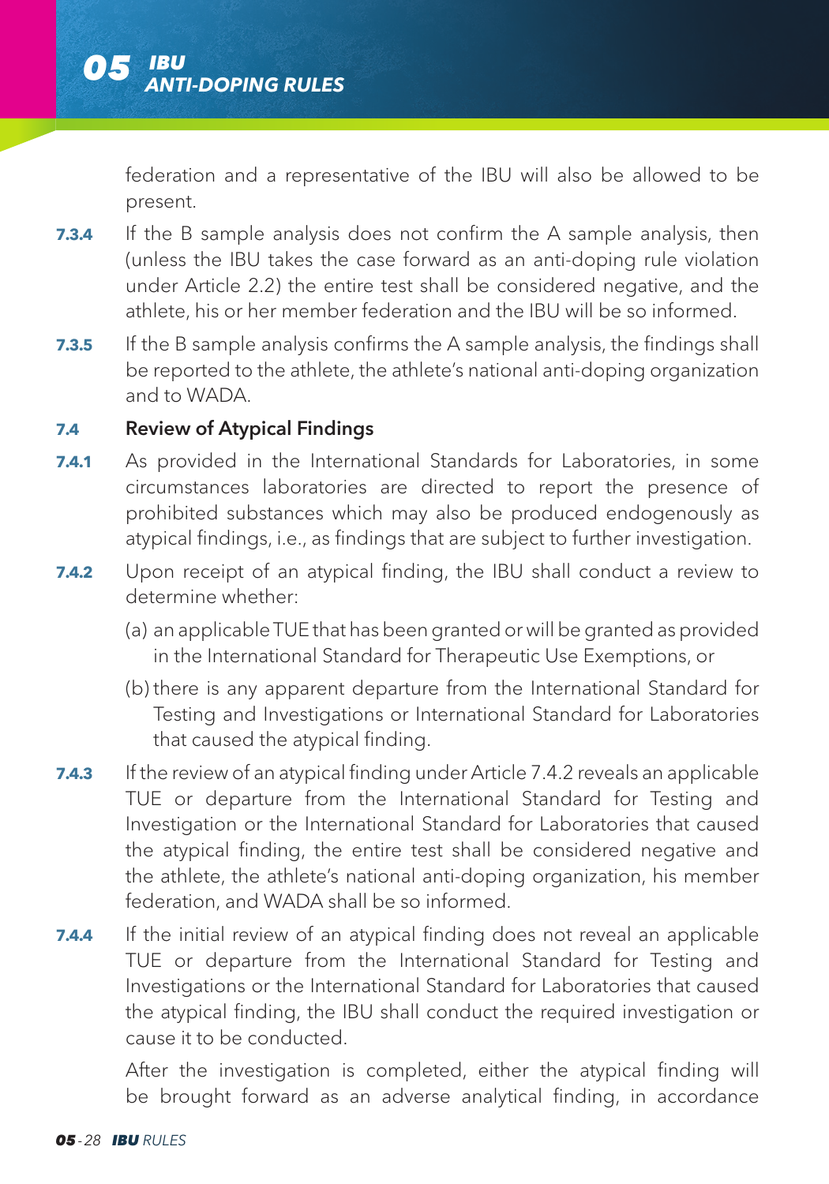federation and a representative of the IBU will also be allowed to be present.

**7.3.4** If the B sample analysis does not confirm the A sample analysis, then (unless the IBU takes the case forward as an anti-doping rule violation under Article 2.2) the entire test shall be considered negative, and the athlete, his or her member federation and the IBU will be so informed.

**7.3.5** If the B sample analysis confirms the A sample analysis, the findings shall be reported to the athlete, the athlete's national anti-doping organization and to WADA.

### 7.4 Review of Atypical Findings

**7.4.1** As provided in the International Standards for Laboratories, in some circumstances laboratories are directed to report the presence of prohibited substances which may also be produced endogenously as atypical findings, i.e., as findings that are subject to further investigation.

**7.4.2** Upon receipt of an atypical finding, the IBU shall conduct a review to determine whether:

(a) an applicable TUE that has been granted or will be granted as provided in the International Standard for Therapeutic Use Exemptions, or

(b) there is any apparent departure from the International Standard for Testing and Investigations or International Standard for Laboratories that caused the atypical finding.

**7.4.3** If the review of an atypical finding under Article 7.4.2 reveals an applicable TUE or departure from the International Standard for Testing and Investigation or the International Standard for Laboratories that caused the atypical finding, the entire test shall be considered negative and the athlete, the athlete's national anti-doping organization, his member federation, and WADA shall be so informed.

**7.4.4** If the initial review of an atypical finding does not reveal an applicable TUE or departure from the International Standard for Testing and Investigations or the International Standard for Laboratories that caused the atypical finding, the IBU shall conduct the required investigation or cause it to be conducted.

After the investigation is completed, either the atypical finding will be brought forward as an adverse analytical finding, in accordance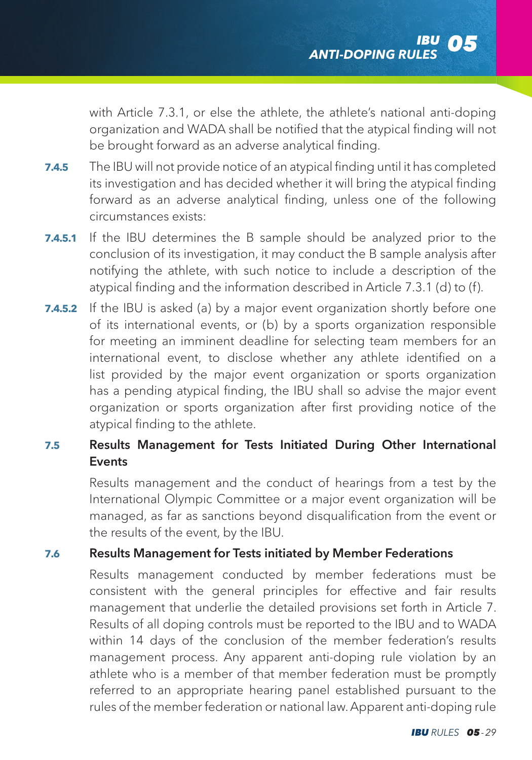with Article 7.3.1, or else the athlete, the athlete's national anti-doping organization and WADA shall be notified that the atypical finding will not be brought forward as an adverse analytical finding.

**7.4.5** The IBU will not provide notice of an atypical finding until it has completed its investigation and has decided whether it will bring the atypical finding forward as an adverse analytical finding, unless one of the following circumstances exists:

**7.4.5.1** If the IBU determines the B sample should be analyzed prior to the conclusion of its investigation, it may conduct the B sample analysis after notifying the athlete, with such notice to include a description of the atypical finding and the information described in Article 7.3.1 (d) to (f).

**7.4.5.2** If the IBU is asked (a) by a major event organization shortly before one of its international events, or (b) by a sports organization responsible for meeting an imminent deadline for selecting team members for an international event, to disclose whether any athlete identified on a list provided by the major event organization or sports organization has a pending atypical finding, the IBU shall so advise the major event organization or sports organization after first providing notice of the atypical finding to the athlete.

## 7.5 Results Management for Tests Initiated During Other International Events

Results management and the conduct of hearings from a test by the International Olympic Committee or a major event organization will be managed, as far as sanctions beyond disqualification from the event or the results of the event, by the IBU.

## 7.6 Results Management for Tests initiated by Member Federations

Results management conducted by member federations must be consistent with the general principles for effective and fair results management that underlie the detailed provisions set forth in Article 7. Results of all doping controls must be reported to the IBU and to WADA within 14 days of the conclusion of the member federation's results management process. Any apparent anti-doping rule violation by an athlete who is a member of that member federation must be promptly referred to an appropriate hearing panel established pursuant to the rules of the member federation or national law. Apparent anti-doping rule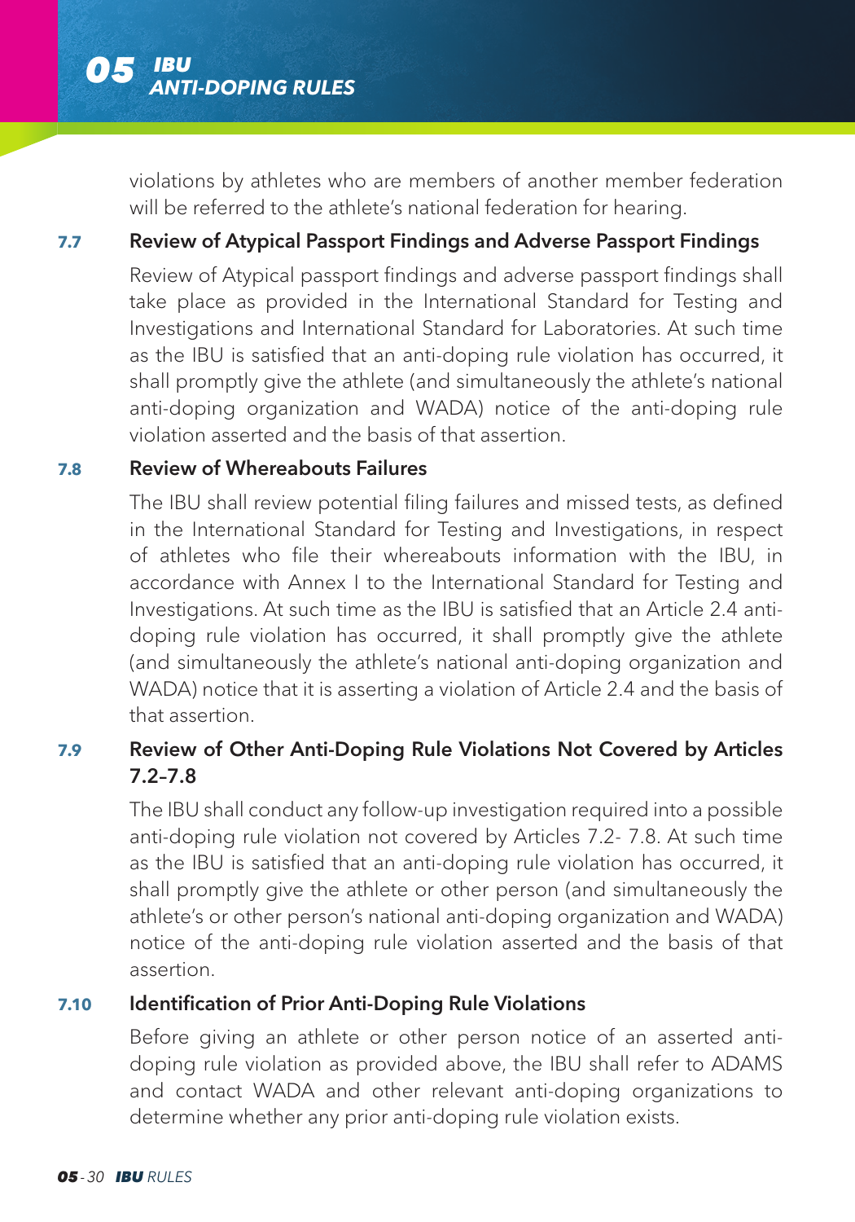violations by athletes who are members of another member federation will be referred to the athlete's national federation for hearing.

### 7.7 Review of Atypical Passport Findings and Adverse Passport Findings

Review of Atypical passport findings and adverse passport findings shall take place as provided in the International Standard for Testing and Investigations and International Standard for Laboratories. At such time as the IBU is satisfied that an anti-doping rule violation has occurred, it shall promptly give the athlete (and simultaneously the athlete's national anti-doping organization and WADA) notice of the anti-doping rule violation asserted and the basis of that assertion.

### 7.8 Review of Whereabouts Failures

The IBU shall review potential filing failures and missed tests, as defined in the International Standard for Testing and Investigations, in respect of athletes who file their whereabouts information with the IBU, in accordance with Annex I to the International Standard for Testing and Investigations. At such time as the IBU is satisfied that an Article 2.4 anti-doping rule violation has occurred, it shall promptly give the athlete (and simultaneously the athlete's national anti-doping organization and WADA) notice that it is asserting a violation of Article 2.4 and the basis of that assertion.

### 7.9 Review of Other Anti-Doping Rule Violations Not Covered by Articles 7.2–7.8

The IBU shall conduct any follow-up investigation required into a possible anti-doping rule violation not covered by Articles 7.2- 7.8. At such time as the IBU is satisfied that an anti-doping rule violation has occurred, it shall promptly give the athlete or other person (and simultaneously the athlete's or other person's national anti-doping organization and WADA) notice of the anti-doping rule violation asserted and the basis of that assertion.

### 7.10 Identification of Prior Anti-Doping Rule Violations

Before giving an athlete or other person notice of an asserted anti-doping rule violation as provided above, the IBU shall refer to ADAMS and contact WADA and other relevant anti-doping organizations to determine whether any prior anti-doping rule violation exists.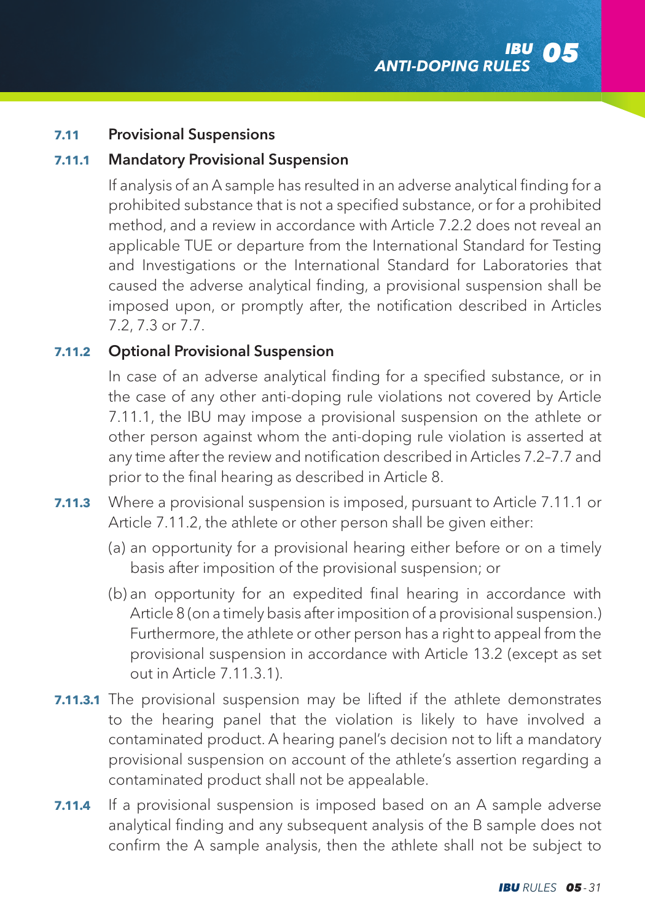### 7.11 Provisional Suspensions

#### 7.11.1 Mandatory Provisional Suspension

If analysis of an A sample has resulted in an adverse analytical finding for a prohibited substance that is not a specified substance, or for a prohibited method, and a review in accordance with Article 7.2.2 does not reveal an applicable TUE or departure from the International Standard for Testing and Investigations or the International Standard for Laboratories that caused the adverse analytical finding, a provisional suspension shall be imposed upon, or promptly after, the notification described in Articles 7.2, 7.3 or 7.7.

#### 7.11.2 Optional Provisional Suspension

In case of an adverse analytical finding for a specified substance, or in the case of any other anti-doping rule violations not covered by Article 7.11.1, the IBU may impose a provisional suspension on the athlete or other person against whom the anti-doping rule violation is asserted at any time after the review and notification described in Articles 7.2–7.7 and prior to the final hearing as described in Article 8.

**7.11.3** Where a provisional suspension is imposed, pursuant to Article 7.11.1 or Article 7.11.2, the athlete or other person shall be given either:

(a) an opportunity for a provisional hearing either before or on a timely basis after imposition of the provisional suspension; or

(b) an opportunity for an expedited final hearing in accordance with Article 8 (on a timely basis after imposition of a provisional suspension.) Furthermore, the athlete or other person has a right to appeal from the provisional suspension in accordance with Article 13.2 (except as set out in Article 7.11.3.1).

**7.11.3.1** The provisional suspension may be lifted if the athlete demonstrates to the hearing panel that the violation is likely to have involved a contaminated product. A hearing panel's decision not to lift a mandatory provisional suspension on account of the athlete's assertion regarding a contaminated product shall not be appealable.

**7.11.4** If a provisional suspension is imposed based on an A sample adverse analytical finding and any subsequent analysis of the B sample does not confirm the A sample analysis, then the athlete shall not be subject to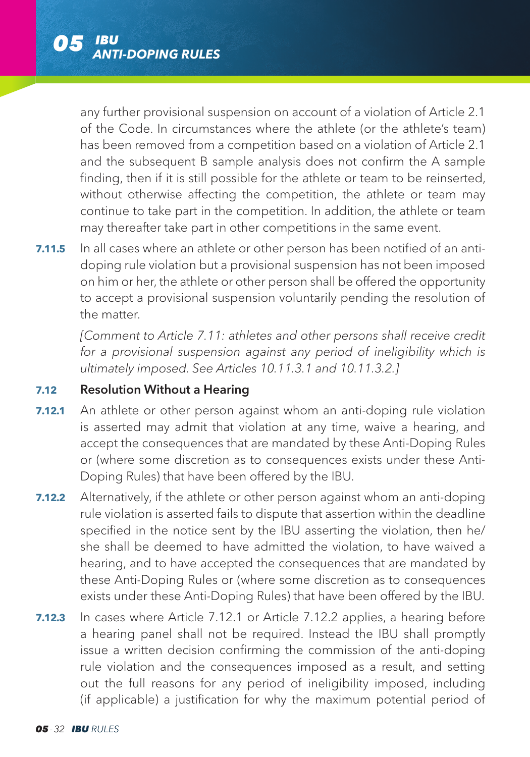any further provisional suspension on account of a violation of Article 2.1 of the Code. In circumstances where the athlete (or the athlete's team) has been removed from a competition based on a violation of Article 2.1 and the subsequent B sample analysis does not confirm the A sample finding, then if it is still possible for the athlete or team to be reinserted, without otherwise affecting the competition, the athlete or team may continue to take part in the competition. In addition, the athlete or team may thereafter take part in other competitions in the same event.

**7.11.5** In all cases where an athlete or other person has been notified of an anti-doping rule violation but a provisional suspension has not been imposed on him or her, the athlete or other person shall be offered the opportunity to accept a provisional suspension voluntarily pending the resolution of the matter.

*[Comment to Article 7.11: athletes and other persons shall receive credit for a provisional suspension against any period of ineligibility which is ultimately imposed. See Articles 10.11.3.1 and 10.11.3.2.]*

**7.12 Resolution Without a Hearing**

**7.12.1** An athlete or other person against whom an anti-doping rule violation is asserted may admit that violation at any time, waive a hearing, and accept the consequences that are mandated by these Anti-Doping Rules or (where some discretion as to consequences exists under these Anti-Doping Rules) that have been offered by the IBU.

**7.12.2** Alternatively, if the athlete or other person against whom an anti-doping rule violation is asserted fails to dispute that assertion within the deadline specified in the notice sent by the IBU asserting the violation, then he/she shall be deemed to have admitted the violation, to have waived a hearing, and to have accepted the consequences that are mandated by these Anti-Doping Rules or (where some discretion as to consequences exists under these Anti-Doping Rules) that have been offered by the IBU.

**7.12.3** In cases where Article 7.12.1 or Article 7.12.2 applies, a hearing before a hearing panel shall not be required. Instead the IBU shall promptly issue a written decision confirming the commission of the anti-doping rule violation and the consequences imposed as a result, and setting out the full reasons for any period of ineligibility imposed, including (if applicable) a justification for why the maximum potential period of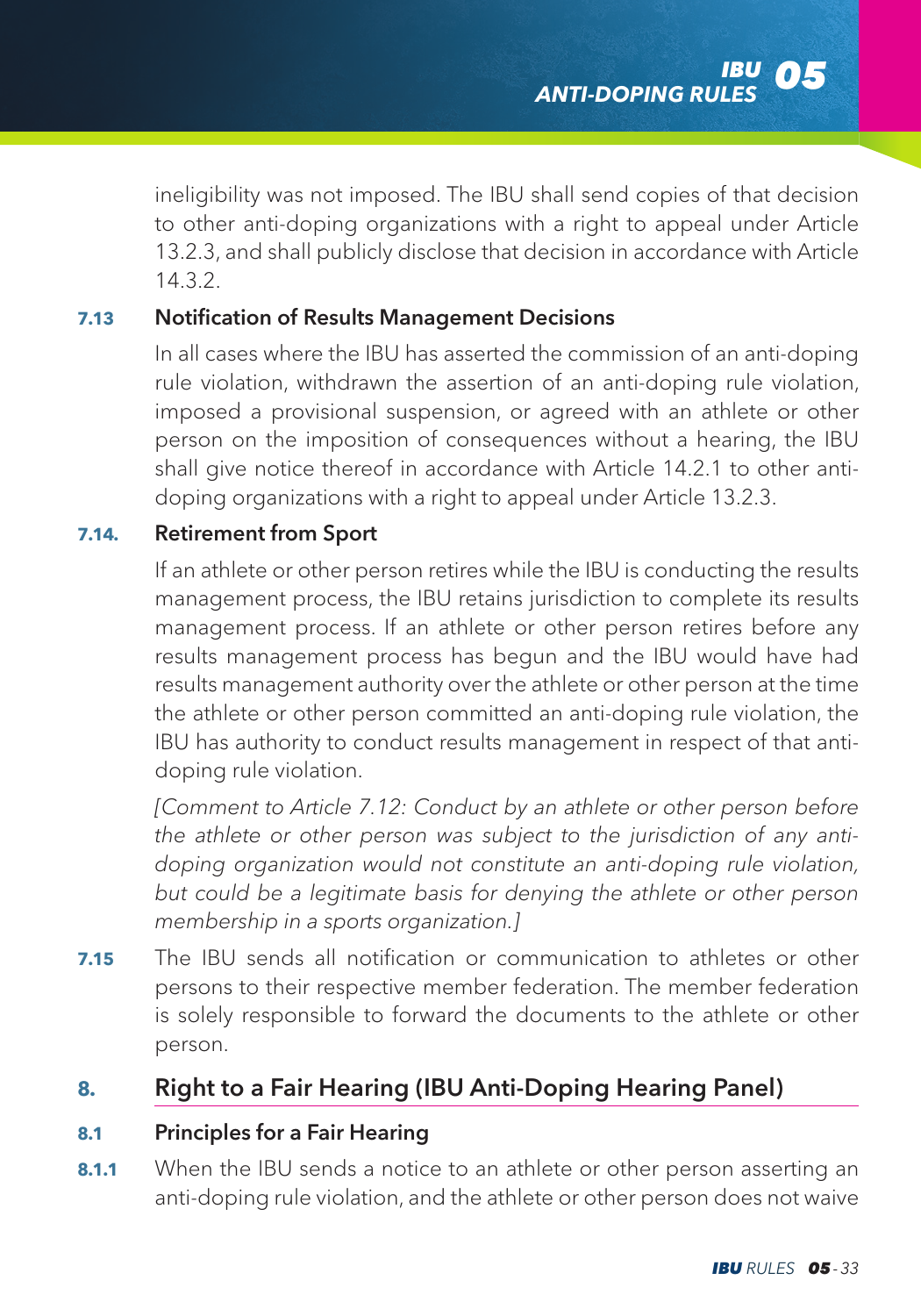ineligibility was not imposed. The IBU shall send copies of that decision to other anti-doping organizations with a right to appeal under Article 13.2.3, and shall publicly disclose that decision in accordance with Article 14.3.2.

### 7.13 Notification of Results Management Decisions

In all cases where the IBU has asserted the commission of an anti-doping rule violation, withdrawn the assertion of an anti-doping rule violation, imposed a provisional suspension, or agreed with an athlete or other person on the imposition of consequences without a hearing, the IBU shall give notice thereof in accordance with Article 14.2.1 to other anti-doping organizations with a right to appeal under Article 13.2.3.

### 7.14. Retirement from Sport

If an athlete or other person retires while the IBU is conducting the results management process, the IBU retains jurisdiction to complete its results management process. If an athlete or other person retires before any results management process has begun and the IBU would have had results management authority over the athlete or other person at the time the athlete or other person committed an anti-doping rule violation, the IBU has authority to conduct results management in respect of that anti-doping rule violation.

*[Comment to Article 7.12: Conduct by an athlete or other person before the athlete or other person was subject to the jurisdiction of any anti-doping organization would not constitute an anti-doping rule violation, but could be a legitimate basis for denying the athlete or other person membership in a sports organization.]*

**7.15** The IBU sends all notification or communication to athletes or other persons to their respective member federation. The member federation is solely responsible to forward the documents to the athlete or other person.

## 8. Right to a Fair Hearing (IBU Anti-Doping Hearing Panel)

### 8.1 Principles for a Fair Hearing

**8.1.1** When the IBU sends a notice to an athlete or other person asserting an anti-doping rule violation, and the athlete or other person does not waive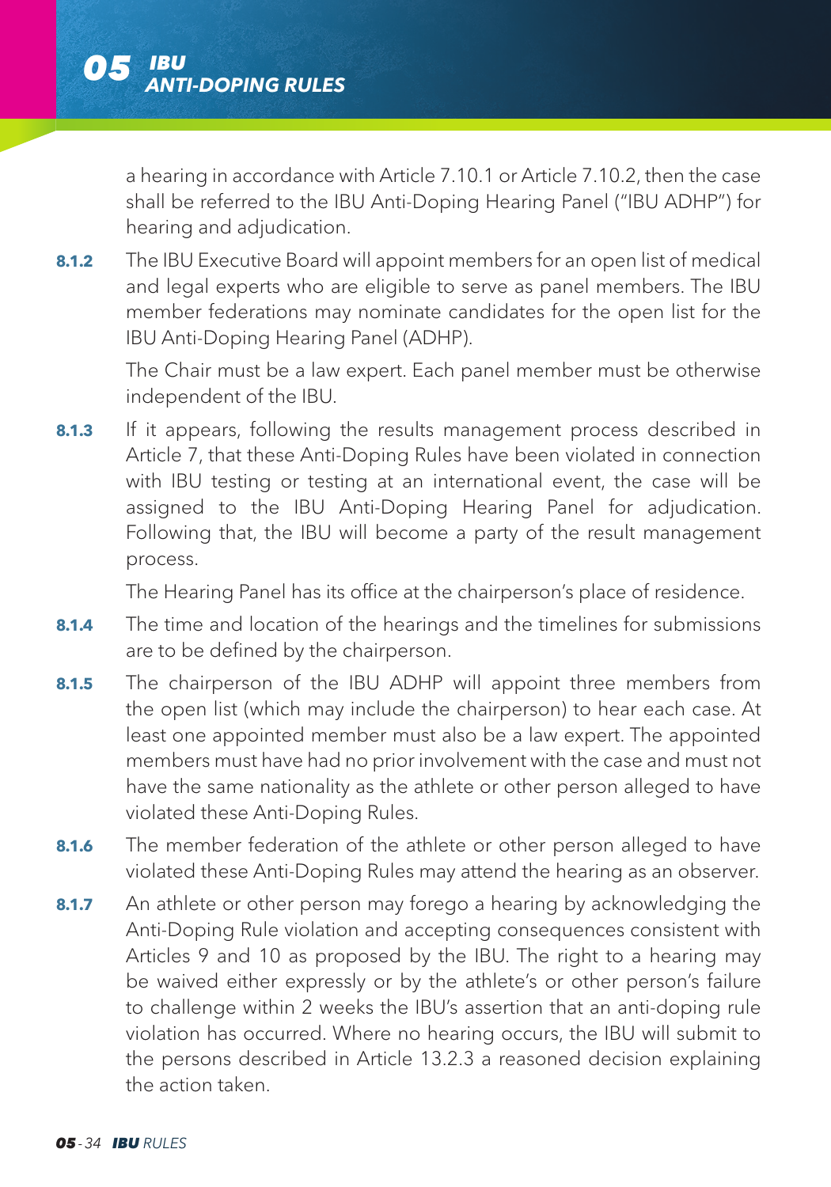a hearing in accordance with Article 7.10.1 or Article 7.10.2, then the case shall be referred to the IBU Anti-Doping Hearing Panel ("IBU ADHP") for hearing and adjudication.

**8.1.2** The IBU Executive Board will appoint members for an open list of medical and legal experts who are eligible to serve as panel members. The IBU member federations may nominate candidates for the open list for the IBU Anti-Doping Hearing Panel (ADHP).

The Chair must be a law expert. Each panel member must be otherwise independent of the IBU.

**8.1.3** If it appears, following the results management process described in Article 7, that these Anti-Doping Rules have been violated in connection with IBU testing or testing at an international event, the case will be assigned to the IBU Anti-Doping Hearing Panel for adjudication. Following that, the IBU will become a party of the result management process.

The Hearing Panel has its office at the chairperson's place of residence.

**8.1.4** The time and location of the hearings and the timelines for submissions are to be defined by the chairperson.

**8.1.5** The chairperson of the IBU ADHP will appoint three members from the open list (which may include the chairperson) to hear each case. At least one appointed member must also be a law expert. The appointed members must have had no prior involvement with the case and must not have the same nationality as the athlete or other person alleged to have violated these Anti-Doping Rules.

**8.1.6** The member federation of the athlete or other person alleged to have violated these Anti-Doping Rules may attend the hearing as an observer.

**8.1.7** An athlete or other person may forego a hearing by acknowledging the Anti-Doping Rule violation and accepting consequences consistent with Articles 9 and 10 as proposed by the IBU. The right to a hearing may be waived either expressly or by the athlete's or other person's failure to challenge within 2 weeks the IBU's assertion that an anti-doping rule violation has occurred. Where no hearing occurs, the IBU will submit to the persons described in Article 13.2.3 a reasoned decision explaining the action taken.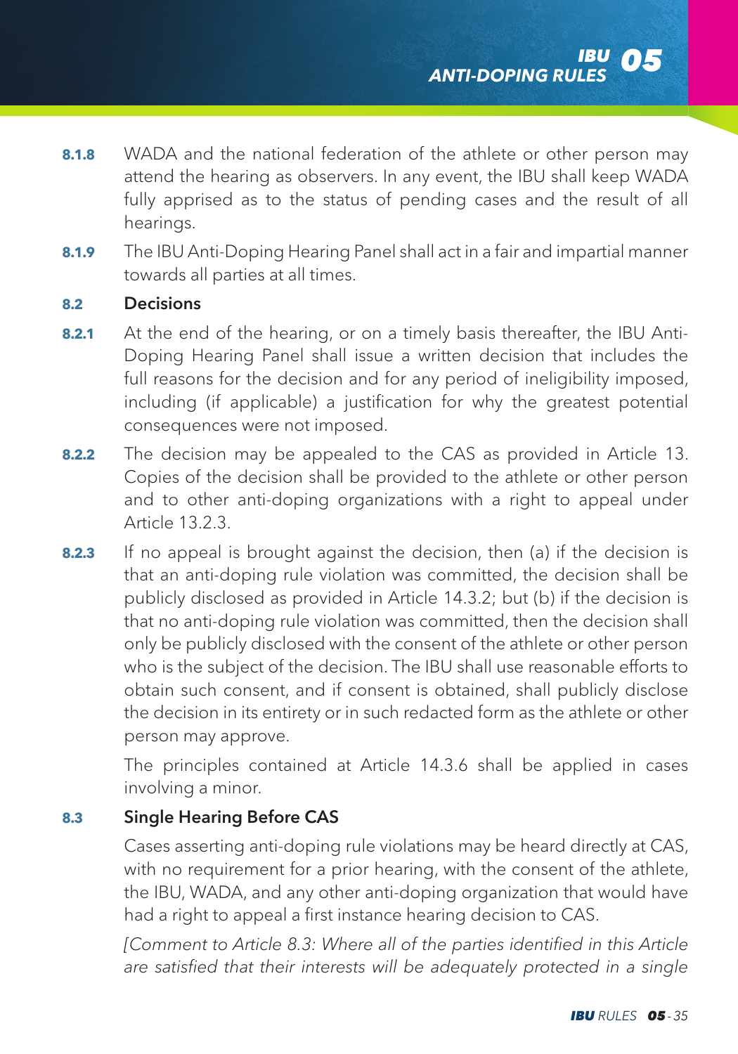**8.1.8** WADA and the national federation of the athlete or other person may attend the hearing as observers. In any event, the IBU shall keep WADA fully apprised as to the status of pending cases and the result of all hearings.

**8.1.9** The IBU Anti-Doping Hearing Panel shall act in a fair and impartial manner towards all parties at all times.

### 8.2 Decisions

**8.2.1** At the end of the hearing, or on a timely basis thereafter, the IBU Anti-Doping Hearing Panel shall issue a written decision that includes the full reasons for the decision and for any period of ineligibility imposed, including (if applicable) a justification for why the greatest potential consequences were not imposed.

**8.2.2** The decision may be appealed to the CAS as provided in Article 13. Copies of the decision shall be provided to the athlete or other person and to other anti-doping organizations with a right to appeal under Article 13.2.3.

**8.2.3** If no appeal is brought against the decision, then (a) if the decision is that an anti-doping rule violation was committed, the decision shall be publicly disclosed as provided in Article 14.3.2; but (b) if the decision is that no anti-doping rule violation was committed, then the decision shall only be publicly disclosed with the consent of the athlete or other person who is the subject of the decision. The IBU shall use reasonable efforts to obtain such consent, and if consent is obtained, shall publicly disclose the decision in its entirety or in such redacted form as the athlete or other person may approve.

The principles contained at Article 14.3.6 shall be applied in cases involving a minor.

### 8.3 Single Hearing Before CAS

Cases asserting anti-doping rule violations may be heard directly at CAS, with no requirement for a prior hearing, with the consent of the athlete, the IBU, WADA, and any other anti-doping organization that would have had a right to appeal a first instance hearing decision to CAS.

*[Comment to Article 8.3: Where all of the parties identified in this Article are satisfied that their interests will be adequately protected in a single*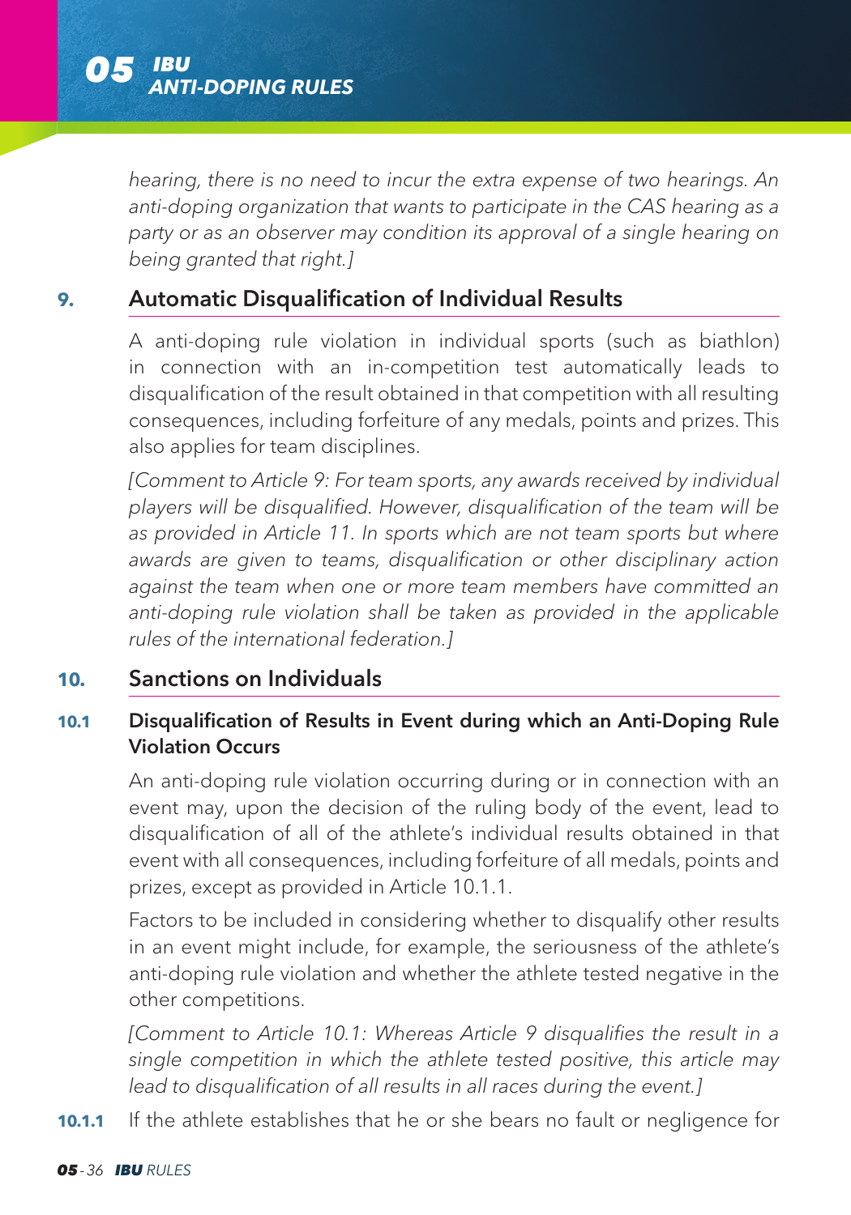*hearing, there is no need to incur the extra expense of two hearings. An anti-doping organization that wants to participate in the CAS hearing as a party or as an observer may condition its approval of a single hearing on being granted that right.]*

## 9. Automatic Disqualification of Individual Results

A anti-doping rule violation in individual sports (such as biathlon) in connection with an in-competition test automatically leads to disqualification of the result obtained in that competition with all resulting consequences, including forfeiture of any medals, points and prizes. This also applies for team disciplines.

*[Comment to Article 9: For team sports, any awards received by individual players will be disqualified. However, disqualification of the team will be as provided in Article 11. In sports which are not team sports but where awards are given to teams, disqualification or other disciplinary action against the team when one or more team members have committed an anti-doping rule violation shall be taken as provided in the applicable rules of the international federation.]*

## 10. Sanctions on Individuals

### 10.1 Disqualification of Results in Event during which an Anti-Doping Rule Violation Occurs

An anti-doping rule violation occurring during or in connection with an event may, upon the decision of the ruling body of the event, lead to disqualification of all of the athlete's individual results obtained in that event with all consequences, including forfeiture of all medals, points and prizes, except as provided in Article 10.1.1.

Factors to be included in considering whether to disqualify other results in an event might include, for example, the seriousness of the athlete's anti-doping rule violation and whether the athlete tested negative in the other competitions.

*[Comment to Article 10.1: Whereas Article 9 disqualifies the result in a single competition in which the athlete tested positive, this article may lead to disqualification of all results in all races during the event.]*

**10.1.1** If the athlete establishes that he or she bears no fault or negligence for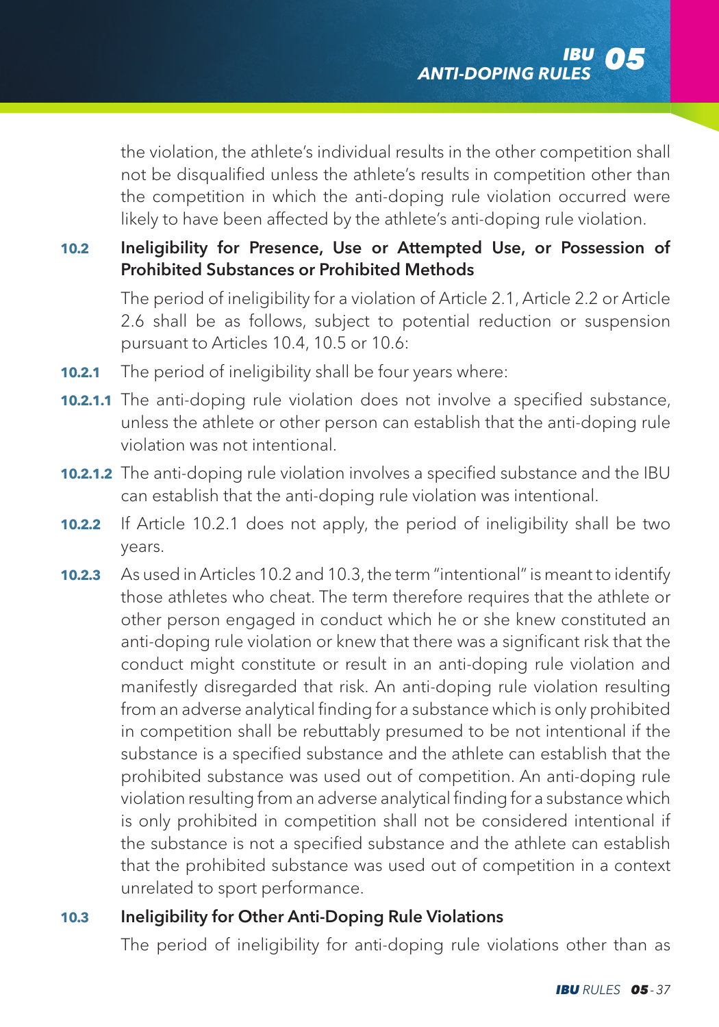the violation, the athlete's individual results in the other competition shall not be disqualified unless the athlete's results in competition other than the competition in which the anti-doping rule violation occurred were likely to have been affected by the athlete's anti-doping rule violation.

### 10.2 Ineligibility for Presence, Use or Attempted Use, or Possession of Prohibited Substances or Prohibited Methods

The period of ineligibility for a violation of Article 2.1, Article 2.2 or Article 2.6 shall be as follows, subject to potential reduction or suspension pursuant to Articles 10.4, 10.5 or 10.6:

**10.2.1** The period of ineligibility shall be four years where:

**10.2.1.1** The anti-doping rule violation does not involve a specified substance, unless the athlete or other person can establish that the anti-doping rule violation was not intentional.

**10.2.1.2** The anti-doping rule violation involves a specified substance and the IBU can establish that the anti-doping rule violation was intentional.

**10.2.2** If Article 10.2.1 does not apply, the period of ineligibility shall be two years.

**10.2.3** As used in Articles 10.2 and 10.3, the term "intentional" is meant to identify those athletes who cheat. The term therefore requires that the athlete or other person engaged in conduct which he or she knew constituted an anti-doping rule violation or knew that there was a significant risk that the conduct might constitute or result in an anti-doping rule violation and manifestly disregarded that risk. An anti-doping rule violation resulting from an adverse analytical finding for a substance which is only prohibited in competition shall be rebuttably presumed to be not intentional if the substance is a specified substance and the athlete can establish that the prohibited substance was used out of competition. An anti-doping rule violation resulting from an adverse analytical finding for a substance which is only prohibited in competition shall not be considered intentional if the substance is not a specified substance and the athlete can establish that the prohibited substance was used out of competition in a context unrelated to sport performance.

### 10.3 Ineligibility for Other Anti-Doping Rule Violations

The period of ineligibility for anti-doping rule violations other than as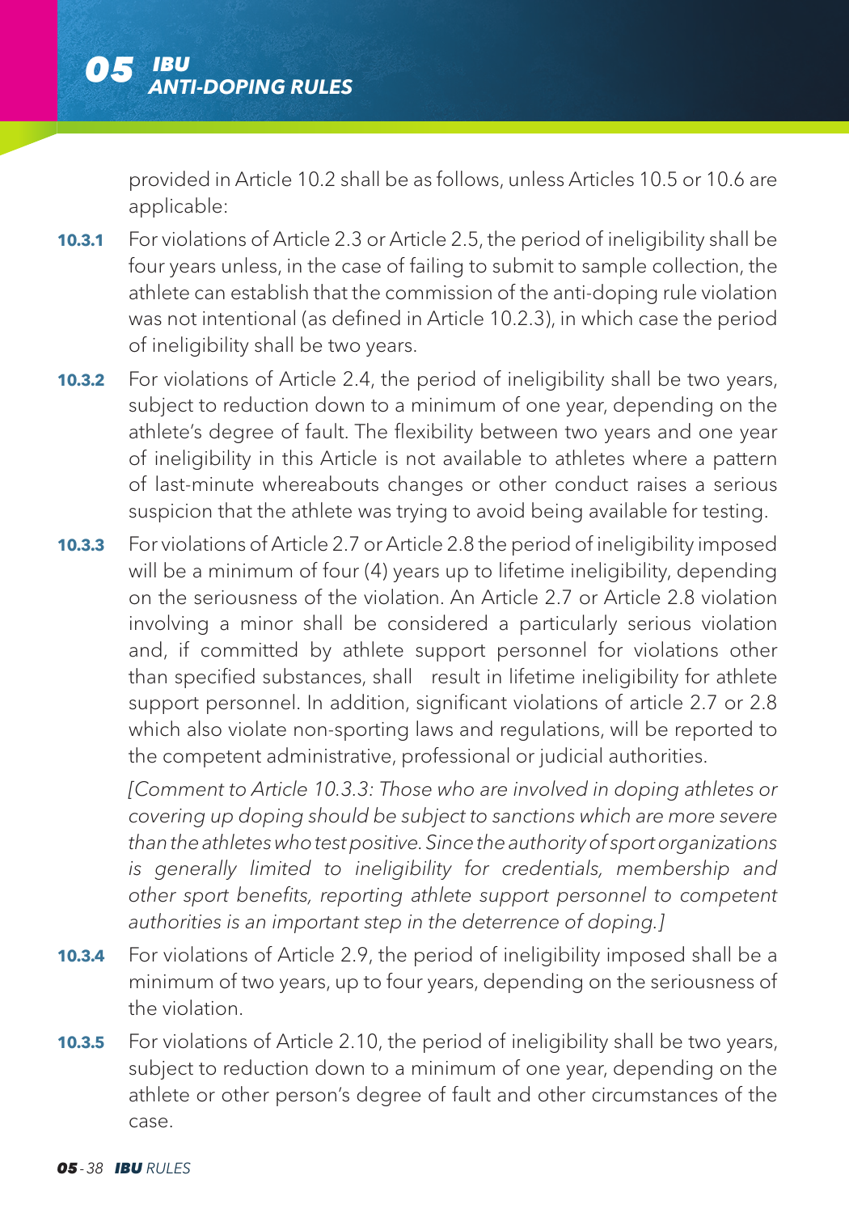provided in Article 10.2 shall be as follows, unless Articles 10.5 or 10.6 are applicable:

**10.3.1** For violations of Article 2.3 or Article 2.5, the period of ineligibility shall be four years unless, in the case of failing to submit to sample collection, the athlete can establish that the commission of the anti-doping rule violation was not intentional (as defined in Article 10.2.3), in which case the period of ineligibility shall be two years.

**10.3.2** For violations of Article 2.4, the period of ineligibility shall be two years, subject to reduction down to a minimum of one year, depending on the athlete's degree of fault. The flexibility between two years and one year of ineligibility in this Article is not available to athletes where a pattern of last-minute whereabouts changes or other conduct raises a serious suspicion that the athlete was trying to avoid being available for testing.

**10.3.3** For violations of Article 2.7 or Article 2.8 the period of ineligibility imposed will be a minimum of four (4) years up to lifetime ineligibility, depending on the seriousness of the violation. An Article 2.7 or Article 2.8 violation involving a minor shall be considered a particularly serious violation and, if committed by athlete support personnel for violations other than specified substances, shall result in lifetime ineligibility for athlete support personnel. In addition, significant violations of article 2.7 or 2.8 which also violate non-sporting laws and regulations, will be reported to the competent administrative, professional or judicial authorities.

*[Comment to Article 10.3.3: Those who are involved in doping athletes or covering up doping should be subject to sanctions which are more severe than the athletes who test positive. Since the authority of sport organizations is generally limited to ineligibility for credentials, membership and other sport benefits, reporting athlete support personnel to competent authorities is an important step in the deterrence of doping.]*

**10.3.4** For violations of Article 2.9, the period of ineligibility imposed shall be a minimum of two years, up to four years, depending on the seriousness of the violation.

**10.3.5** For violations of Article 2.10, the period of ineligibility shall be two years, subject to reduction down to a minimum of one year, depending on the athlete or other person's degree of fault and other circumstances of the case.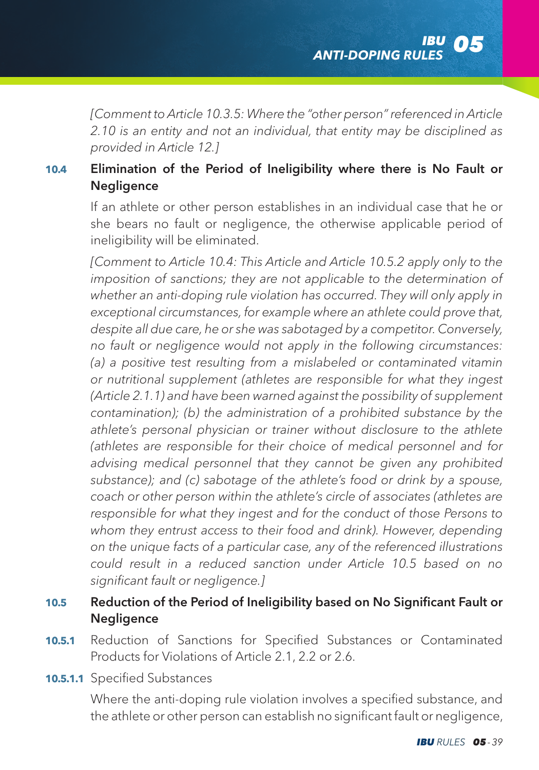*[Comment to Article 10.3.5: Where the "other person" referenced in Article 2.10 is an entity and not an individual, that entity may be disciplined as provided in Article 12.]*

### 10.4 Elimination of the Period of Ineligibility where there is No Fault or Negligence

If an athlete or other person establishes in an individual case that he or she bears no fault or negligence, the otherwise applicable period of ineligibility will be eliminated.

*[Comment to Article 10.4: This Article and Article 10.5.2 apply only to the imposition of sanctions; they are not applicable to the determination of whether an anti-doping rule violation has occurred. They will only apply in exceptional circumstances, for example where an athlete could prove that, despite all due care, he or she was sabotaged by a competitor. Conversely, no fault or negligence would not apply in the following circumstances: (a) a positive test resulting from a mislabeled or contaminated vitamin or nutritional supplement (athletes are responsible for what they ingest (Article 2.1.1) and have been warned against the possibility of supplement contamination); (b) the administration of a prohibited substance by the athlete's personal physician or trainer without disclosure to the athlete (athletes are responsible for their choice of medical personnel and for advising medical personnel that they cannot be given any prohibited substance); and (c) sabotage of the athlete's food or drink by a spouse, coach or other person within the athlete's circle of associates (athletes are responsible for what they ingest and for the conduct of those Persons to whom they entrust access to their food and drink). However, depending on the unique facts of a particular case, any of the referenced illustrations could result in a reduced sanction under Article 10.5 based on no significant fault or negligence.]*

### 10.5 Reduction of the Period of Ineligibility based on No Significant Fault or Negligence

**10.5.1** Reduction of Sanctions for Specified Substances or Contaminated Products for Violations of Article 2.1, 2.2 or 2.6.

**10.5.1.1** Specified Substances

Where the anti-doping rule violation involves a specified substance, and the athlete or other person can establish no significant fault or negligence,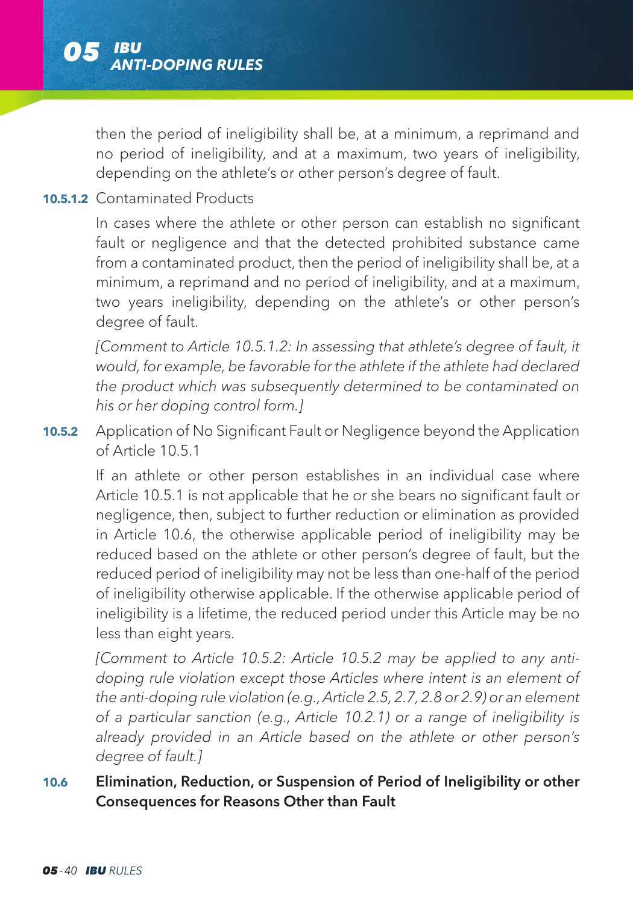then the period of ineligibility shall be, at a minimum, a reprimand and no period of ineligibility, and at a maximum, two years of ineligibility, depending on the athlete's or other person's degree of fault.

**10.5.1.2** Contaminated Products

In cases where the athlete or other person can establish no significant fault or negligence and that the detected prohibited substance came from a contaminated product, then the period of ineligibility shall be, at a minimum, a reprimand and no period of ineligibility, and at a maximum, two years ineligibility, depending on the athlete's or other person's degree of fault.

*[Comment to Article 10.5.1.2: In assessing that athlete's degree of fault, it would, for example, be favorable for the athlete if the athlete had declared the product which was subsequently determined to be contaminated on his or her doping control form.]*

**10.5.2** Application of No Significant Fault or Negligence beyond the Application of Article 10.5.1

If an athlete or other person establishes in an individual case where Article 10.5.1 is not applicable that he or she bears no significant fault or negligence, then, subject to further reduction or elimination as provided in Article 10.6, the otherwise applicable period of ineligibility may be reduced based on the athlete or other person's degree of fault, but the reduced period of ineligibility may not be less than one-half of the period of ineligibility otherwise applicable. If the otherwise applicable period of ineligibility is a lifetime, the reduced period under this Article may be no less than eight years.

*[Comment to Article 10.5.2: Article 10.5.2 may be applied to any anti-doping rule violation except those Articles where intent is an element of the anti-doping rule violation (e.g., Article 2.5, 2.7, 2.8 or 2.9) or an element of a particular sanction (e.g., Article 10.2.1) or a range of ineligibility is already provided in an Article based on the athlete or other person's degree of fault.]*

### 10.6 Elimination, Reduction, or Suspension of Period of Ineligibility or other Consequences for Reasons Other than Fault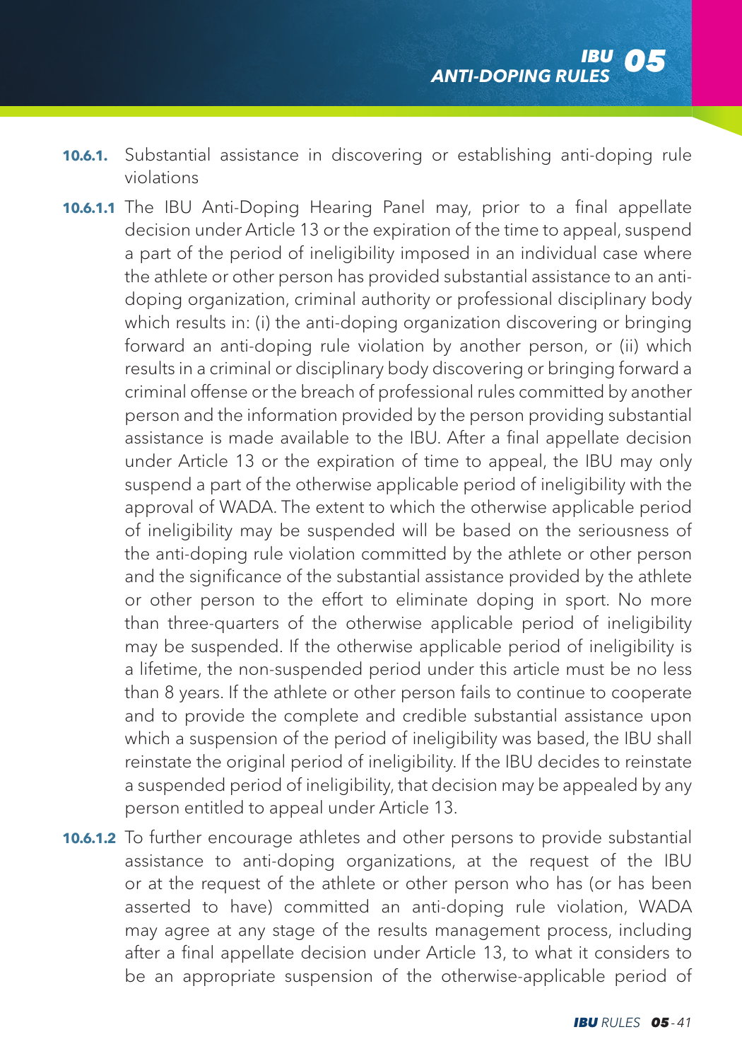**10.6.1.** Substantial assistance in discovering or establishing anti-doping rule violations

**10.6.1.1** The IBU Anti-Doping Hearing Panel may, prior to a final appellate decision under Article 13 or the expiration of the time to appeal, suspend a part of the period of ineligibility imposed in an individual case where the athlete or other person has provided substantial assistance to an anti-doping organization, criminal authority or professional disciplinary body which results in: (i) the anti-doping organization discovering or bringing forward an anti-doping rule violation by another person, or (ii) which results in a criminal or disciplinary body discovering or bringing forward a criminal offense or the breach of professional rules committed by another person and the information provided by the person providing substantial assistance is made available to the IBU. After a final appellate decision under Article 13 or the expiration of time to appeal, the IBU may only suspend a part of the otherwise applicable period of ineligibility with the approval of WADA. The extent to which the otherwise applicable period of ineligibility may be suspended will be based on the seriousness of the anti-doping rule violation committed by the athlete or other person and the significance of the substantial assistance provided by the athlete or other person to the effort to eliminate doping in sport. No more than three-quarters of the otherwise applicable period of ineligibility may be suspended. If the otherwise applicable period of ineligibility is a lifetime, the non-suspended period under this article must be no less than 8 years. If the athlete or other person fails to continue to cooperate and to provide the complete and credible substantial assistance upon which a suspension of the period of ineligibility was based, the IBU shall reinstate the original period of ineligibility. If the IBU decides to reinstate a suspended period of ineligibility, that decision may be appealed by any person entitled to appeal under Article 13.

**10.6.1.2** To further encourage athletes and other persons to provide substantial assistance to anti-doping organizations, at the request of the IBU or at the request of the athlete or other person who has (or has been asserted to have) committed an anti-doping rule violation, WADA may agree at any stage of the results management process, including after a final appellate decision under Article 13, to what it considers to be an appropriate suspension of the otherwise-applicable period of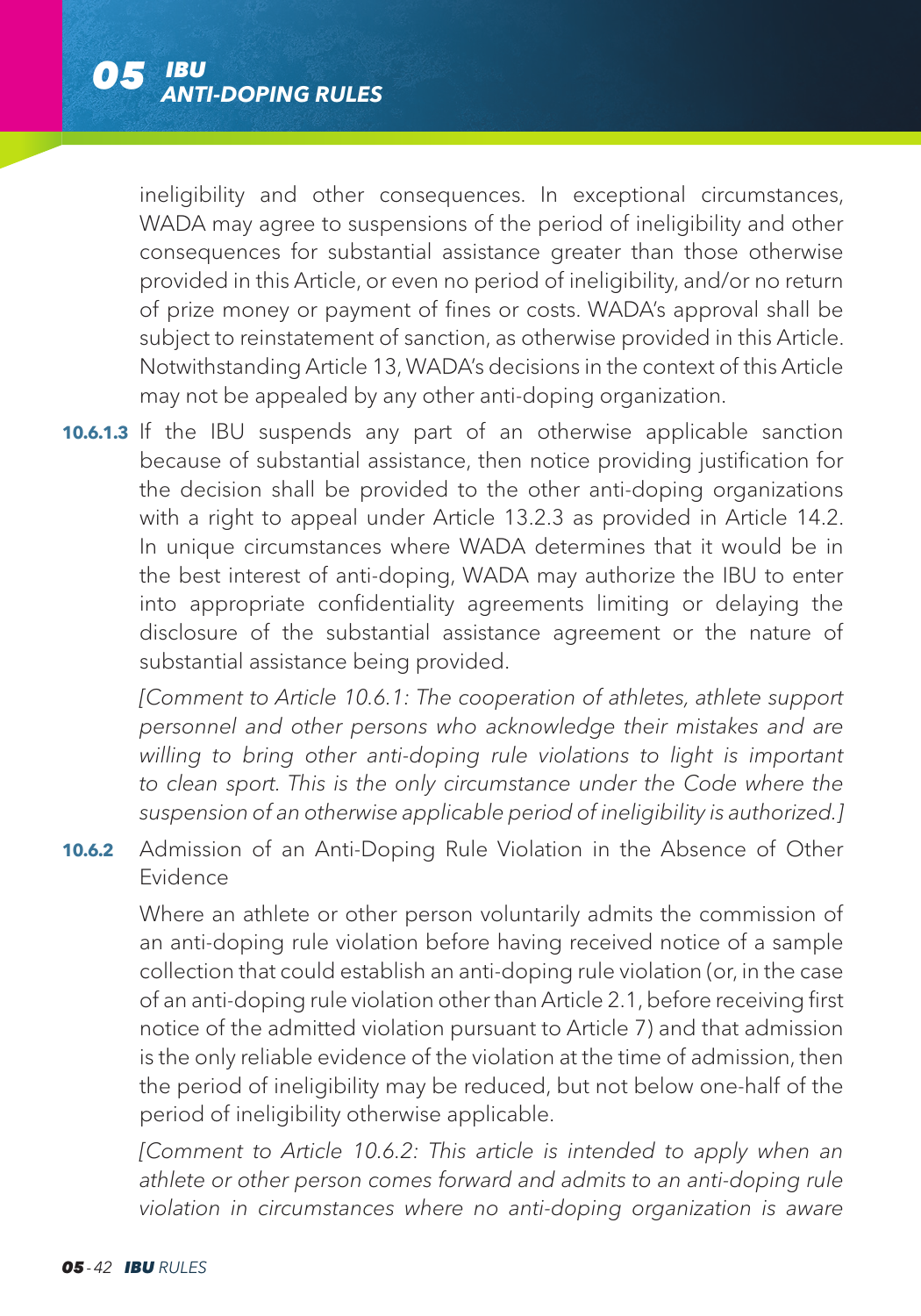ineligibility and other consequences. In exceptional circumstances, WADA may agree to suspensions of the period of ineligibility and other consequences for substantial assistance greater than those otherwise provided in this Article, or even no period of ineligibility, and/or no return of prize money or payment of fines or costs. WADA's approval shall be subject to reinstatement of sanction, as otherwise provided in this Article. Notwithstanding Article 13, WADA's decisions in the context of this Article may not be appealed by any other anti-doping organization.

**10.6.1.3** If the IBU suspends any part of an otherwise applicable sanction because of substantial assistance, then notice providing justification for the decision shall be provided to the other anti-doping organizations with a right to appeal under Article 13.2.3 as provided in Article 14.2. In unique circumstances where WADA determines that it would be in the best interest of anti-doping, WADA may authorize the IBU to enter into appropriate confidentiality agreements limiting or delaying the disclosure of the substantial assistance agreement or the nature of substantial assistance being provided.

*[Comment to Article 10.6.1: The cooperation of athletes, athlete support personnel and other persons who acknowledge their mistakes and are willing to bring other anti-doping rule violations to light is important to clean sport. This is the only circumstance under the Code where the suspension of an otherwise applicable period of ineligibility is authorized.]*

**10.6.2** Admission of an Anti-Doping Rule Violation in the Absence of Other Evidence

Where an athlete or other person voluntarily admits the commission of an anti-doping rule violation before having received notice of a sample collection that could establish an anti-doping rule violation (or, in the case of an anti-doping rule violation other than Article 2.1, before receiving first notice of the admitted violation pursuant to Article 7) and that admission is the only reliable evidence of the violation at the time of admission, then the period of ineligibility may be reduced, but not below one-half of the period of ineligibility otherwise applicable.

*[Comment to Article 10.6.2: This article is intended to apply when an athlete or other person comes forward and admits to an anti-doping rule violation in circumstances where no anti-doping organization is aware*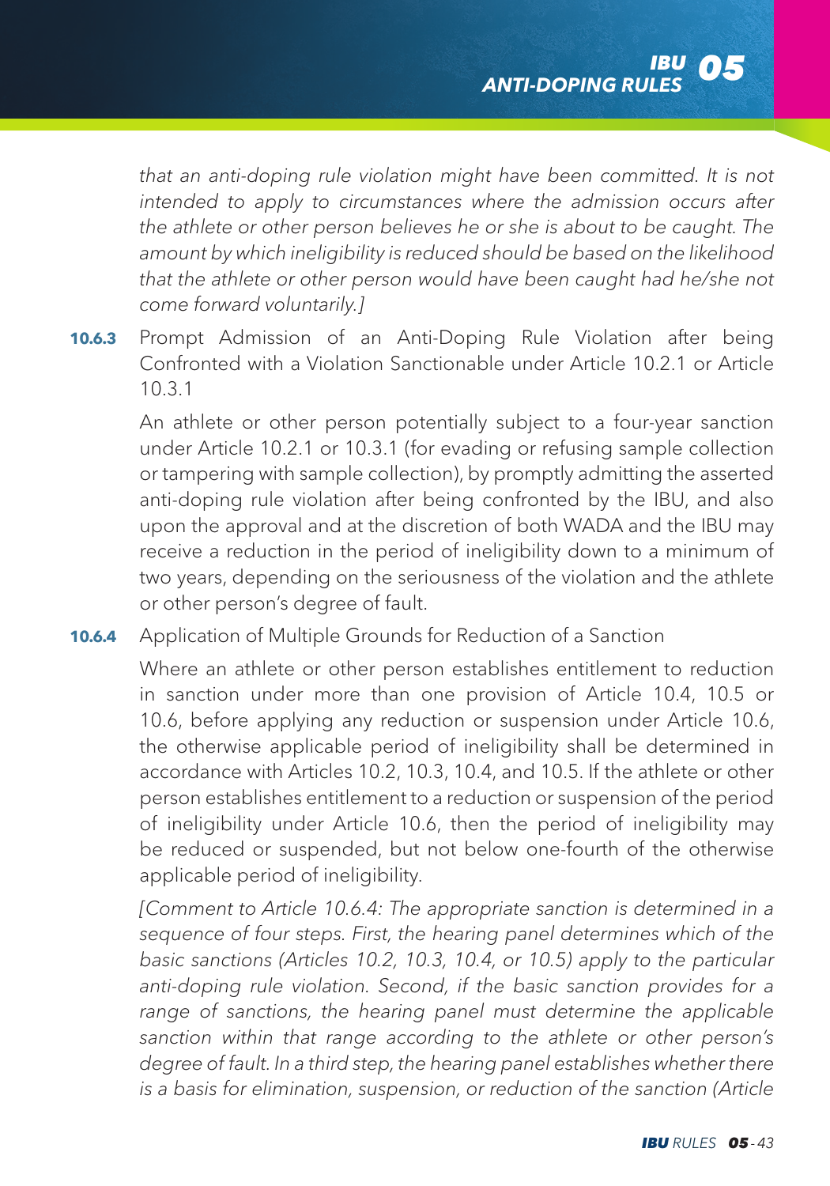*that an anti-doping rule violation might have been committed. It is not intended to apply to circumstances where the admission occurs after the athlete or other person believes he or she is about to be caught. The amount by which ineligibility is reduced should be based on the likelihood that the athlete or other person would have been caught had he/she not come forward voluntarily.]*

**10.6.3** Prompt Admission of an Anti-Doping Rule Violation after being Confronted with a Violation Sanctionable under Article 10.2.1 or Article 10.3.1

An athlete or other person potentially subject to a four-year sanction under Article 10.2.1 or 10.3.1 (for evading or refusing sample collection or tampering with sample collection), by promptly admitting the asserted anti-doping rule violation after being confronted by the IBU, and also upon the approval and at the discretion of both WADA and the IBU may receive a reduction in the period of ineligibility down to a minimum of two years, depending on the seriousness of the violation and the athlete or other person's degree of fault.

**10.6.4** Application of Multiple Grounds for Reduction of a Sanction

Where an athlete or other person establishes entitlement to reduction in sanction under more than one provision of Article 10.4, 10.5 or 10.6, before applying any reduction or suspension under Article 10.6, the otherwise applicable period of ineligibility shall be determined in accordance with Articles 10.2, 10.3, 10.4, and 10.5. If the athlete or other person establishes entitlement to a reduction or suspension of the period of ineligibility under Article 10.6, then the period of ineligibility may be reduced or suspended, but not below one-fourth of the otherwise applicable period of ineligibility.

*[Comment to Article 10.6.4: The appropriate sanction is determined in a sequence of four steps. First, the hearing panel determines which of the basic sanctions (Articles 10.2, 10.3, 10.4, or 10.5) apply to the particular anti-doping rule violation. Second, if the basic sanction provides for a range of sanctions, the hearing panel must determine the applicable sanction within that range according to the athlete or other person's degree of fault. In a third step, the hearing panel establishes whether there is a basis for elimination, suspension, or reduction of the sanction (Article*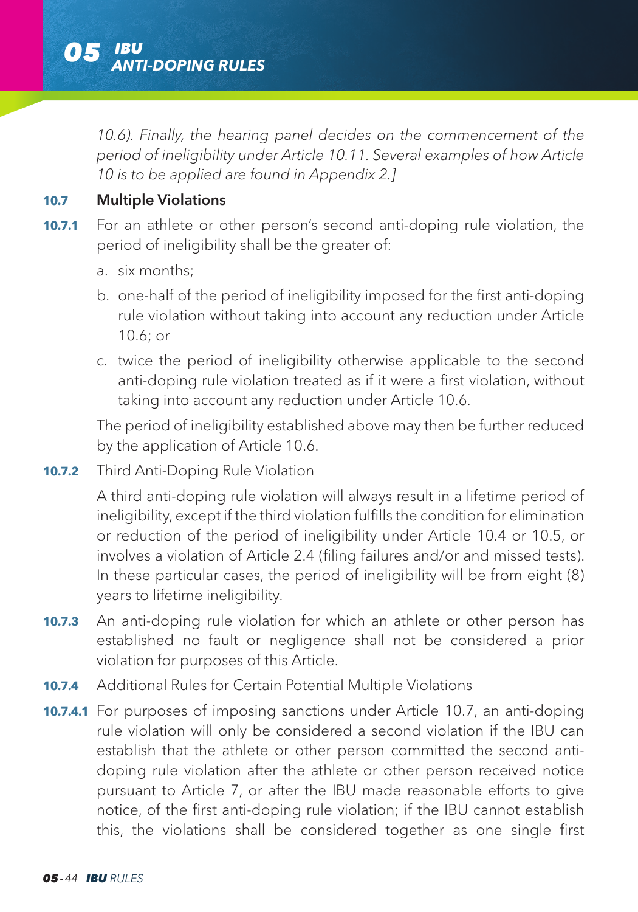*10.6). Finally, the hearing panel decides on the commencement of the period of ineligibility under Article 10.11. Several examples of how Article 10 is to be applied are found in Appendix 2.]*

**10.7 Multiple Violations**

**10.7.1** For an athlete or other person's second anti-doping rule violation, the period of ineligibility shall be the greater of:

a. six months;

b. one-half of the period of ineligibility imposed for the first anti-doping rule violation without taking into account any reduction under Article 10.6; or

c. twice the period of ineligibility otherwise applicable to the second anti-doping rule violation treated as if it were a first violation, without taking into account any reduction under Article 10.6.

The period of ineligibility established above may then be further reduced by the application of Article 10.6.

**10.7.2** Third Anti-Doping Rule Violation

A third anti-doping rule violation will always result in a lifetime period of ineligibility, except if the third violation fulfills the condition for elimination or reduction of the period of ineligibility under Article 10.4 or 10.5, or involves a violation of Article 2.4 (filing failures and/or and missed tests). In these particular cases, the period of ineligibility will be from eight (8) years to lifetime ineligibility.

**10.7.3** An anti-doping rule violation for which an athlete or other person has established no fault or negligence shall not be considered a prior violation for purposes of this Article.

**10.7.4** Additional Rules for Certain Potential Multiple Violations

**10.7.4.1** For purposes of imposing sanctions under Article 10.7, an anti-doping rule violation will only be considered a second violation if the IBU can establish that the athlete or other person committed the second anti-doping rule violation after the athlete or other person received notice pursuant to Article 7, or after the IBU made reasonable efforts to give notice, of the first anti-doping rule violation; if the IBU cannot establish this, the violations shall be considered together as one single first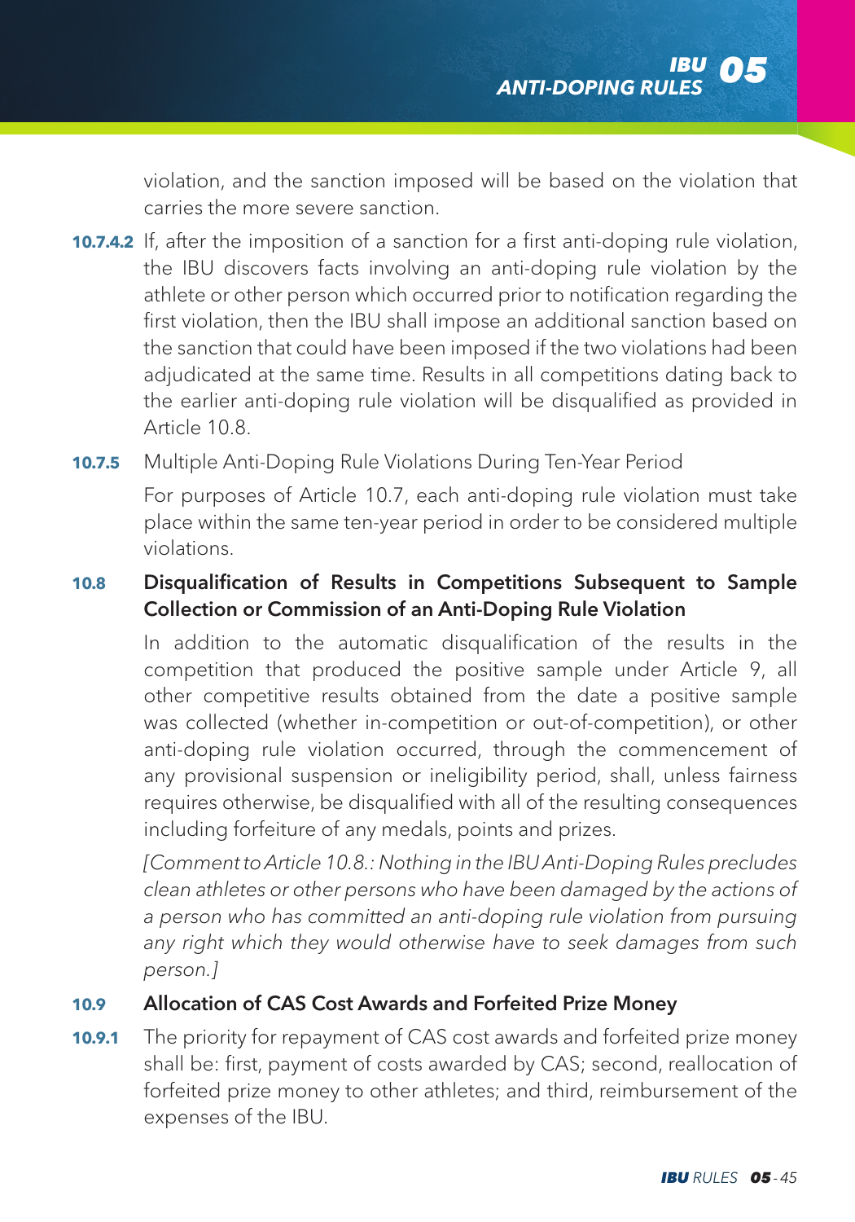violation, and the sanction imposed will be based on the violation that carries the more severe sanction.

**10.7.4.2** If, after the imposition of a sanction for a first anti-doping rule violation, the IBU discovers facts involving an anti-doping rule violation by the athlete or other person which occurred prior to notification regarding the first violation, then the IBU shall impose an additional sanction based on the sanction that could have been imposed if the two violations had been adjudicated at the same time. Results in all competitions dating back to the earlier anti-doping rule violation will be disqualified as provided in Article 10.8.

**10.7.5** Multiple Anti-Doping Rule Violations During Ten-Year Period

For purposes of Article 10.7, each anti-doping rule violation must take place within the same ten-year period in order to be considered multiple violations.

### 10.8 Disqualification of Results in Competitions Subsequent to Sample Collection or Commission of an Anti-Doping Rule Violation

In addition to the automatic disqualification of the results in the competition that produced the positive sample under Article 9, all other competitive results obtained from the date a positive sample was collected (whether in-competition or out-of-competition), or other anti-doping rule violation occurred, through the commencement of any provisional suspension or ineligibility period, shall, unless fairness requires otherwise, be disqualified with all of the resulting consequences including forfeiture of any medals, points and prizes.

*[Comment to Article 10.8.: Nothing in the IBU Anti-Doping Rules precludes clean athletes or other persons who have been damaged by the actions of a person who has committed an anti-doping rule violation from pursuing any right which they would otherwise have to seek damages from such person.]*

### 10.9 Allocation of CAS Cost Awards and Forfeited Prize Money

**10.9.1** The priority for repayment of CAS cost awards and forfeited prize money shall be: first, payment of costs awarded by CAS; second, reallocation of forfeited prize money to other athletes; and third, reimbursement of the expenses of the IBU.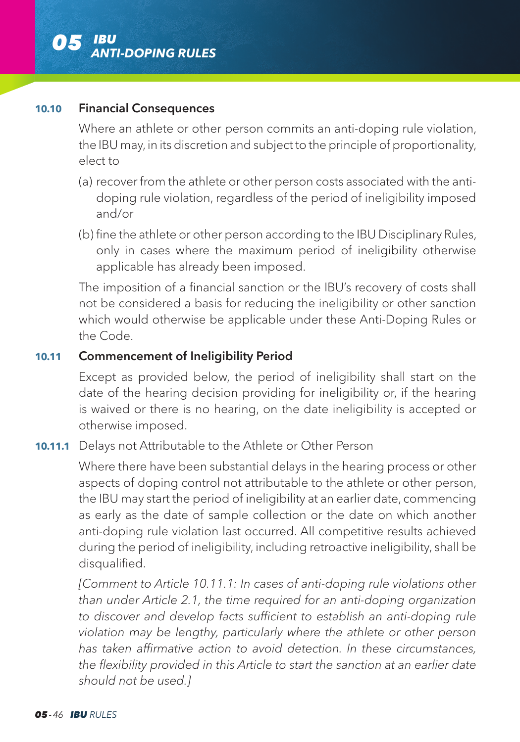### 10.10 Financial Consequences

Where an athlete or other person commits an anti-doping rule violation, the IBU may, in its discretion and subject to the principle of proportionality, elect to

(a) recover from the athlete or other person costs associated with the anti-doping rule violation, regardless of the period of ineligibility imposed and/or

(b) fine the athlete or other person according to the IBU Disciplinary Rules, only in cases where the maximum period of ineligibility otherwise applicable has already been imposed.

The imposition of a financial sanction or the IBU's recovery of costs shall not be considered a basis for reducing the ineligibility or other sanction which would otherwise be applicable under these Anti-Doping Rules or the Code.

### 10.11 Commencement of Ineligibility Period

Except as provided below, the period of ineligibility shall start on the date of the hearing decision providing for ineligibility or, if the hearing is waived or there is no hearing, on the date ineligibility is accepted or otherwise imposed.

**10.11.1** Delays not Attributable to the Athlete or Other Person

Where there have been substantial delays in the hearing process or other aspects of doping control not attributable to the athlete or other person, the IBU may start the period of ineligibility at an earlier date, commencing as early as the date of sample collection or the date on which another anti-doping rule violation last occurred. All competitive results achieved during the period of ineligibility, including retroactive ineligibility, shall be disqualified.

*[Comment to Article 10.11.1: In cases of anti-doping rule violations other than under Article 2.1, the time required for an anti-doping organization to discover and develop facts sufficient to establish an anti-doping rule violation may be lengthy, particularly where the athlete or other person has taken affirmative action to avoid detection. In these circumstances, the flexibility provided in this Article to start the sanction at an earlier date should not be used.]*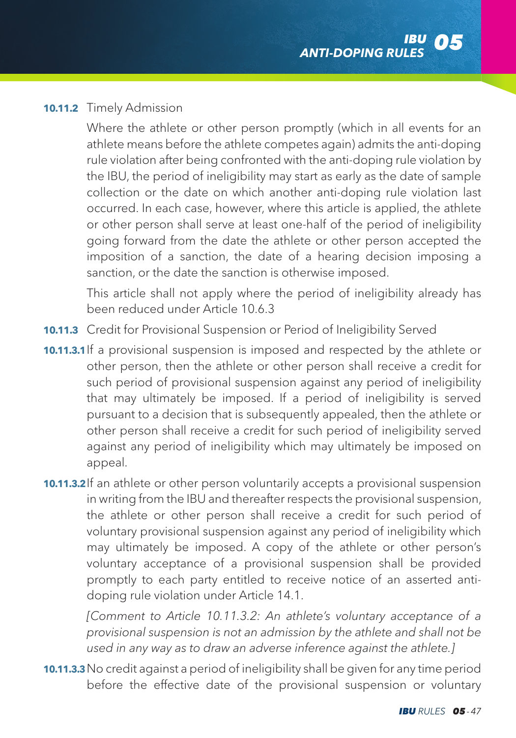**10.11.2** Timely Admission

Where the athlete or other person promptly (which in all events for an athlete means before the athlete competes again) admits the anti-doping rule violation after being confronted with the anti-doping rule violation by the IBU, the period of ineligibility may start as early as the date of sample collection or the date on which another anti-doping rule violation last occurred. In each case, however, where this article is applied, the athlete or other person shall serve at least one-half of the period of ineligibility going forward from the date the athlete or other person accepted the imposition of a sanction, the date of a hearing decision imposing a sanction, or the date the sanction is otherwise imposed.

This article shall not apply where the period of ineligibility already has been reduced under Article 10.6.3

**10.11.3** Credit for Provisional Suspension or Period of Ineligibility Served

**10.11.3.1** If a provisional suspension is imposed and respected by the athlete or other person, then the athlete or other person shall receive a credit for such period of provisional suspension against any period of ineligibility that may ultimately be imposed. If a period of ineligibility is served pursuant to a decision that is subsequently appealed, then the athlete or other person shall receive a credit for such period of ineligibility served against any period of ineligibility which may ultimately be imposed on appeal.

**10.11.3.2** If an athlete or other person voluntarily accepts a provisional suspension in writing from the IBU and thereafter respects the provisional suspension, the athlete or other person shall receive a credit for such period of voluntary provisional suspension against any period of ineligibility which may ultimately be imposed. A copy of the athlete or other person's voluntary acceptance of a provisional suspension shall be provided promptly to each party entitled to receive notice of an asserted anti-doping rule violation under Article 14.1.

*[Comment to Article 10.11.3.2: An athlete's voluntary acceptance of a provisional suspension is not an admission by the athlete and shall not be used in any way as to draw an adverse inference against the athlete.]*

**10.11.3.3** No credit against a period of ineligibility shall be given for any time period before the effective date of the provisional suspension or voluntary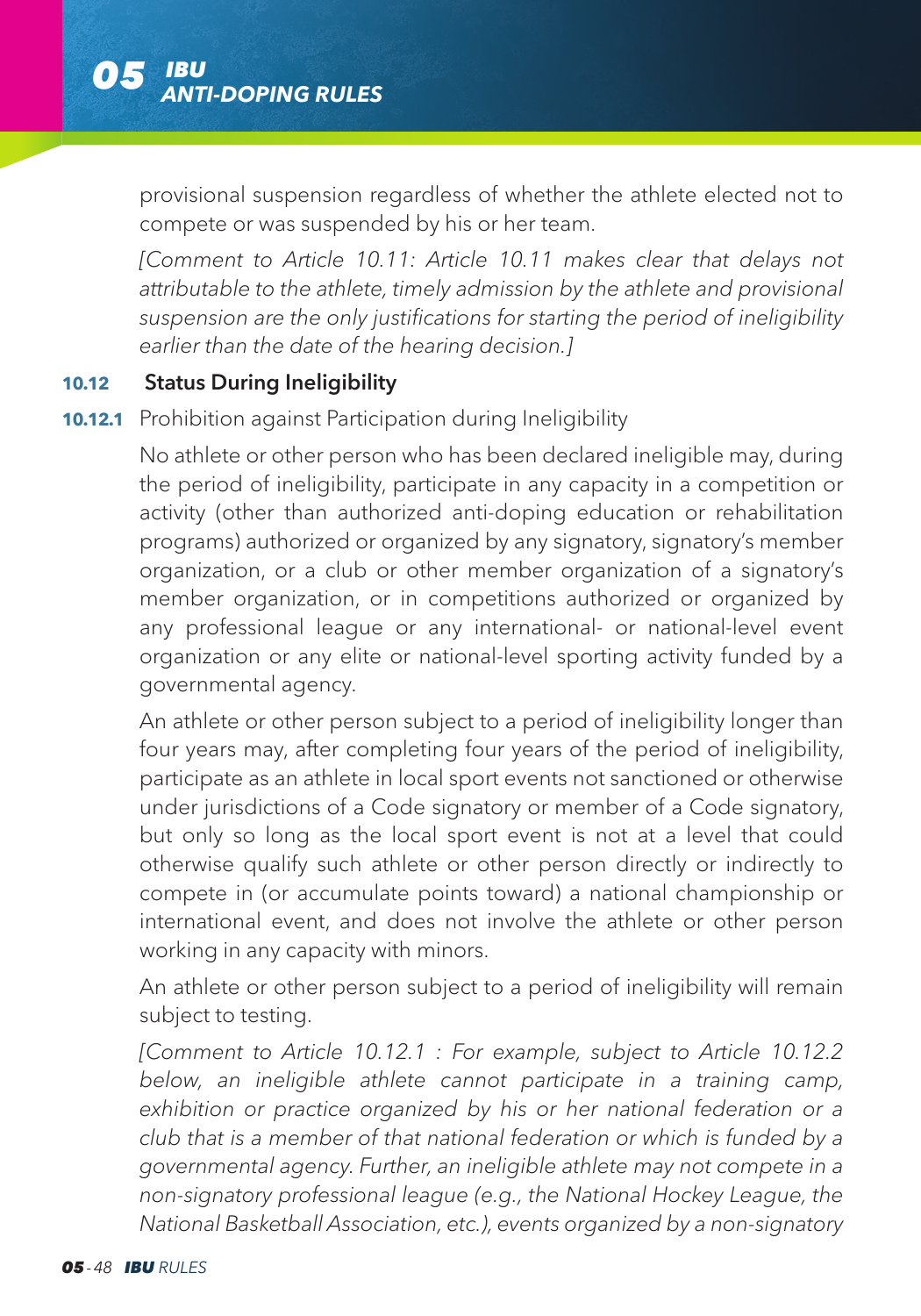provisional suspension regardless of whether the athlete elected not to compete or was suspended by his or her team.

*[Comment to Article 10.11: Article 10.11 makes clear that delays not attributable to the athlete, timely admission by the athlete and provisional suspension are the only justifications for starting the period of ineligibility earlier than the date of the hearing decision.]*

### 10.12 Status During Ineligibility

**10.12.1** Prohibition against Participation during Ineligibility

No athlete or other person who has been declared ineligible may, during the period of ineligibility, participate in any capacity in a competition or activity (other than authorized anti-doping education or rehabilitation programs) authorized or organized by any signatory, signatory's member organization, or a club or other member organization of a signatory's member organization, or in competitions authorized or organized by any professional league or any international- or national-level event organization or any elite or national-level sporting activity funded by a governmental agency.

An athlete or other person subject to a period of ineligibility longer than four years may, after completing four years of the period of ineligibility, participate as an athlete in local sport events not sanctioned or otherwise under jurisdictions of a Code signatory or member of a Code signatory, but only so long as the local sport event is not at a level that could otherwise qualify such athlete or other person directly or indirectly to compete in (or accumulate points toward) a national championship or international event, and does not involve the athlete or other person working in any capacity with minors.

An athlete or other person subject to a period of ineligibility will remain subject to testing.

*[Comment to Article 10.12.1 : For example, subject to Article 10.12.2 below, an ineligible athlete cannot participate in a training camp, exhibition or practice organized by his or her national federation or a club that is a member of that national federation or which is funded by a governmental agency. Further, an ineligible athlete may not compete in a non-signatory professional league (e.g., the National Hockey League, the National Basketball Association, etc.), events organized by a non-signatory*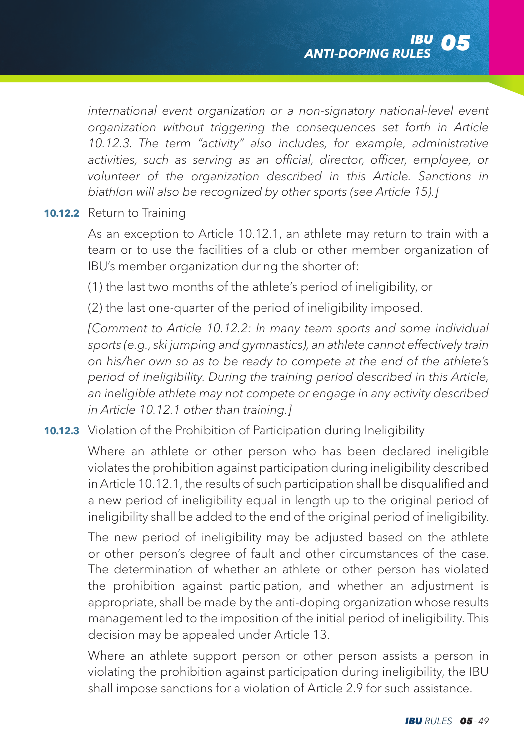*international event organization or a non-signatory national-level event organization without triggering the consequences set forth in Article 10.12.3. The term "activity" also includes, for example, administrative activities, such as serving as an official, director, officer, employee, or volunteer of the organization described in this Article. Sanctions in biathlon will also be recognized by other sports (see Article 15).]*

**10.12.2** Return to Training

As an exception to Article 10.12.1, an athlete may return to train with a team or to use the facilities of a club or other member organization of IBU's member organization during the shorter of:

(1) the last two months of the athlete's period of ineligibility, or

(2) the last one-quarter of the period of ineligibility imposed.

*[Comment to Article 10.12.2: In many team sports and some individual sports (e.g., ski jumping and gymnastics), an athlete cannot effectively train on his/her own so as to be ready to compete at the end of the athlete's period of ineligibility. During the training period described in this Article, an ineligible athlete may not compete or engage in any activity described in Article 10.12.1 other than training.]*

**10.12.3** Violation of the Prohibition of Participation during Ineligibility

Where an athlete or other person who has been declared ineligible violates the prohibition against participation during ineligibility described in Article 10.12.1, the results of such participation shall be disqualified and a new period of ineligibility equal in length up to the original period of ineligibility shall be added to the end of the original period of ineligibility.

The new period of ineligibility may be adjusted based on the athlete or other person's degree of fault and other circumstances of the case. The determination of whether an athlete or other person has violated the prohibition against participation, and whether an adjustment is appropriate, shall be made by the anti-doping organization whose results management led to the imposition of the initial period of ineligibility. This decision may be appealed under Article 13.

Where an athlete support person or other person assists a person in violating the prohibition against participation during ineligibility, the IBU shall impose sanctions for a violation of Article 2.9 for such assistance.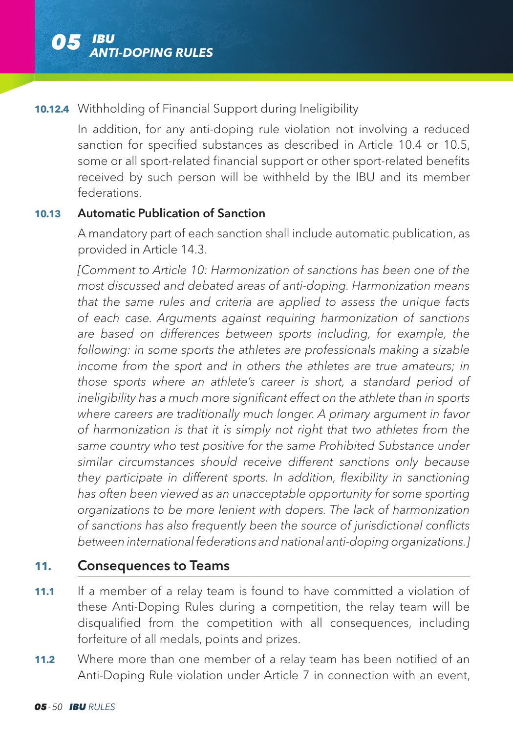**10.12.4** Withholding of Financial Support during Ineligibility

In addition, for any anti-doping rule violation not involving a reduced sanction for specified substances as described in Article 10.4 or 10.5, some or all sport-related financial support or other sport-related benefits received by such person will be withheld by the IBU and its member federations.

**10.13 Automatic Publication of Sanction**

A mandatory part of each sanction shall include automatic publication, as provided in Article 14.3.

*[Comment to Article 10: Harmonization of sanctions has been one of the most discussed and debated areas of anti-doping. Harmonization means that the same rules and criteria are applied to assess the unique facts of each case. Arguments against requiring harmonization of sanctions are based on differences between sports including, for example, the following: in some sports the athletes are professionals making a sizable income from the sport and in others the athletes are true amateurs; in those sports where an athlete's career is short, a standard period of ineligibility has a much more significant effect on the athlete than in sports where careers are traditionally much longer. A primary argument in favor of harmonization is that it is simply not right that two athletes from the same country who test positive for the same Prohibited Substance under similar circumstances should receive different sanctions only because they participate in different sports. In addition, flexibility in sanctioning has often been viewed as an unacceptable opportunity for some sporting organizations to be more lenient with dopers. The lack of harmonization of sanctions has also frequently been the source of jurisdictional conflicts between international federations and national anti-doping organizations.]*

## 11. Consequences to Teams

**11.1** If a member of a relay team is found to have committed a violation of these Anti-Doping Rules during a competition, the relay team will be disqualified from the competition with all consequences, including forfeiture of all medals, points and prizes.

**11.2** Where more than one member of a relay team has been notified of an Anti-Doping Rule violation under Article 7 in connection with an event,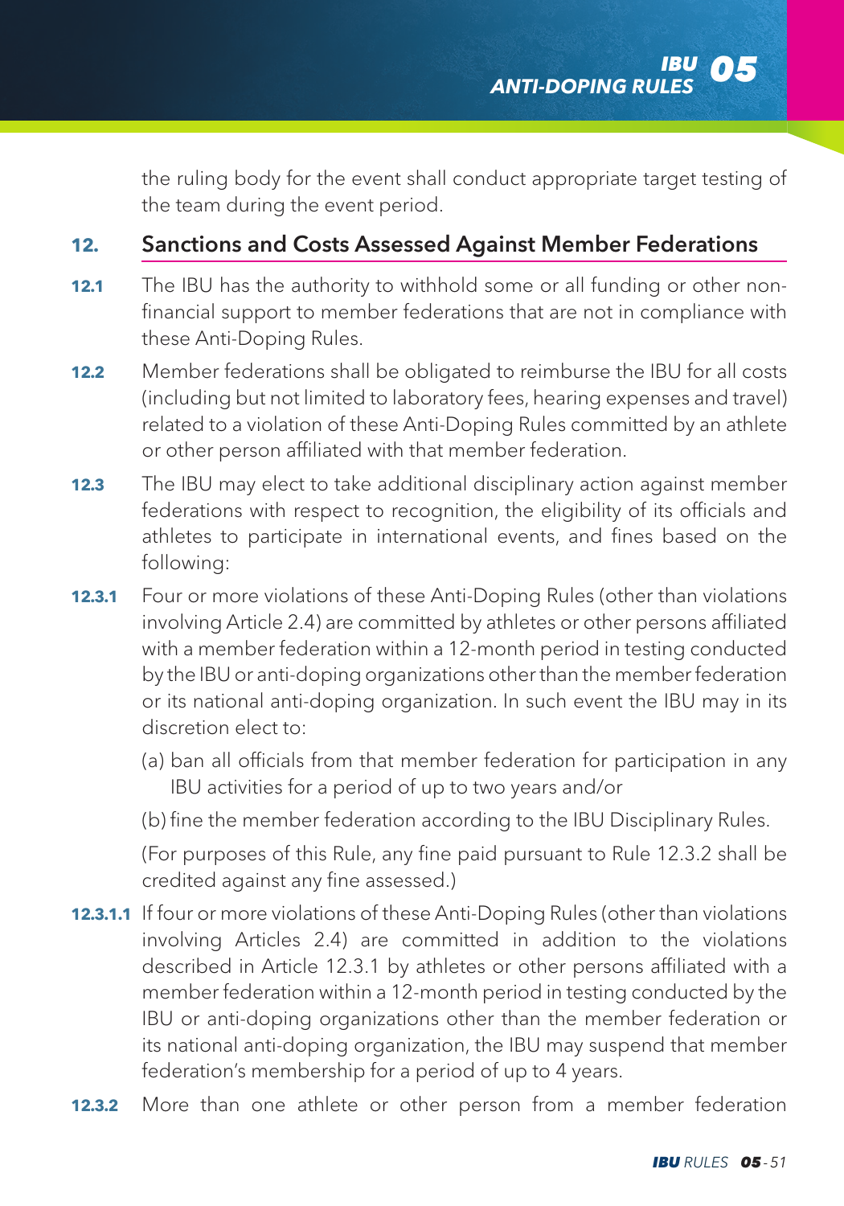the ruling body for the event shall conduct appropriate target testing of the team during the event period.

## 12. Sanctions and Costs Assessed Against Member Federations

**12.1** The IBU has the authority to withhold some or all funding or other non-financial support to member federations that are not in compliance with these Anti-Doping Rules.

**12.2** Member federations shall be obligated to reimburse the IBU for all costs (including but not limited to laboratory fees, hearing expenses and travel) related to a violation of these Anti-Doping Rules committed by an athlete or other person affiliated with that member federation.

**12.3** The IBU may elect to take additional disciplinary action against member federations with respect to recognition, the eligibility of its officials and athletes to participate in international events, and fines based on the following:

**12.3.1** Four or more violations of these Anti-Doping Rules (other than violations involving Article 2.4) are committed by athletes or other persons affiliated with a member federation within a 12-month period in testing conducted by the IBU or anti-doping organizations other than the member federation or its national anti-doping organization. In such event the IBU may in its discretion elect to:

(a) ban all officials from that member federation for participation in any IBU activities for a period of up to two years and/or

(b) fine the member federation according to the IBU Disciplinary Rules.

(For purposes of this Rule, any fine paid pursuant to Rule 12.3.2 shall be credited against any fine assessed.)

**12.3.1.1** If four or more violations of these Anti-Doping Rules (other than violations involving Articles 2.4) are committed in addition to the violations described in Article 12.3.1 by athletes or other persons affiliated with a member federation within a 12-month period in testing conducted by the IBU or anti-doping organizations other than the member federation or its national anti-doping organization, the IBU may suspend that member federation's membership for a period of up to 4 years.

**12.3.2** More than one athlete or other person from a member federation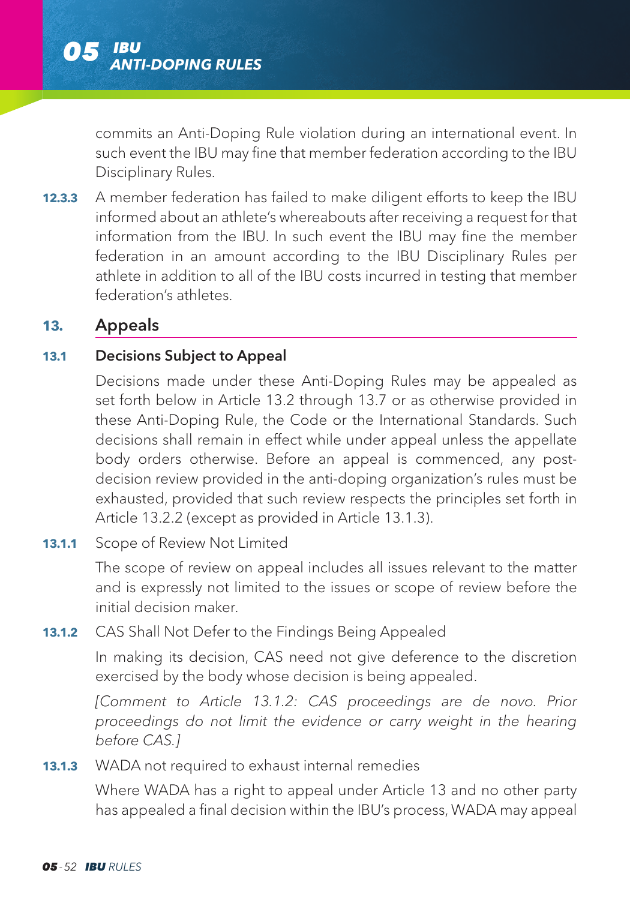commits an Anti-Doping Rule violation during an international event. In such event the IBU may fine that member federation according to the IBU Disciplinary Rules.

**12.3.3** A member federation has failed to make diligent efforts to keep the IBU informed about an athlete's whereabouts after receiving a request for that information from the IBU. In such event the IBU may fine the member federation in an amount according to the IBU Disciplinary Rules per athlete in addition to all of the IBU costs incurred in testing that member federation's athletes.

## 13. Appeals

### 13.1 Decisions Subject to Appeal

Decisions made under these Anti-Doping Rules may be appealed as set forth below in Article 13.2 through 13.7 or as otherwise provided in these Anti-Doping Rule, the Code or the International Standards. Such decisions shall remain in effect while under appeal unless the appellate body orders otherwise. Before an appeal is commenced, any post-decision review provided in the anti-doping organization's rules must be exhausted, provided that such review respects the principles set forth in Article 13.2.2 (except as provided in Article 13.1.3).

**13.1.1** Scope of Review Not Limited

The scope of review on appeal includes all issues relevant to the matter and is expressly not limited to the issues or scope of review before the initial decision maker.

**13.1.2** CAS Shall Not Defer to the Findings Being Appealed

In making its decision, CAS need not give deference to the discretion exercised by the body whose decision is being appealed.

*[Comment to Article 13.1.2: CAS proceedings are de novo. Prior proceedings do not limit the evidence or carry weight in the hearing before CAS.]*

**13.1.3** WADA not required to exhaust internal remedies

Where WADA has a right to appeal under Article 13 and no other party has appealed a final decision within the IBU's process, WADA may appeal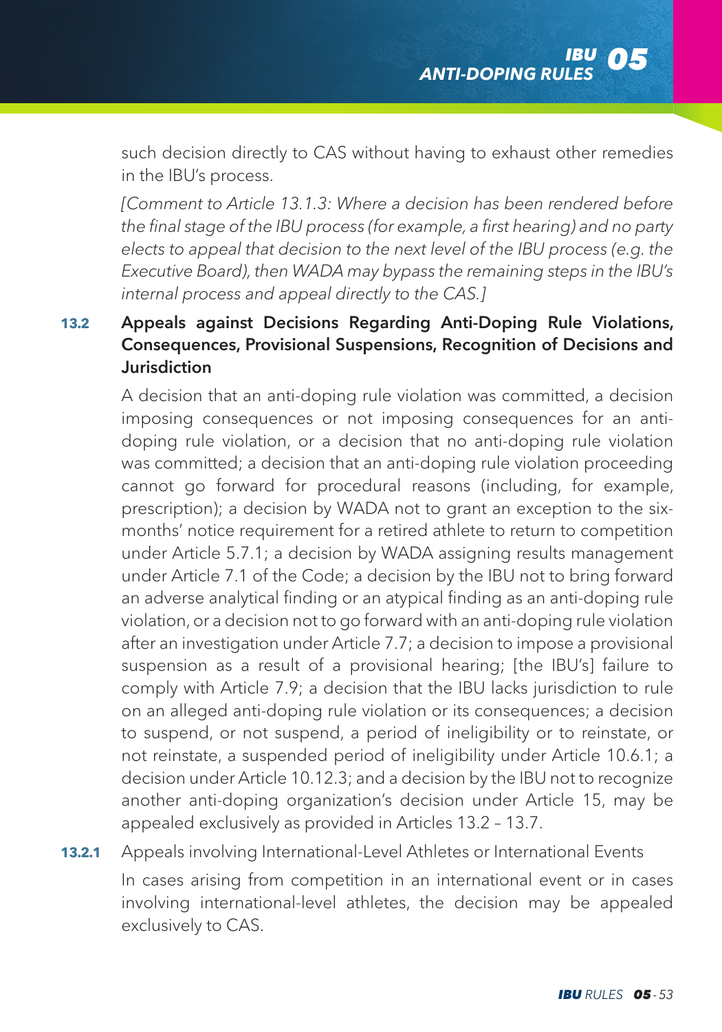such decision directly to CAS without having to exhaust other remedies in the IBU's process.

*[Comment to Article 13.1.3: Where a decision has been rendered before the final stage of the IBU process (for example, a first hearing) and no party elects to appeal that decision to the next level of the IBU process (e.g. the Executive Board), then WADA may bypass the remaining steps in the IBU's internal process and appeal directly to the CAS.]*

## 13.2 Appeals against Decisions Regarding Anti-Doping Rule Violations, Consequences, Provisional Suspensions, Recognition of Decisions and Jurisdiction

A decision that an anti-doping rule violation was committed, a decision imposing consequences or not imposing consequences for an anti-doping rule violation, or a decision that no anti-doping rule violation was committed; a decision that an anti-doping rule violation proceeding cannot go forward for procedural reasons (including, for example, prescription); a decision by WADA not to grant an exception to the six-months' notice requirement for a retired athlete to return to competition under Article 5.7.1; a decision by WADA assigning results management under Article 7.1 of the Code; a decision by the IBU not to bring forward an adverse analytical finding or an atypical finding as an anti-doping rule violation, or a decision not to go forward with an anti-doping rule violation after an investigation under Article 7.7; a decision to impose a provisional suspension as a result of a provisional hearing; [the IBU's] failure to comply with Article 7.9; a decision that the IBU lacks jurisdiction to rule on an alleged anti-doping rule violation or its consequences; a decision to suspend, or not suspend, a period of ineligibility or to reinstate, or not reinstate, a suspended period of ineligibility under Article 10.6.1; a decision under Article 10.12.3; and a decision by the IBU not to recognize another anti-doping organization's decision under Article 15, may be appealed exclusively as provided in Articles 13.2 – 13.7.

**13.2.1** Appeals involving International-Level Athletes or International Events

In cases arising from competition in an international event or in cases involving international-level athletes, the decision may be appealed exclusively to CAS.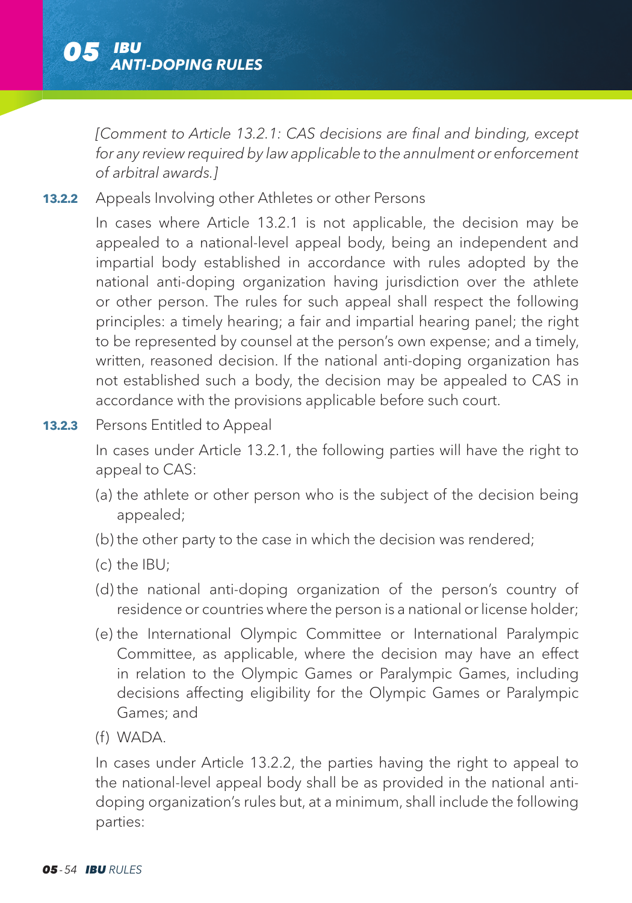*[Comment to Article 13.2.1: CAS decisions are final and binding, except for any review required by law applicable to the annulment or enforcement of arbitral awards.]*

**13.2.2** Appeals Involving other Athletes or other Persons

In cases where Article 13.2.1 is not applicable, the decision may be appealed to a national-level appeal body, being an independent and impartial body established in accordance with rules adopted by the national anti-doping organization having jurisdiction over the athlete or other person. The rules for such appeal shall respect the following principles: a timely hearing; a fair and impartial hearing panel; the right to be represented by counsel at the person's own expense; and a timely, written, reasoned decision. If the national anti-doping organization has not established such a body, the decision may be appealed to CAS in accordance with the provisions applicable before such court.

**13.2.3** Persons Entitled to Appeal

In cases under Article 13.2.1, the following parties will have the right to appeal to CAS:

(a) the athlete or other person who is the subject of the decision being appealed;

(b) the other party to the case in which the decision was rendered;

(c) the IBU;

(d) the national anti-doping organization of the person's country of residence or countries where the person is a national or license holder;

(e) the International Olympic Committee or International Paralympic Committee, as applicable, where the decision may have an effect in relation to the Olympic Games or Paralympic Games, including decisions affecting eligibility for the Olympic Games or Paralympic Games; and

(f) WADA.

In cases under Article 13.2.2, the parties having the right to appeal to the national-level appeal body shall be as provided in the national anti-doping organization's rules but, at a minimum, shall include the following parties: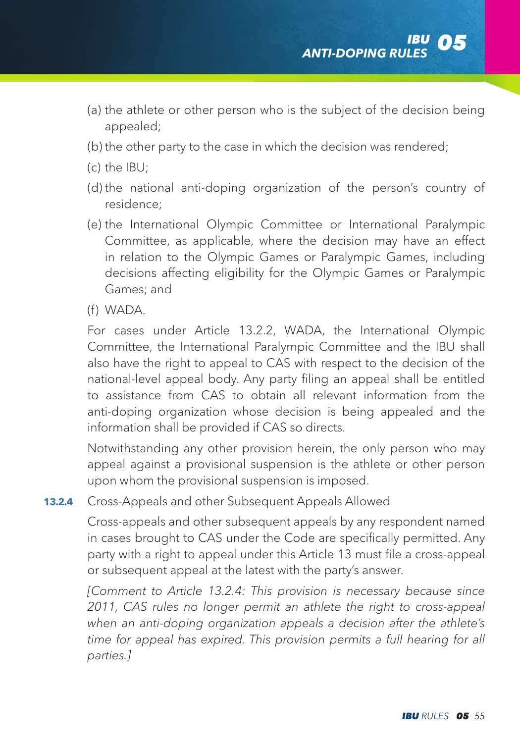(a) the athlete or other person who is the subject of the decision being appealed;

(b) the other party to the case in which the decision was rendered;

(c) the IBU;

(d) the national anti-doping organization of the person's country of residence;

(e) the International Olympic Committee or International Paralympic Committee, as applicable, where the decision may have an effect in relation to the Olympic Games or Paralympic Games, including decisions affecting eligibility for the Olympic Games or Paralympic Games; and

(f) WADA.

For cases under Article 13.2.2, WADA, the International Olympic Committee, the International Paralympic Committee and the IBU shall also have the right to appeal to CAS with respect to the decision of the national-level appeal body. Any party filing an appeal shall be entitled to assistance from CAS to obtain all relevant information from the anti-doping organization whose decision is being appealed and the information shall be provided if CAS so directs.

Notwithstanding any other provision herein, the only person who may appeal against a provisional suspension is the athlete or other person upon whom the provisional suspension is imposed.

**13.2.4** Cross-Appeals and other Subsequent Appeals Allowed

Cross-appeals and other subsequent appeals by any respondent named in cases brought to CAS under the Code are specifically permitted. Any party with a right to appeal under this Article 13 must file a cross-appeal or subsequent appeal at the latest with the party's answer.

*[Comment to Article 13.2.4: This provision is necessary because since 2011, CAS rules no longer permit an athlete the right to cross-appeal when an anti-doping organization appeals a decision after the athlete's time for appeal has expired. This provision permits a full hearing for all parties.]*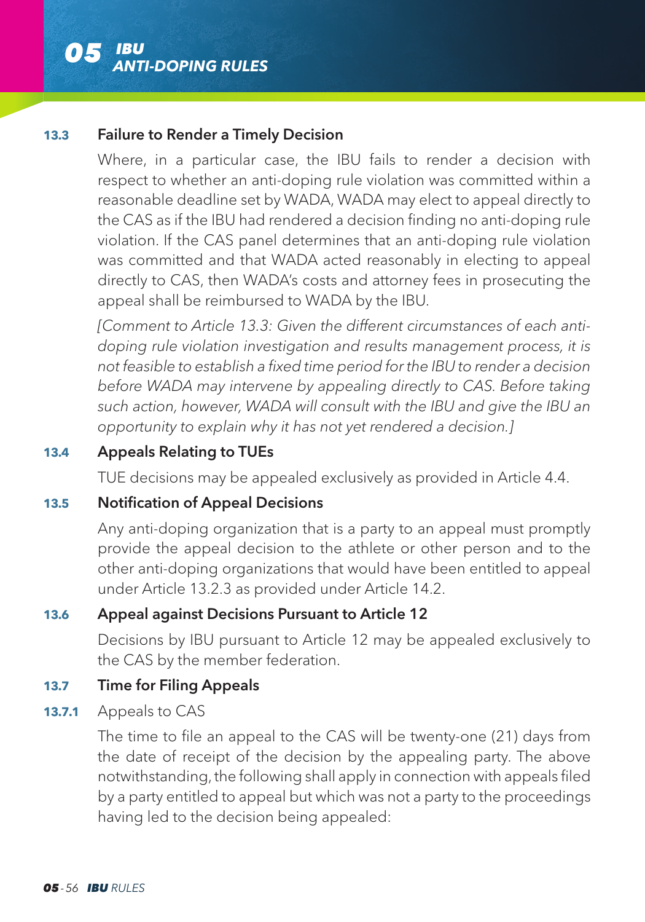### 13.3 Failure to Render a Timely Decision

Where, in a particular case, the IBU fails to render a decision with respect to whether an anti-doping rule violation was committed within a reasonable deadline set by WADA, WADA may elect to appeal directly to the CAS as if the IBU had rendered a decision finding no anti-doping rule violation. If the CAS panel determines that an anti-doping rule violation was committed and that WADA acted reasonably in electing to appeal directly to CAS, then WADA's costs and attorney fees in prosecuting the appeal shall be reimbursed to WADA by the IBU.

*[Comment to Article 13.3: Given the different circumstances of each anti-doping rule violation investigation and results management process, it is not feasible to establish a fixed time period for the IBU to render a decision before WADA may intervene by appealing directly to CAS. Before taking such action, however, WADA will consult with the IBU and give the IBU an opportunity to explain why it has not yet rendered a decision.]*

### 13.4 Appeals Relating to TUEs

TUE decisions may be appealed exclusively as provided in Article 4.4.

### 13.5 Notification of Appeal Decisions

Any anti-doping organization that is a party to an appeal must promptly provide the appeal decision to the athlete or other person and to the other anti-doping organizations that would have been entitled to appeal under Article 13.2.3 as provided under Article 14.2.

### 13.6 Appeal against Decisions Pursuant to Article 12

Decisions by IBU pursuant to Article 12 may be appealed exclusively to the CAS by the member federation.

### 13.7 Time for Filing Appeals

#### 13.7.1 Appeals to CAS

The time to file an appeal to the CAS will be twenty-one (21) days from the date of receipt of the decision by the appealing party. The above notwithstanding, the following shall apply in connection with appeals filed by a party entitled to appeal but which was not a party to the proceedings having led to the decision being appealed: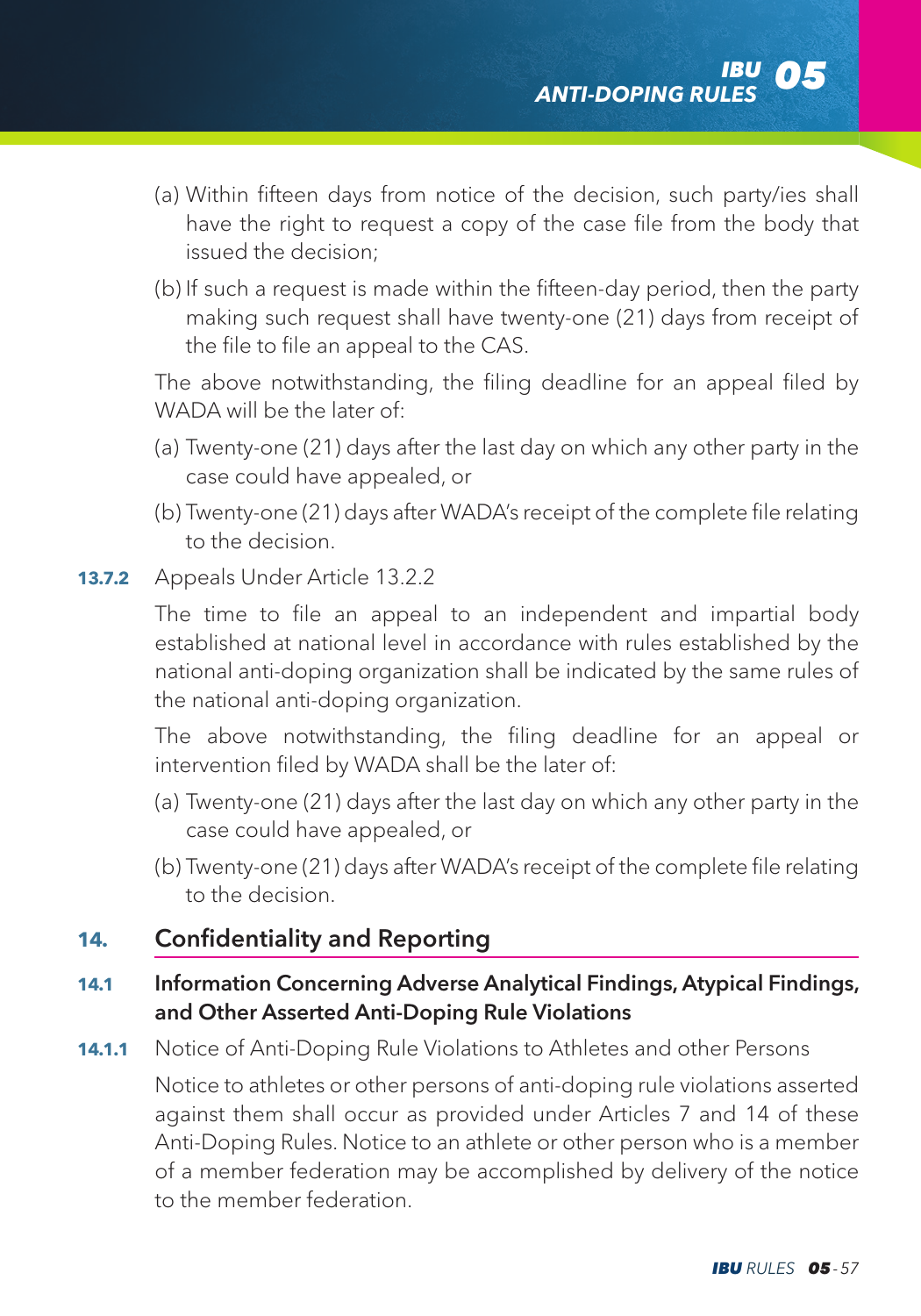(a) Within fifteen days from notice of the decision, such party/ies shall have the right to request a copy of the case file from the body that issued the decision;

(b) If such a request is made within the fifteen-day period, then the party making such request shall have twenty-one (21) days from receipt of the file to file an appeal to the CAS.

The above notwithstanding, the filing deadline for an appeal filed by WADA will be the later of:

(a) Twenty-one (21) days after the last day on which any other party in the case could have appealed, or

(b) Twenty-one (21) days after WADA's receipt of the complete file relating to the decision.

**13.7.2** Appeals Under Article 13.2.2

The time to file an appeal to an independent and impartial body established at national level in accordance with rules established by the national anti-doping organization shall be indicated by the same rules of the national anti-doping organization.

The above notwithstanding, the filing deadline for an appeal or intervention filed by WADA shall be the later of:

(a) Twenty-one (21) days after the last day on which any other party in the case could have appealed, or

(b) Twenty-one (21) days after WADA's receipt of the complete file relating to the decision.

## 14. Confidentiality and Reporting

### 14.1 Information Concerning Adverse Analytical Findings, Atypical Findings, and Other Asserted Anti-Doping Rule Violations

**14.1.1** Notice of Anti-Doping Rule Violations to Athletes and other Persons

Notice to athletes or other persons of anti-doping rule violations asserted against them shall occur as provided under Articles 7 and 14 of these Anti-Doping Rules. Notice to an athlete or other person who is a member of a member federation may be accomplished by delivery of the notice to the member federation.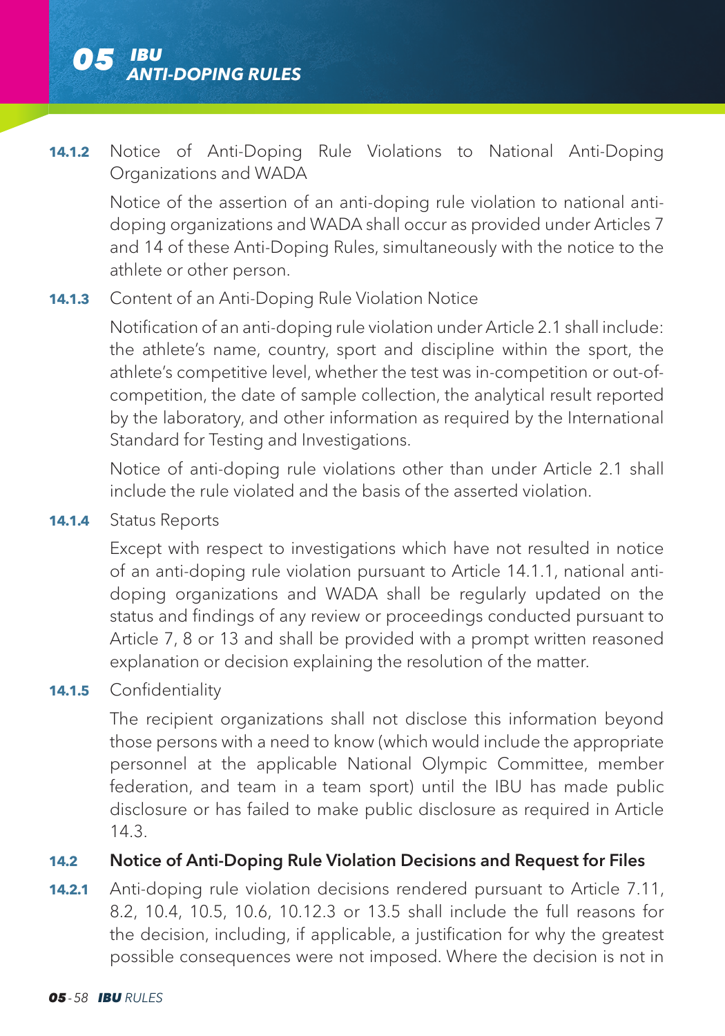**14.1.2** Notice of Anti-Doping Rule Violations to National Anti-Doping Organizations and WADA

Notice of the assertion of an anti-doping rule violation to national anti-doping organizations and WADA shall occur as provided under Articles 7 and 14 of these Anti-Doping Rules, simultaneously with the notice to the athlete or other person.

**14.1.3** Content of an Anti-Doping Rule Violation Notice

Notification of an anti-doping rule violation under Article 2.1 shall include: the athlete's name, country, sport and discipline within the sport, the athlete's competitive level, whether the test was in-competition or out-of-competition, the date of sample collection, the analytical result reported by the laboratory, and other information as required by the International Standard for Testing and Investigations.

Notice of anti-doping rule violations other than under Article 2.1 shall include the rule violated and the basis of the asserted violation.

**14.1.4** Status Reports

Except with respect to investigations which have not resulted in notice of an anti-doping rule violation pursuant to Article 14.1.1, national anti-doping organizations and WADA shall be regularly updated on the status and findings of any review or proceedings conducted pursuant to Article 7, 8 or 13 and shall be provided with a prompt written reasoned explanation or decision explaining the resolution of the matter.

**14.1.5** Confidentiality

The recipient organizations shall not disclose this information beyond those persons with a need to know (which would include the appropriate personnel at the applicable National Olympic Committee, member federation, and team in a team sport) until the IBU has made public disclosure or has failed to make public disclosure as required in Article 14.3.

### 14.2 Notice of Anti-Doping Rule Violation Decisions and Request for Files

**14.2.1** Anti-doping rule violation decisions rendered pursuant to Article 7.11, 8.2, 10.4, 10.5, 10.6, 10.12.3 or 13.5 shall include the full reasons for the decision, including, if applicable, a justification for why the greatest possible consequences were not imposed. Where the decision is not in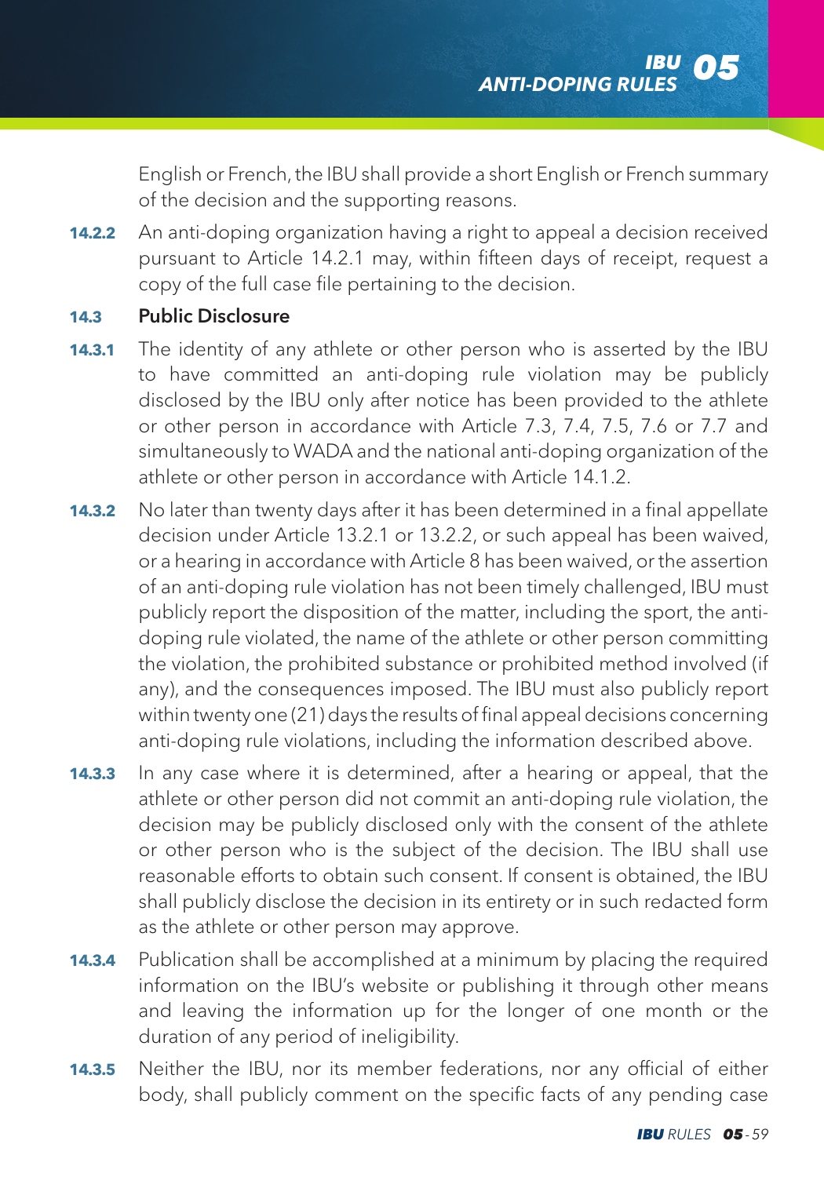English or French, the IBU shall provide a short English or French summary of the decision and the supporting reasons.

**14.2.2** An anti-doping organization having a right to appeal a decision received pursuant to Article 14.2.1 may, within fifteen days of receipt, request a copy of the full case file pertaining to the decision.

### 14.3 Public Disclosure

**14.3.1** The identity of any athlete or other person who is asserted by the IBU to have committed an anti-doping rule violation may be publicly disclosed by the IBU only after notice has been provided to the athlete or other person in accordance with Article 7.3, 7.4, 7.5, 7.6 or 7.7 and simultaneously to WADA and the national anti-doping organization of the athlete or other person in accordance with Article 14.1.2.

**14.3.2** No later than twenty days after it has been determined in a final appellate decision under Article 13.2.1 or 13.2.2, or such appeal has been waived, or a hearing in accordance with Article 8 has been waived, or the assertion of an anti-doping rule violation has not been timely challenged, IBU must publicly report the disposition of the matter, including the sport, the anti-doping rule violated, the name of the athlete or other person committing the violation, the prohibited substance or prohibited method involved (if any), and the consequences imposed. The IBU must also publicly report within twenty one (21) days the results of final appeal decisions concerning anti-doping rule violations, including the information described above.

**14.3.3** In any case where it is determined, after a hearing or appeal, that the athlete or other person did not commit an anti-doping rule violation, the decision may be publicly disclosed only with the consent of the athlete or other person who is the subject of the decision. The IBU shall use reasonable efforts to obtain such consent. If consent is obtained, the IBU shall publicly disclose the decision in its entirety or in such redacted form as the athlete or other person may approve.

**14.3.4** Publication shall be accomplished at a minimum by placing the required information on the IBU's website or publishing it through other means and leaving the information up for the longer of one month or the duration of any period of ineligibility.

**14.3.5** Neither the IBU, nor its member federations, nor any official of either body, shall publicly comment on the specific facts of any pending case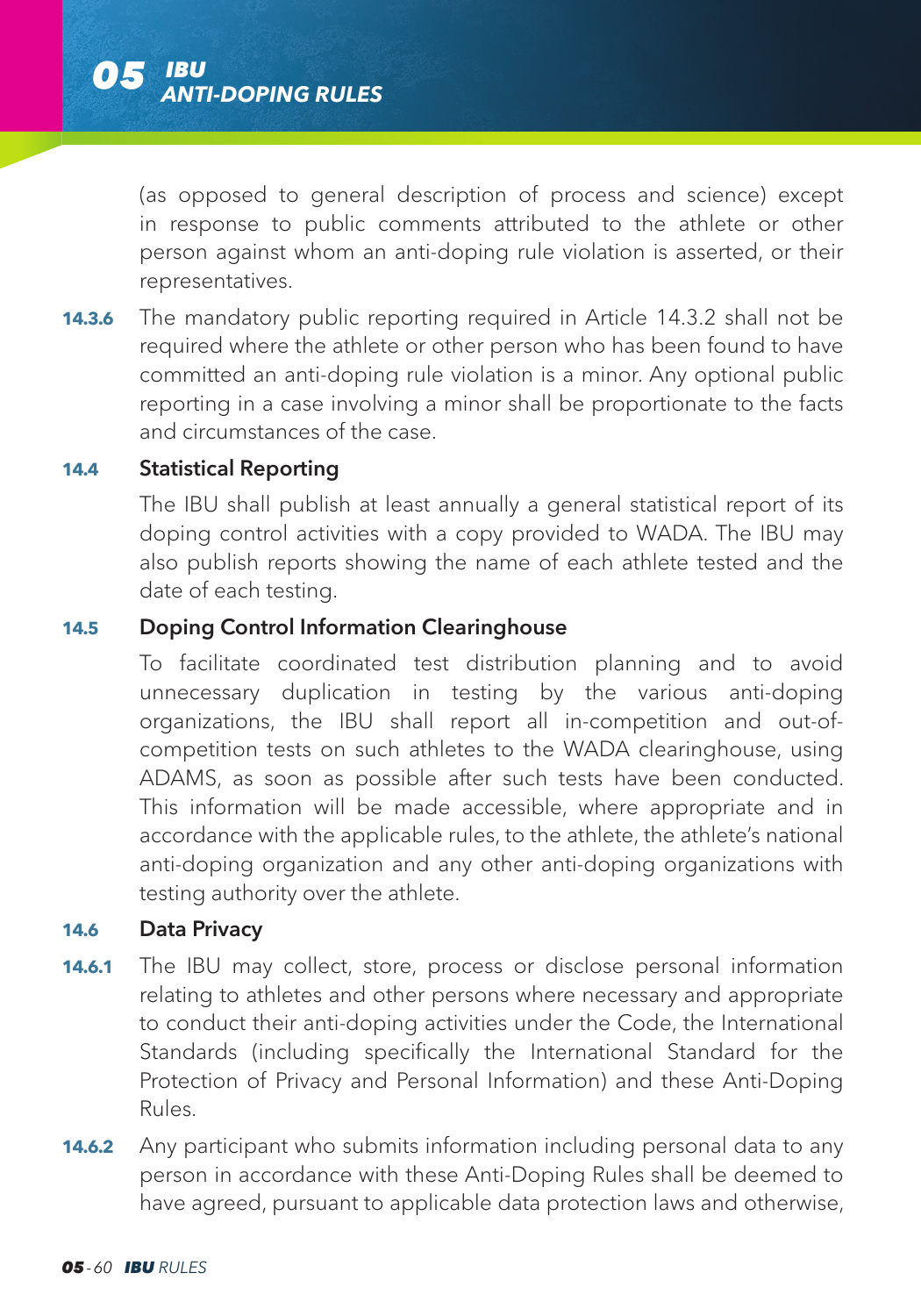(as opposed to general description of process and science) except in response to public comments attributed to the athlete or other person against whom an anti-doping rule violation is asserted, or their representatives.

**14.3.6** The mandatory public reporting required in Article 14.3.2 shall not be required where the athlete or other person who has been found to have committed an anti-doping rule violation is a minor. Any optional public reporting in a case involving a minor shall be proportionate to the facts and circumstances of the case.

### 14.4 Statistical Reporting

The IBU shall publish at least annually a general statistical report of its doping control activities with a copy provided to WADA. The IBU may also publish reports showing the name of each athlete tested and the date of each testing.

### 14.5 Doping Control Information Clearinghouse

To facilitate coordinated test distribution planning and to avoid unnecessary duplication in testing by the various anti-doping organizations, the IBU shall report all in-competition and out-of-competition tests on such athletes to the WADA clearinghouse, using ADAMS, as soon as possible after such tests have been conducted. This information will be made accessible, where appropriate and in accordance with the applicable rules, to the athlete, the athlete's national anti-doping organization and any other anti-doping organizations with testing authority over the athlete.

### 14.6 Data Privacy

**14.6.1** The IBU may collect, store, process or disclose personal information relating to athletes and other persons where necessary and appropriate to conduct their anti-doping activities under the Code, the International Standards (including specifically the International Standard for the Protection of Privacy and Personal Information) and these Anti-Doping Rules.

**14.6.2** Any participant who submits information including personal data to any person in accordance with these Anti-Doping Rules shall be deemed to have agreed, pursuant to applicable data protection laws and otherwise,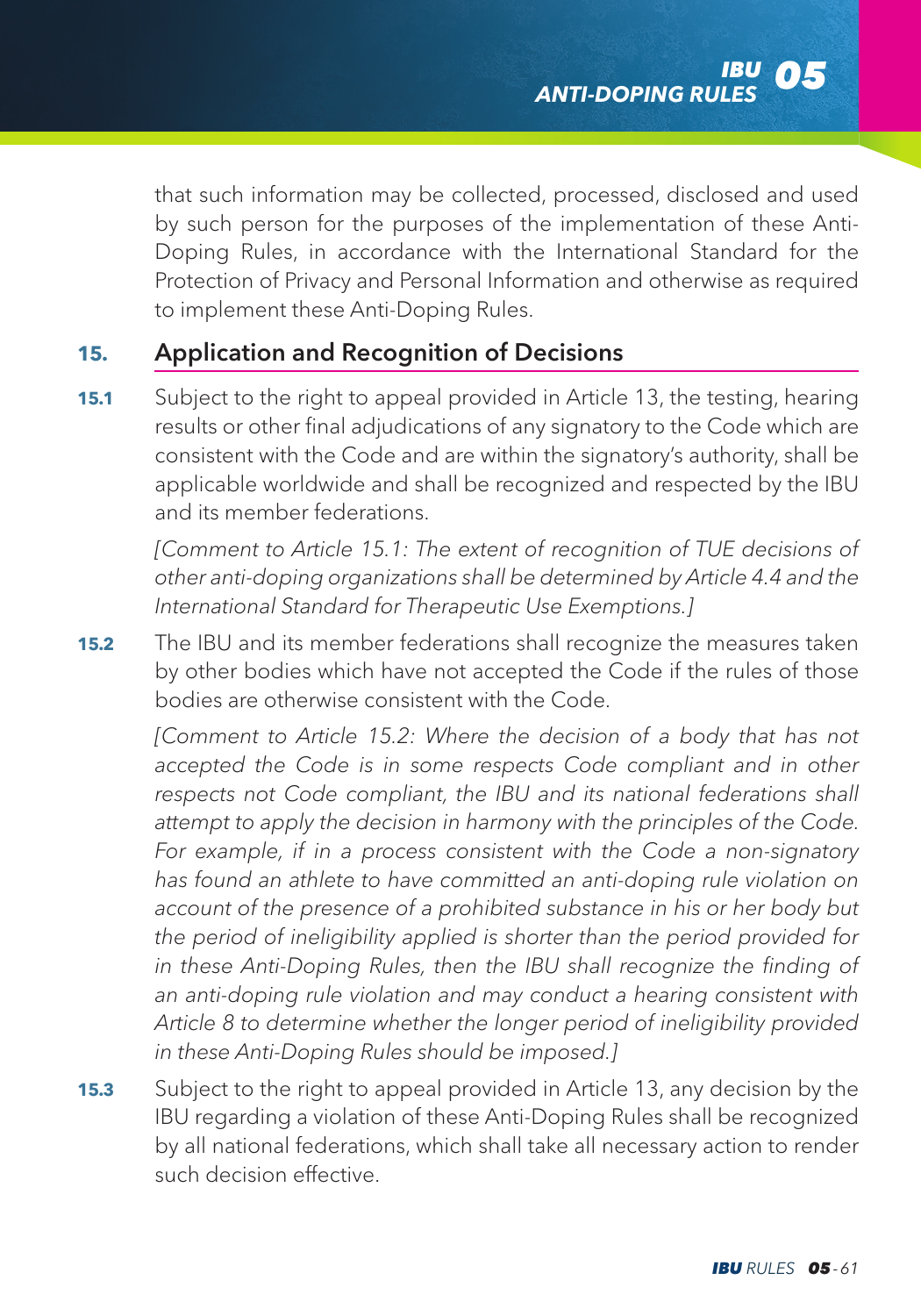that such information may be collected, processed, disclosed and used by such person for the purposes of the implementation of these Anti-Doping Rules, in accordance with the International Standard for the Protection of Privacy and Personal Information and otherwise as required to implement these Anti-Doping Rules.

## 15. Application and Recognition of Decisions

**15.1** Subject to the right to appeal provided in Article 13, the testing, hearing results or other final adjudications of any signatory to the Code which are consistent with the Code and are within the signatory's authority, shall be applicable worldwide and shall be recognized and respected by the IBU and its member federations.

*[Comment to Article 15.1: The extent of recognition of TUE decisions of other anti-doping organizations shall be determined by Article 4.4 and the International Standard for Therapeutic Use Exemptions.]*

**15.2** The IBU and its member federations shall recognize the measures taken by other bodies which have not accepted the Code if the rules of those bodies are otherwise consistent with the Code.

*[Comment to Article 15.2: Where the decision of a body that has not accepted the Code is in some respects Code compliant and in other respects not Code compliant, the IBU and its national federations shall attempt to apply the decision in harmony with the principles of the Code. For example, if in a process consistent with the Code a non-signatory has found an athlete to have committed an anti-doping rule violation on account of the presence of a prohibited substance in his or her body but the period of ineligibility applied is shorter than the period provided for in these Anti-Doping Rules, then the IBU shall recognize the finding of an anti-doping rule violation and may conduct a hearing consistent with Article 8 to determine whether the longer period of ineligibility provided in these Anti-Doping Rules should be imposed.]*

**15.3** Subject to the right to appeal provided in Article 13, any decision by the IBU regarding a violation of these Anti-Doping Rules shall be recognized by all national federations, which shall take all necessary action to render such decision effective.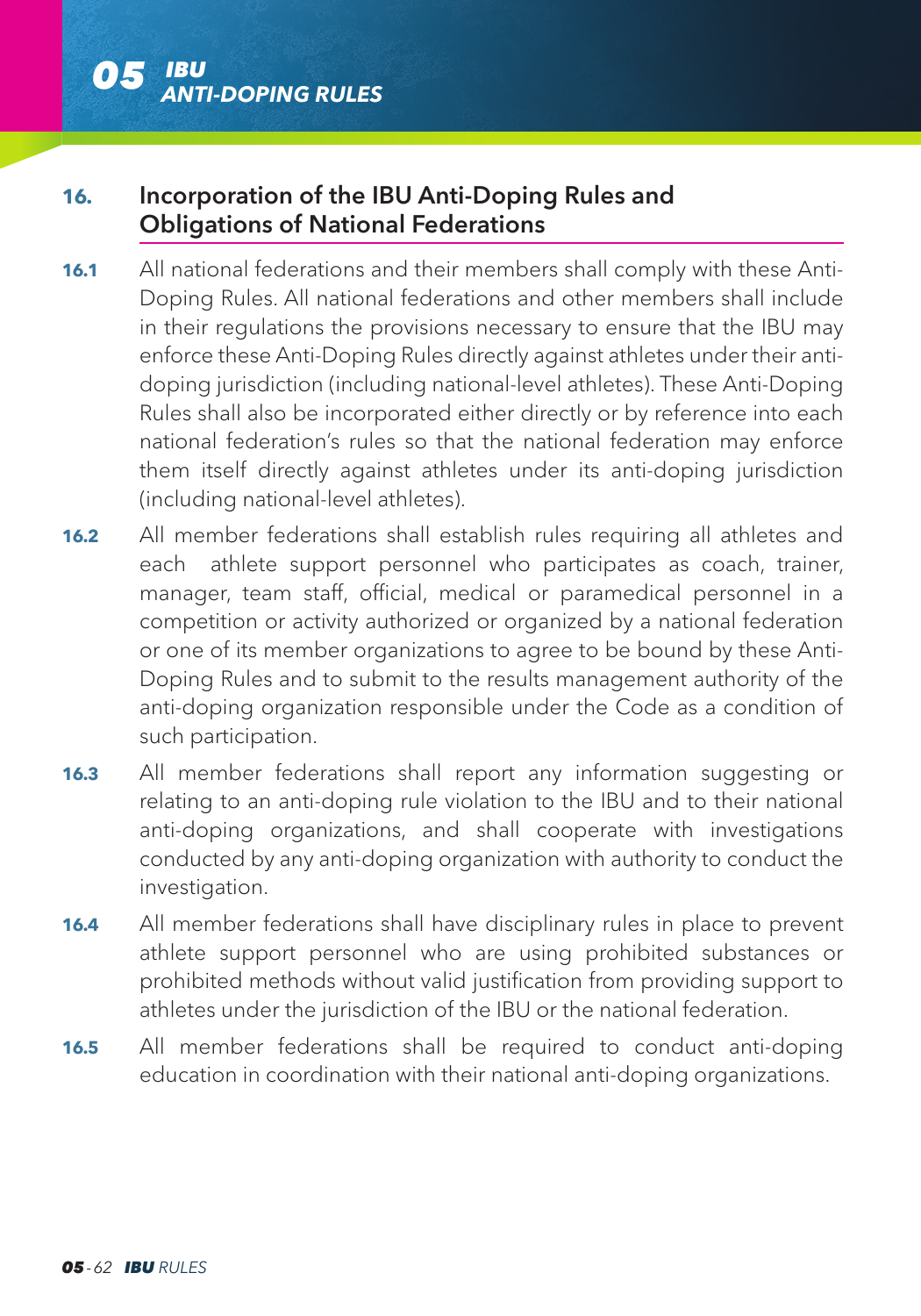## 16. Incorporation of the IBU Anti-Doping Rules and Obligations of National Federations

**16.1** All national federations and their members shall comply with these Anti-Doping Rules. All national federations and other members shall include in their regulations the provisions necessary to ensure that the IBU may enforce these Anti-Doping Rules directly against athletes under their anti-doping jurisdiction (including national-level athletes). These Anti-Doping Rules shall also be incorporated either directly or by reference into each national federation's rules so that the national federation may enforce them itself directly against athletes under its anti-doping jurisdiction (including national-level athletes).

**16.2** All member federations shall establish rules requiring all athletes and each athlete support personnel who participates as coach, trainer, manager, team staff, official, medical or paramedical personnel in a competition or activity authorized or organized by a national federation or one of its member organizations to agree to be bound by these Anti-Doping Rules and to submit to the results management authority of the anti-doping organization responsible under the Code as a condition of such participation.

**16.3** All member federations shall report any information suggesting or relating to an anti-doping rule violation to the IBU and to their national anti-doping organizations, and shall cooperate with investigations conducted by any anti-doping organization with authority to conduct the investigation.

**16.4** All member federations shall have disciplinary rules in place to prevent athlete support personnel who are using prohibited substances or prohibited methods without valid justification from providing support to athletes under the jurisdiction of the IBU or the national federation.

**16.5** All member federations shall be required to conduct anti-doping education in coordination with their national anti-doping organizations.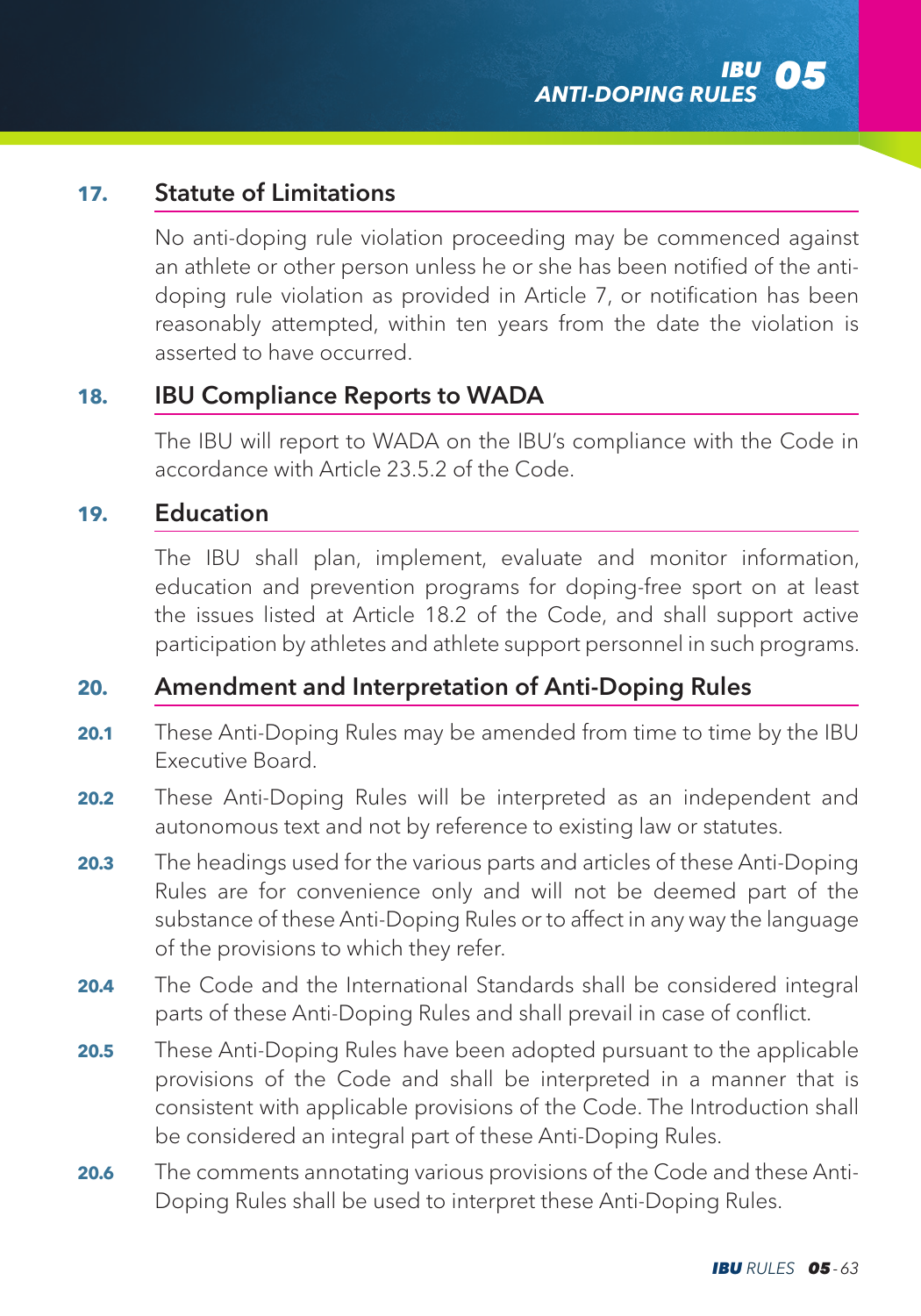## 17. Statute of Limitations

No anti-doping rule violation proceeding may be commenced against an athlete or other person unless he or she has been notified of the anti-doping rule violation as provided in Article 7, or notification has been reasonably attempted, within ten years from the date the violation is asserted to have occurred.

## 18. IBU Compliance Reports to WADA

The IBU will report to WADA on the IBU's compliance with the Code in accordance with Article 23.5.2 of the Code.

## 19. Education

The IBU shall plan, implement, evaluate and monitor information, education and prevention programs for doping-free sport on at least the issues listed at Article 18.2 of the Code, and shall support active participation by athletes and athlete support personnel in such programs.

## 20. Amendment and Interpretation of Anti-Doping Rules

**20.1** These Anti-Doping Rules may be amended from time to time by the IBU Executive Board.

**20.2** These Anti-Doping Rules will be interpreted as an independent and autonomous text and not by reference to existing law or statutes.

**20.3** The headings used for the various parts and articles of these Anti-Doping Rules are for convenience only and will not be deemed part of the substance of these Anti-Doping Rules or to affect in any way the language of the provisions to which they refer.

**20.4** The Code and the International Standards shall be considered integral parts of these Anti-Doping Rules and shall prevail in case of conflict.

**20.5** These Anti-Doping Rules have been adopted pursuant to the applicable provisions of the Code and shall be interpreted in a manner that is consistent with applicable provisions of the Code. The Introduction shall be considered an integral part of these Anti-Doping Rules.

**20.6** The comments annotating various provisions of the Code and these Anti-Doping Rules shall be used to interpret these Anti-Doping Rules.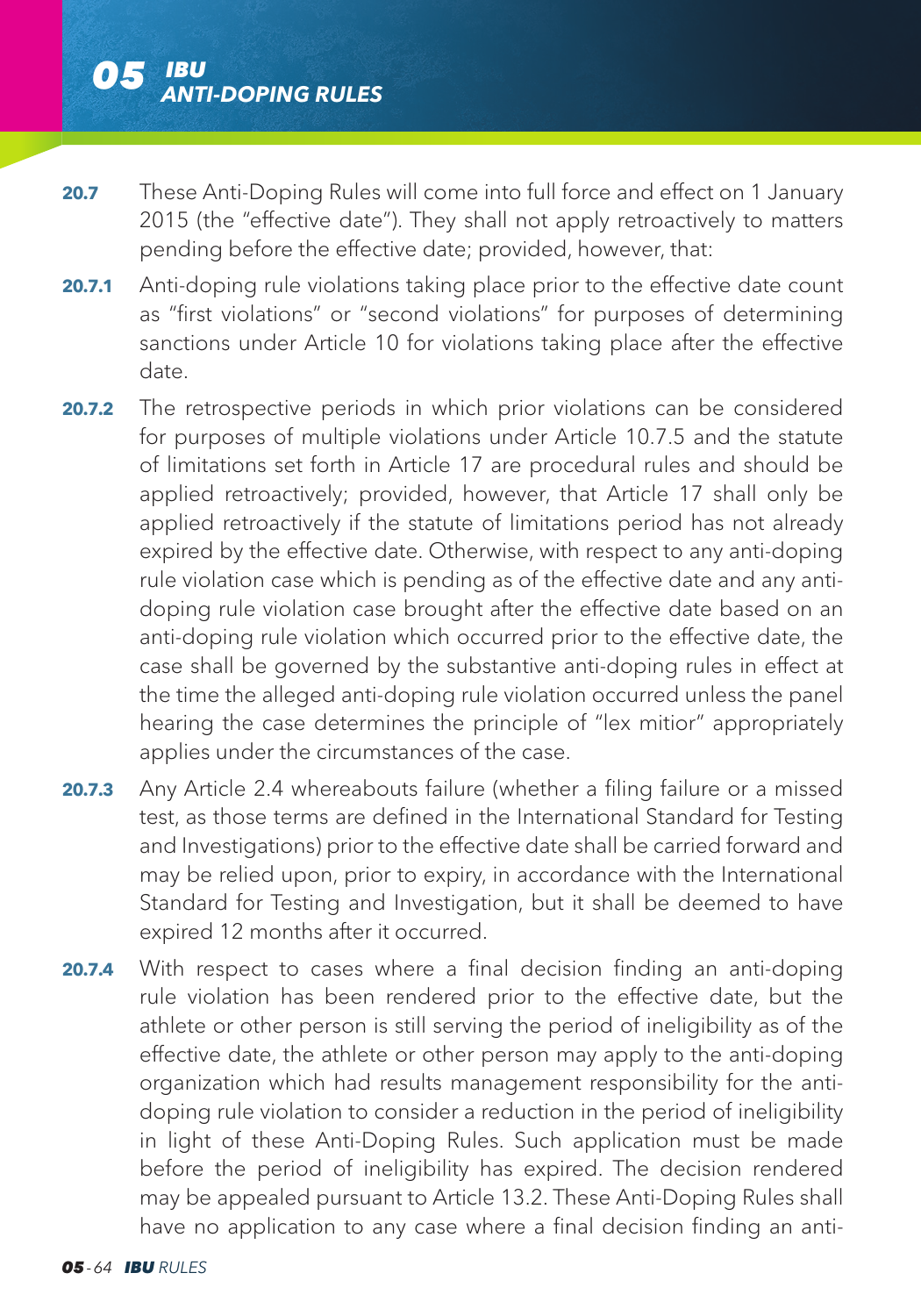**20.7** These Anti-Doping Rules will come into full force and effect on 1 January 2015 (the "effective date"). They shall not apply retroactively to matters pending before the effective date; provided, however, that:

**20.7.1** Anti-doping rule violations taking place prior to the effective date count as "first violations" or "second violations" for purposes of determining sanctions under Article 10 for violations taking place after the effective date.

**20.7.2** The retrospective periods in which prior violations can be considered for purposes of multiple violations under Article 10.7.5 and the statute of limitations set forth in Article 17 are procedural rules and should be applied retroactively; provided, however, that Article 17 shall only be applied retroactively if the statute of limitations period has not already expired by the effective date. Otherwise, with respect to any anti-doping rule violation case which is pending as of the effective date and any anti-doping rule violation case brought after the effective date based on an anti-doping rule violation which occurred prior to the effective date, the case shall be governed by the substantive anti-doping rules in effect at the time the alleged anti-doping rule violation occurred unless the panel hearing the case determines the principle of "lex mitior" appropriately applies under the circumstances of the case.

**20.7.3** Any Article 2.4 whereabouts failure (whether a filing failure or a missed test, as those terms are defined in the International Standard for Testing and Investigations) prior to the effective date shall be carried forward and may be relied upon, prior to expiry, in accordance with the International Standard for Testing and Investigation, but it shall be deemed to have expired 12 months after it occurred.

**20.7.4** With respect to cases where a final decision finding an anti-doping rule violation has been rendered prior to the effective date, but the athlete or other person is still serving the period of ineligibility as of the effective date, the athlete or other person may apply to the anti-doping organization which had results management responsibility for the anti-doping rule violation to consider a reduction in the period of ineligibility in light of these Anti-Doping Rules. Such application must be made before the period of ineligibility has expired. The decision rendered may be appealed pursuant to Article 13.2. These Anti-Doping Rules shall have no application to any case where a final decision finding an anti-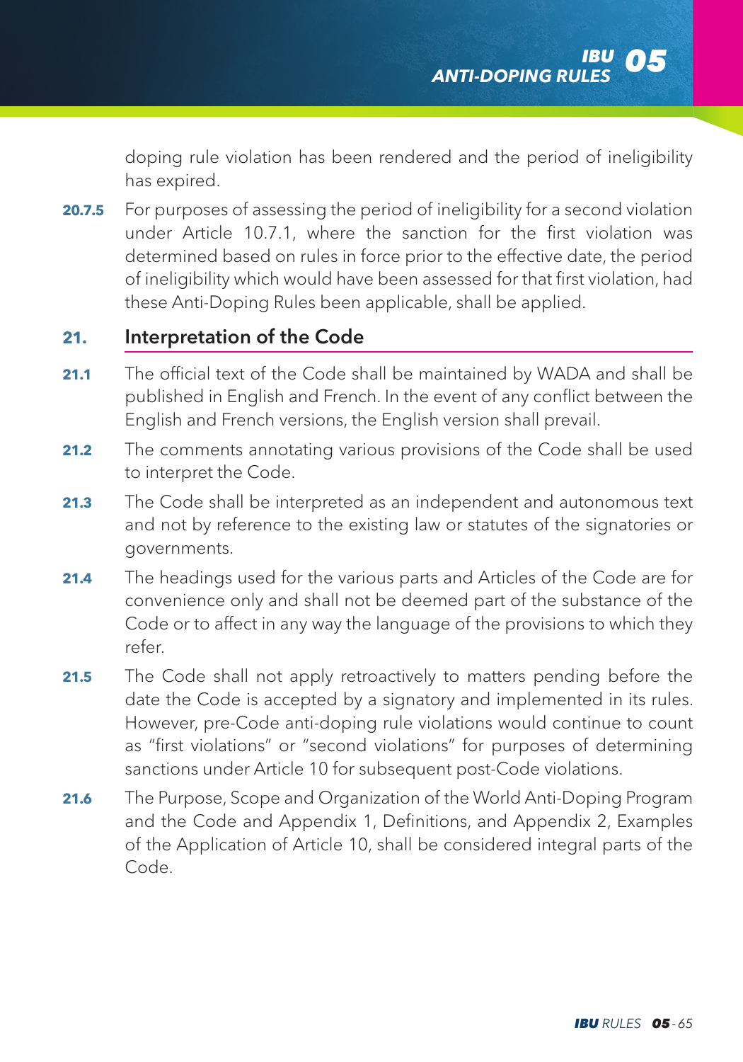doping rule violation has been rendered and the period of ineligibility has expired.

**20.7.5** For purposes of assessing the period of ineligibility for a second violation under Article 10.7.1, where the sanction for the first violation was determined based on rules in force prior to the effective date, the period of ineligibility which would have been assessed for that first violation, had these Anti-Doping Rules been applicable, shall be applied.

## 21. Interpretation of the Code

**21.1** The official text of the Code shall be maintained by WADA and shall be published in English and French. In the event of any conflict between the English and French versions, the English version shall prevail.

**21.2** The comments annotating various provisions of the Code shall be used to interpret the Code.

**21.3** The Code shall be interpreted as an independent and autonomous text and not by reference to the existing law or statutes of the signatories or governments.

**21.4** The headings used for the various parts and Articles of the Code are for convenience only and shall not be deemed part of the substance of the Code or to affect in any way the language of the provisions to which they refer.

**21.5** The Code shall not apply retroactively to matters pending before the date the Code is accepted by a signatory and implemented in its rules. However, pre-Code anti-doping rule violations would continue to count as "first violations" or "second violations" for purposes of determining sanctions under Article 10 for subsequent post-Code violations.

**21.6** The Purpose, Scope and Organization of the World Anti-Doping Program and the Code and Appendix 1, Definitions, and Appendix 2, Examples of the Application of Article 10, shall be considered integral parts of the Code.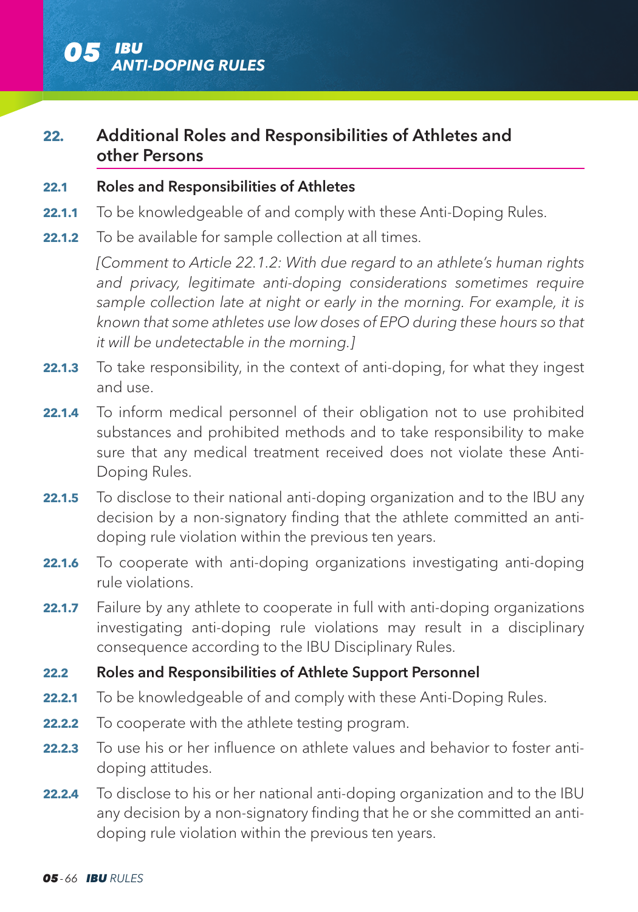## 22. Additional Roles and Responsibilities of Athletes and other Persons

### 22.1 Roles and Responsibilities of Athletes

**22.1.1** To be knowledgeable of and comply with these Anti-Doping Rules.

**22.1.2** To be available for sample collection at all times.

*[Comment to Article 22.1.2: With due regard to an athlete's human rights and privacy, legitimate anti-doping considerations sometimes require sample collection late at night or early in the morning. For example, it is known that some athletes use low doses of EPO during these hours so that it will be undetectable in the morning.]*

**22.1.3** To take responsibility, in the context of anti-doping, for what they ingest and use.

**22.1.4** To inform medical personnel of their obligation not to use prohibited substances and prohibited methods and to take responsibility to make sure that any medical treatment received does not violate these Anti-Doping Rules.

**22.1.5** To disclose to their national anti-doping organization and to the IBU any decision by a non-signatory finding that the athlete committed an anti-doping rule violation within the previous ten years.

**22.1.6** To cooperate with anti-doping organizations investigating anti-doping rule violations.

**22.1.7** Failure by any athlete to cooperate in full with anti-doping organizations investigating anti-doping rule violations may result in a disciplinary consequence according to the IBU Disciplinary Rules.

### 22.2 Roles and Responsibilities of Athlete Support Personnel

**22.2.1** To be knowledgeable of and comply with these Anti-Doping Rules.

**22.2.2** To cooperate with the athlete testing program.

**22.2.3** To use his or her influence on athlete values and behavior to foster anti-doping attitudes.

**22.2.4** To disclose to his or her national anti-doping organization and to the IBU any decision by a non-signatory finding that he or she committed an anti-doping rule violation within the previous ten years.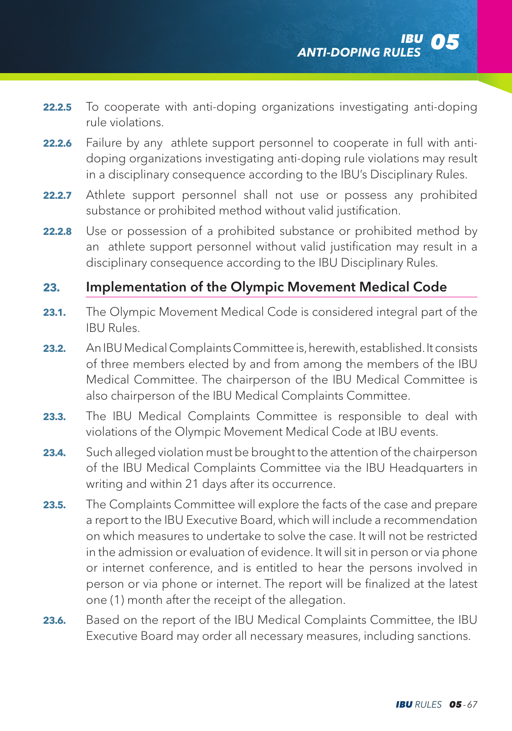**22.2.5** To cooperate with anti-doping organizations investigating anti-doping rule violations.

**22.2.6** Failure by any athlete support personnel to cooperate in full with anti-doping organizations investigating anti-doping rule violations may result in a disciplinary consequence according to the IBU's Disciplinary Rules.

**22.2.7** Athlete support personnel shall not use or possess any prohibited substance or prohibited method without valid justification.

**22.2.8** Use or possession of a prohibited substance or prohibited method by an athlete support personnel without valid justification may result in a disciplinary consequence according to the IBU Disciplinary Rules.

## 23. Implementation of the Olympic Movement Medical Code

**23.1.** The Olympic Movement Medical Code is considered integral part of the IBU Rules.

**23.2.** An IBU Medical Complaints Committee is, herewith, established. It consists of three members elected by and from among the members of the IBU Medical Committee. The chairperson of the IBU Medical Committee is also chairperson of the IBU Medical Complaints Committee.

**23.3.** The IBU Medical Complaints Committee is responsible to deal with violations of the Olympic Movement Medical Code at IBU events.

**23.4.** Such alleged violation must be brought to the attention of the chairperson of the IBU Medical Complaints Committee via the IBU Headquarters in writing and within 21 days after its occurrence.

**23.5.** The Complaints Committee will explore the facts of the case and prepare a report to the IBU Executive Board, which will include a recommendation on which measures to undertake to solve the case. It will not be restricted in the admission or evaluation of evidence. It will sit in person or via phone or internet conference, and is entitled to hear the persons involved in person or via phone or internet. The report will be finalized at the latest one (1) month after the receipt of the allegation.

**23.6.** Based on the report of the IBU Medical Complaints Committee, the IBU Executive Board may order all necessary measures, including sanctions.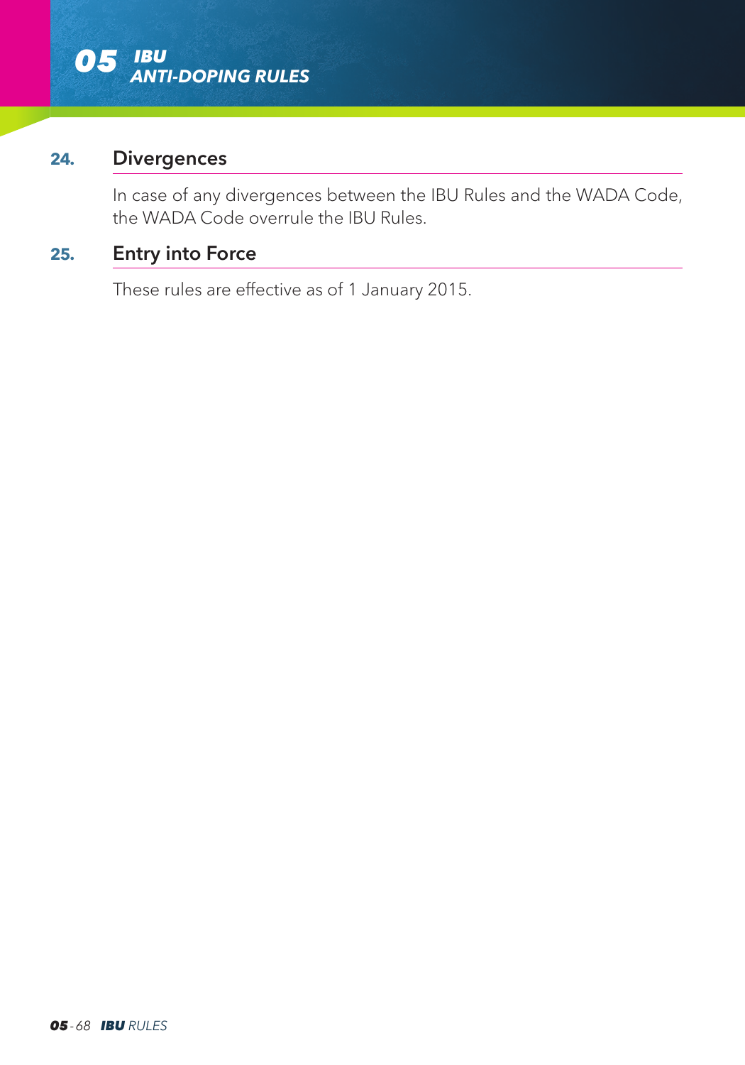## 24. Divergences

In case of any divergences between the IBU Rules and the WADA Code, the WADA Code overrule the IBU Rules.

## 25. Entry into Force

These rules are effective as of 1 January 2015.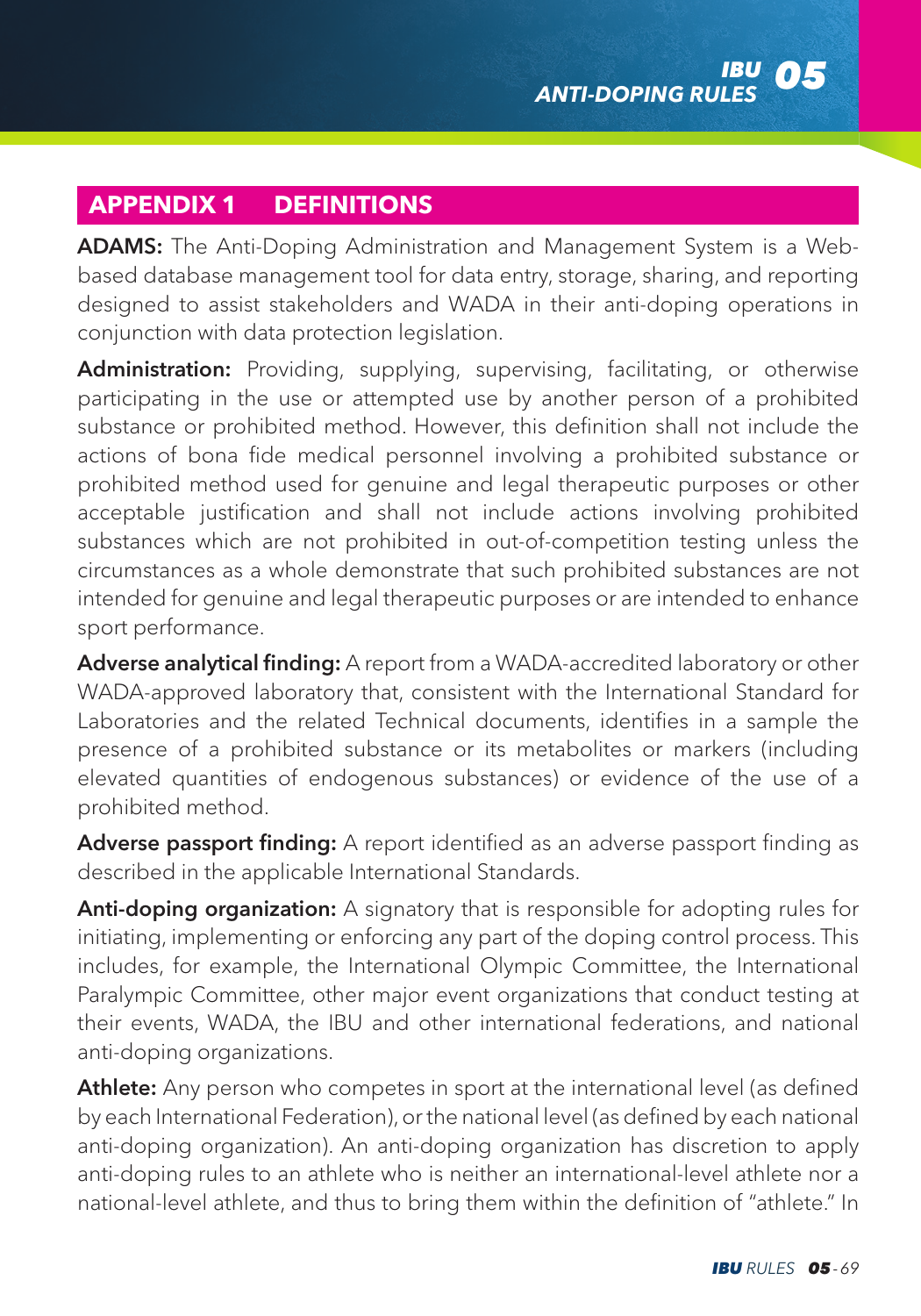## APPENDIX 1 DEFINITIONS

**ADAMS:** The Anti-Doping Administration and Management System is a Web-based database management tool for data entry, storage, sharing, and reporting designed to assist stakeholders and WADA in their anti-doping operations in conjunction with data protection legislation.

**Administration:** Providing, supplying, supervising, facilitating, or otherwise participating in the use or attempted use by another person of a prohibited substance or prohibited method. However, this definition shall not include the actions of bona fide medical personnel involving a prohibited substance or prohibited method used for genuine and legal therapeutic purposes or other acceptable justification and shall not include actions involving prohibited substances which are not prohibited in out-of-competition testing unless the circumstances as a whole demonstrate that such prohibited substances are not intended for genuine and legal therapeutic purposes or are intended to enhance sport performance.

**Adverse analytical finding:** A report from a WADA-accredited laboratory or other WADA-approved laboratory that, consistent with the International Standard for Laboratories and the related Technical documents, identifies in a sample the presence of a prohibited substance or its metabolites or markers (including elevated quantities of endogenous substances) or evidence of the use of a prohibited method.

**Adverse passport finding:** A report identified as an adverse passport finding as described in the applicable International Standards.

**Anti-doping organization:** A signatory that is responsible for adopting rules for initiating, implementing or enforcing any part of the doping control process. This includes, for example, the International Olympic Committee, the International Paralympic Committee, other major event organizations that conduct testing at their events, WADA, the IBU and other international federations, and national anti-doping organizations.

**Athlete:** Any person who competes in sport at the international level (as defined by each International Federation), or the national level (as defined by each national anti-doping organization). An anti-doping organization has discretion to apply anti-doping rules to an athlete who is neither an international-level athlete nor a national-level athlete, and thus to bring them within the definition of "athlete." In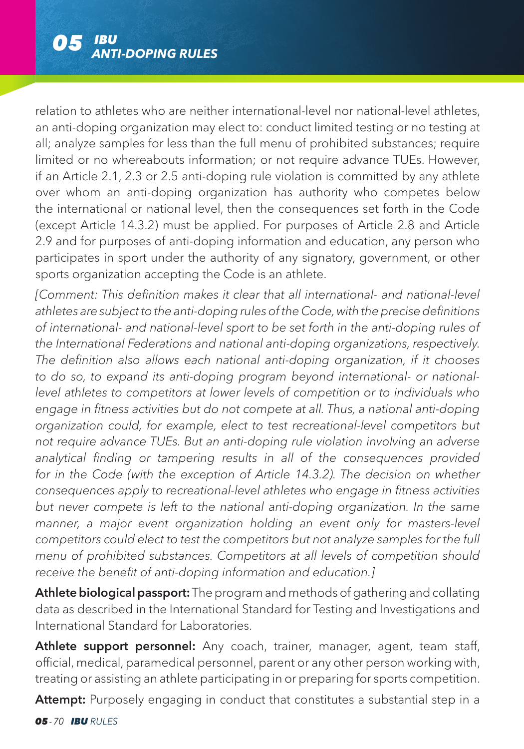relation to athletes who are neither international-level nor national-level athletes, an anti-doping organization may elect to: conduct limited testing or no testing at all; analyze samples for less than the full menu of prohibited substances; require limited or no whereabouts information; or not require advance TUEs. However, if an Article 2.1, 2.3 or 2.5 anti-doping rule violation is committed by any athlete over whom an anti-doping organization has authority who competes below the international or national level, then the consequences set forth in the Code (except Article 14.3.2) must be applied. For purposes of Article 2.8 and Article 2.9 and for purposes of anti-doping information and education, any person who participates in sport under the authority of any signatory, government, or other sports organization accepting the Code is an athlete.

*[Comment: This definition makes it clear that all international- and national-level athletes are subject to the anti-doping rules of the Code, with the precise definitions of international- and national-level sport to be set forth in the anti-doping rules of the International Federations and national anti-doping organizations, respectively. The definition also allows each national anti-doping organization, if it chooses to do so, to expand its anti-doping program beyond international- or national-level athletes to competitors at lower levels of competition or to individuals who engage in fitness activities but do not compete at all. Thus, a national anti-doping organization could, for example, elect to test recreational-level competitors but not require advance TUEs. But an anti-doping rule violation involving an adverse analytical finding or tampering results in all of the consequences provided for in the Code (with the exception of Article 14.3.2). The decision on whether consequences apply to recreational-level athletes who engage in fitness activities but never compete is left to the national anti-doping organization. In the same manner, a major event organization holding an event only for masters-level competitors could elect to test the competitors but not analyze samples for the full menu of prohibited substances. Competitors at all levels of competition should receive the benefit of anti-doping information and education.]*

**Athlete biological passport:** The program and methods of gathering and collating data as described in the International Standard for Testing and Investigations and International Standard for Laboratories.

**Athlete support personnel:** Any coach, trainer, manager, agent, team staff, official, medical, paramedical personnel, parent or any other person working with, treating or assisting an athlete participating in or preparing for sports competition.

**Attempt:** Purposely engaging in conduct that constitutes a substantial step in a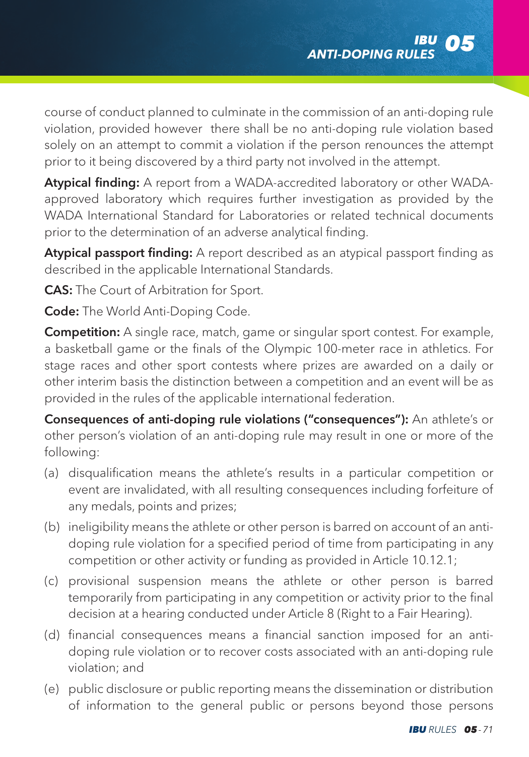course of conduct planned to culminate in the commission of an anti-doping rule violation, provided however there shall be no anti-doping rule violation based solely on an attempt to commit a violation if the person renounces the attempt prior to it being discovered by a third party not involved in the attempt.

**Atypical finding:** A report from a WADA-accredited laboratory or other WADA-approved laboratory which requires further investigation as provided by the WADA International Standard for Laboratories or related technical documents prior to the determination of an adverse analytical finding.

**Atypical passport finding:** A report described as an atypical passport finding as described in the applicable International Standards.

**CAS:** The Court of Arbitration for Sport.

**Code:** The World Anti-Doping Code.

**Competition:** A single race, match, game or singular sport contest. For example, a basketball game or the finals of the Olympic 100-meter race in athletics. For stage races and other sport contests where prizes are awarded on a daily or other interim basis the distinction between a competition and an event will be as provided in the rules of the applicable international federation.

**Consequences of anti-doping rule violations ("consequences"):** An athlete's or other person's violation of an anti-doping rule may result in one or more of the following:

(a) disqualification means the athlete's results in a particular competition or event are invalidated, with all resulting consequences including forfeiture of any medals, points and prizes;

(b) ineligibility means the athlete or other person is barred on account of an anti-doping rule violation for a specified period of time from participating in any competition or other activity or funding as provided in Article 10.12.1;

(c) provisional suspension means the athlete or other person is barred temporarily from participating in any competition or activity prior to the final decision at a hearing conducted under Article 8 (Right to a Fair Hearing).

(d) financial consequences means a financial sanction imposed for an anti-doping rule violation or to recover costs associated with an anti-doping rule violation; and

(e) public disclosure or public reporting means the dissemination or distribution of information to the general public or persons beyond those persons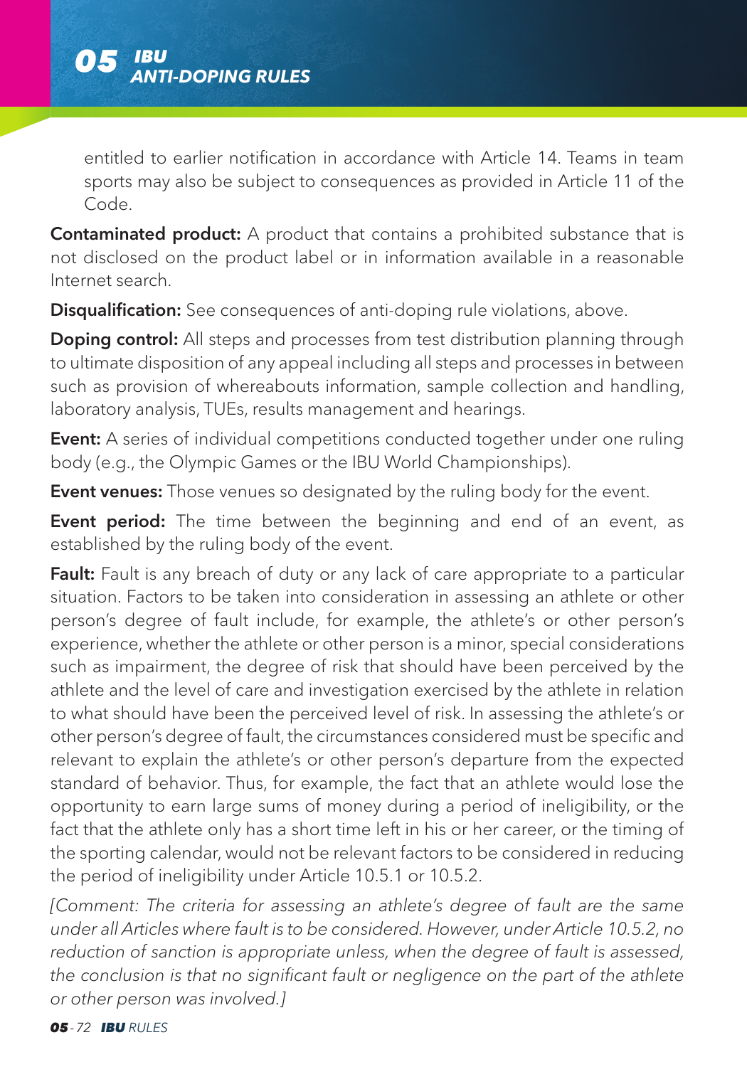entitled to earlier notification in accordance with Article 14. Teams in team sports may also be subject to consequences as provided in Article 11 of the Code.

**Contaminated product:** A product that contains a prohibited substance that is not disclosed on the product label or in information available in a reasonable Internet search.

**Disqualification:** See consequences of anti-doping rule violations, above.

**Doping control:** All steps and processes from test distribution planning through to ultimate disposition of any appeal including all steps and processes in between such as provision of whereabouts information, sample collection and handling, laboratory analysis, TUEs, results management and hearings.

**Event:** A series of individual competitions conducted together under one ruling body (e.g., the Olympic Games or the IBU World Championships).

**Event venues:** Those venues so designated by the ruling body for the event.

**Event period:** The time between the beginning and end of an event, as established by the ruling body of the event.

**Fault:** Fault is any breach of duty or any lack of care appropriate to a particular situation. Factors to be taken into consideration in assessing an athlete or other person's degree of fault include, for example, the athlete's or other person's experience, whether the athlete or other person is a minor, special considerations such as impairment, the degree of risk that should have been perceived by the athlete and the level of care and investigation exercised by the athlete in relation to what should have been the perceived level of risk. In assessing the athlete's or other person's degree of fault, the circumstances considered must be specific and relevant to explain the athlete's or other person's departure from the expected standard of behavior. Thus, for example, the fact that an athlete would lose the opportunity to earn large sums of money during a period of ineligibility, or the fact that the athlete only has a short time left in his or her career, or the timing of the sporting calendar, would not be relevant factors to be considered in reducing the period of ineligibility under Article 10.5.1 or 10.5.2.

*[Comment: The criteria for assessing an athlete's degree of fault are the same under all Articles where fault is to be considered. However, under Article 10.5.2, no reduction of sanction is appropriate unless, when the degree of fault is assessed, the conclusion is that no significant fault or negligence on the part of the athlete or other person was involved.]*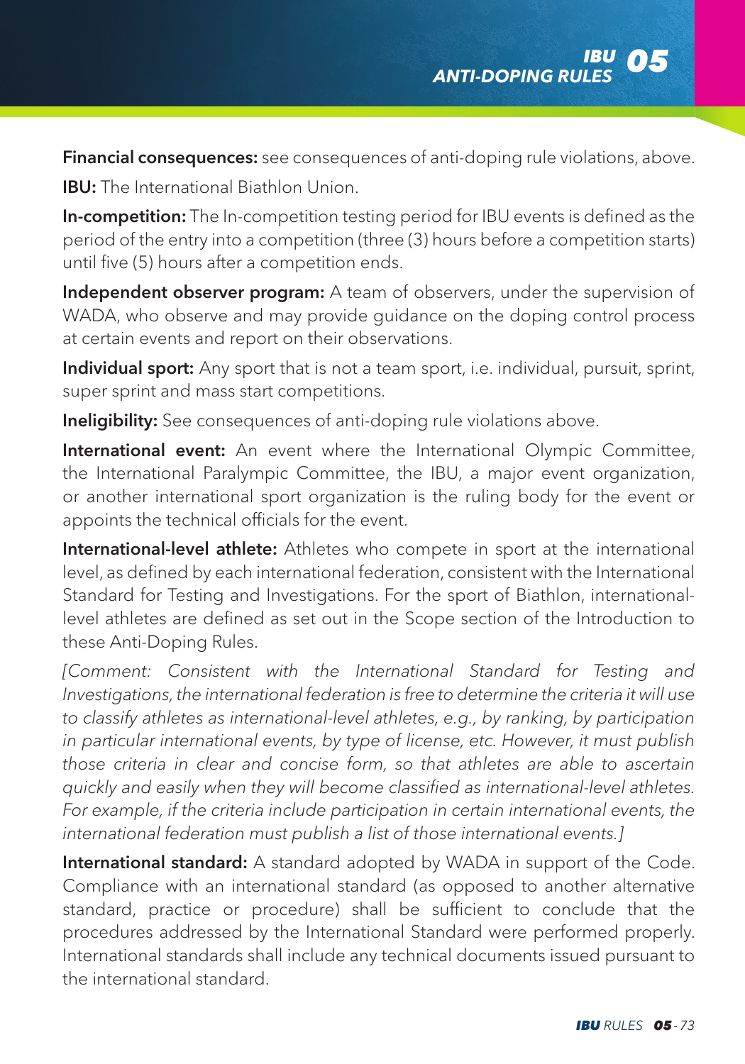**Financial consequences:** see consequences of anti-doping rule violations, above.

**IBU:** The International Biathlon Union.

**In-competition:** The In-competition testing period for IBU events is defined as the period of the entry into a competition (three (3) hours before a competition starts) until five (5) hours after a competition ends.

**Independent observer program:** A team of observers, under the supervision of WADA, who observe and may provide guidance on the doping control process at certain events and report on their observations.

**Individual sport:** Any sport that is not a team sport, i.e. individual, pursuit, sprint, super sprint and mass start competitions.

**Ineligibility:** See consequences of anti-doping rule violations above.

**International event:** An event where the International Olympic Committee, the International Paralympic Committee, the IBU, a major event organization, or another international sport organization is the ruling body for the event or appoints the technical officials for the event.

**International-level athlete:** Athletes who compete in sport at the international level, as defined by each international federation, consistent with the International Standard for Testing and Investigations. For the sport of Biathlon, international-level athletes are defined as set out in the Scope section of the Introduction to these Anti-Doping Rules.

*[Comment: Consistent with the International Standard for Testing and Investigations, the international federation is free to determine the criteria it will use to classify athletes as international-level athletes, e.g., by ranking, by participation in particular international events, by type of license, etc. However, it must publish those criteria in clear and concise form, so that athletes are able to ascertain quickly and easily when they will become classified as international-level athletes. For example, if the criteria include participation in certain international events, the international federation must publish a list of those international events.]*

**International standard:** A standard adopted by WADA in support of the Code. Compliance with an international standard (as opposed to another alternative standard, practice or procedure) shall be sufficient to conclude that the procedures addressed by the International Standard were performed properly. International standards shall include any technical documents issued pursuant to the international standard.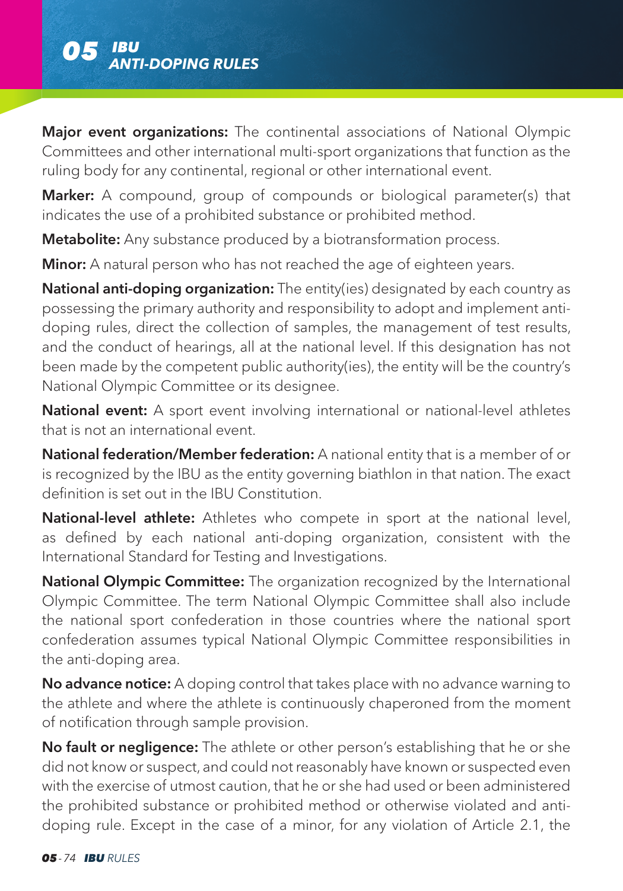**Major event organizations:** The continental associations of National Olympic Committees and other international multi-sport organizations that function as the ruling body for any continental, regional or other international event.

**Marker:** A compound, group of compounds or biological parameter(s) that indicates the use of a prohibited substance or prohibited method.

**Metabolite:** Any substance produced by a biotransformation process.

**Minor:** A natural person who has not reached the age of eighteen years.

**National anti-doping organization:** The entity(ies) designated by each country as possessing the primary authority and responsibility to adopt and implement anti-doping rules, direct the collection of samples, the management of test results, and the conduct of hearings, all at the national level. If this designation has not been made by the competent public authority(ies), the entity will be the country's National Olympic Committee or its designee.

**National event:** A sport event involving international or national-level athletes that is not an international event.

**National federation/Member federation:** A national entity that is a member of or is recognized by the IBU as the entity governing biathlon in that nation. The exact definition is set out in the IBU Constitution.

**National-level athlete:** Athletes who compete in sport at the national level, as defined by each national anti-doping organization, consistent with the International Standard for Testing and Investigations.

**National Olympic Committee:** The organization recognized by the International Olympic Committee. The term National Olympic Committee shall also include the national sport confederation in those countries where the national sport confederation assumes typical National Olympic Committee responsibilities in the anti-doping area.

**No advance notice:** A doping control that takes place with no advance warning to the athlete and where the athlete is continuously chaperoned from the moment of notification through sample provision.

**No fault or negligence:** The athlete or other person's establishing that he or she did not know or suspect, and could not reasonably have known or suspected even with the exercise of utmost caution, that he or she had used or been administered the prohibited substance or prohibited method or otherwise violated and anti-doping rule. Except in the case of a minor, for any violation of Article 2.1, the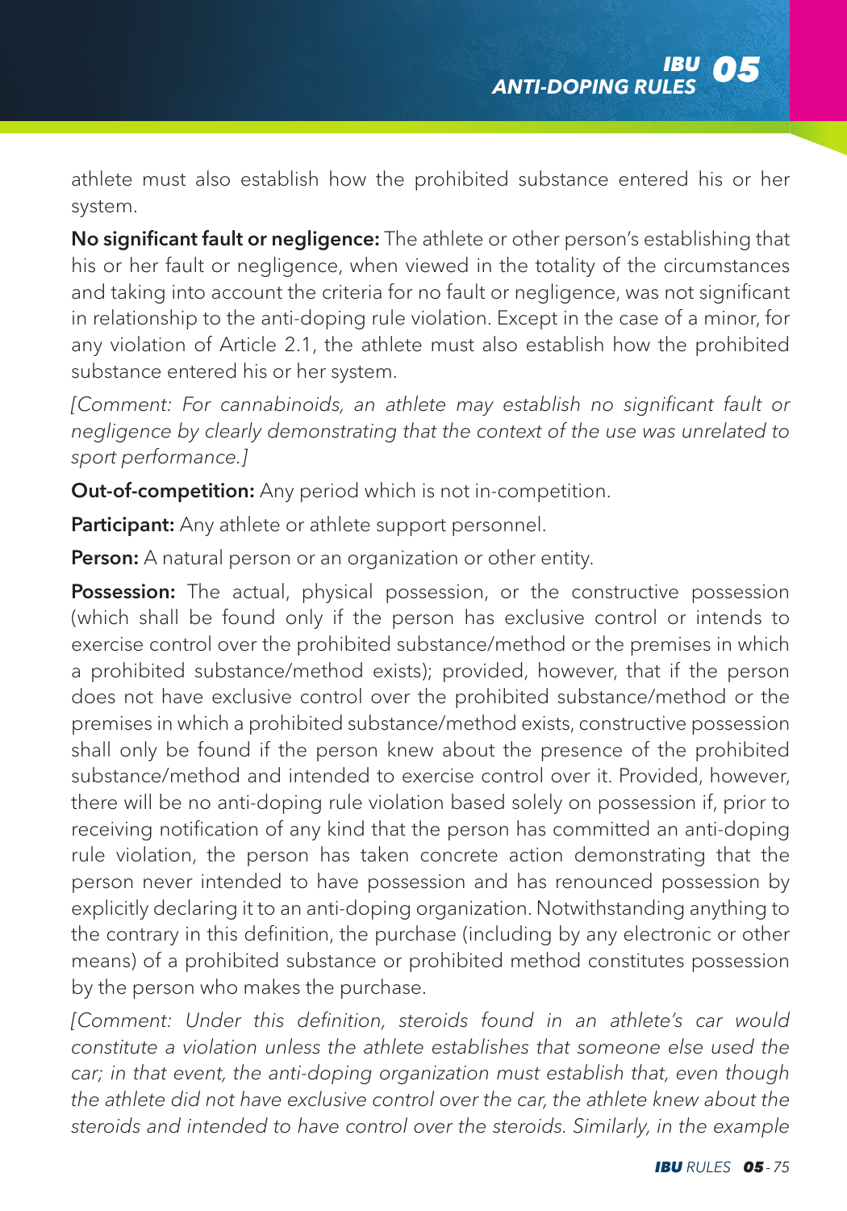athlete must also establish how the prohibited substance entered his or her system.

**No significant fault or negligence:** The athlete or other person's establishing that his or her fault or negligence, when viewed in the totality of the circumstances and taking into account the criteria for no fault or negligence, was not significant in relationship to the anti-doping rule violation. Except in the case of a minor, for any violation of Article 2.1, the athlete must also establish how the prohibited substance entered his or her system.

*[Comment: For cannabinoids, an athlete may establish no significant fault or negligence by clearly demonstrating that the context of the use was unrelated to sport performance.]*

**Out-of-competition:** Any period which is not in-competition.

**Participant:** Any athlete or athlete support personnel.

**Person:** A natural person or an organization or other entity.

**Possession:** The actual, physical possession, or the constructive possession (which shall be found only if the person has exclusive control or intends to exercise control over the prohibited substance/method or the premises in which a prohibited substance/method exists); provided, however, that if the person does not have exclusive control over the prohibited substance/method or the premises in which a prohibited substance/method exists, constructive possession shall only be found if the person knew about the presence of the prohibited substance/method and intended to exercise control over it. Provided, however, there will be no anti-doping rule violation based solely on possession if, prior to receiving notification of any kind that the person has committed an anti-doping rule violation, the person has taken concrete action demonstrating that the person never intended to have possession and has renounced possession by explicitly declaring it to an anti-doping organization. Notwithstanding anything to the contrary in this definition, the purchase (including by any electronic or other means) of a prohibited substance or prohibited method constitutes possession by the person who makes the purchase.

*[Comment: Under this definition, steroids found in an athlete's car would constitute a violation unless the athlete establishes that someone else used the car; in that event, the anti-doping organization must establish that, even though the athlete did not have exclusive control over the car, the athlete knew about the steroids and intended to have control over the steroids. Similarly, in the example*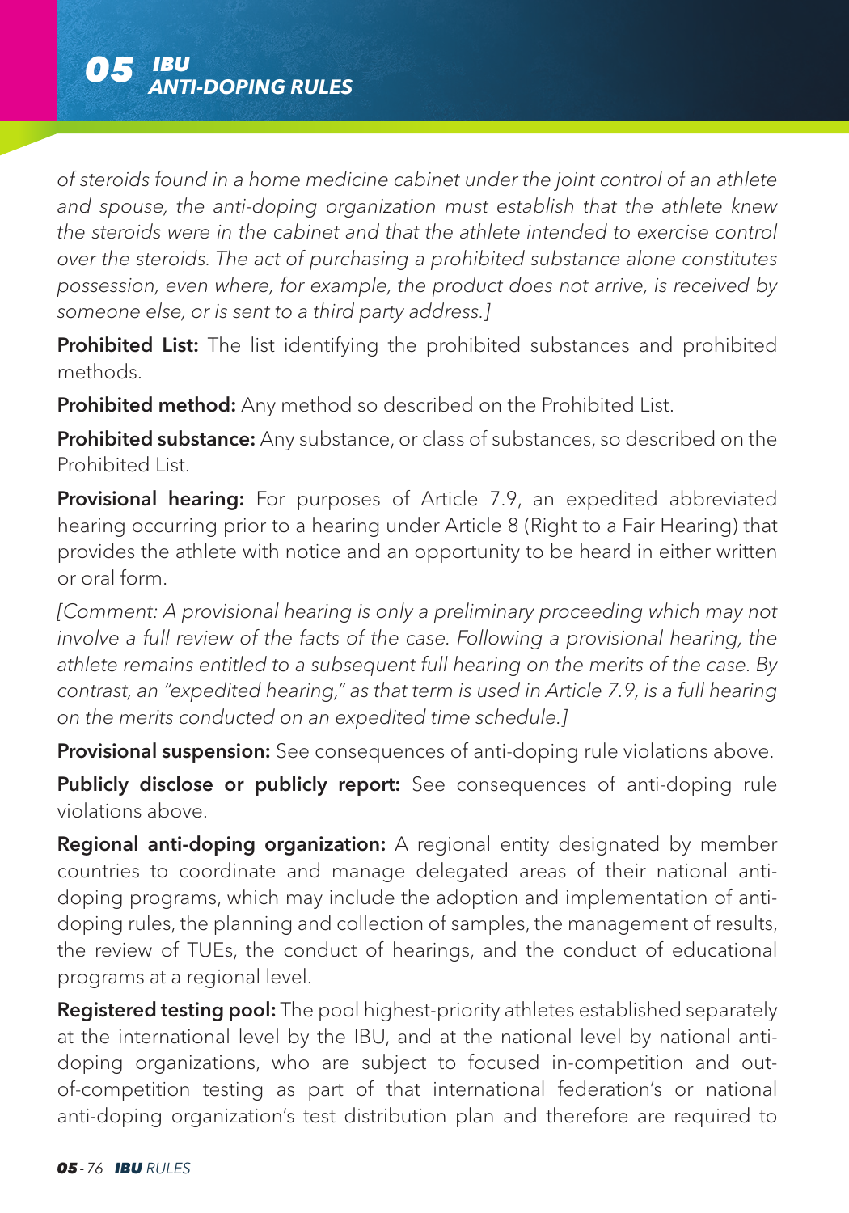*of steroids found in a home medicine cabinet under the joint control of an athlete and spouse, the anti-doping organization must establish that the athlete knew the steroids were in the cabinet and that the athlete intended to exercise control over the steroids. The act of purchasing a prohibited substance alone constitutes possession, even where, for example, the product does not arrive, is received by someone else, or is sent to a third party address.]*

**Prohibited List:** The list identifying the prohibited substances and prohibited methods.

**Prohibited method:** Any method so described on the Prohibited List.

**Prohibited substance:** Any substance, or class of substances, so described on the Prohibited List.

**Provisional hearing:** For purposes of Article 7.9, an expedited abbreviated hearing occurring prior to a hearing under Article 8 (Right to a Fair Hearing) that provides the athlete with notice and an opportunity to be heard in either written or oral form.

*[Comment: A provisional hearing is only a preliminary proceeding which may not involve a full review of the facts of the case. Following a provisional hearing, the athlete remains entitled to a subsequent full hearing on the merits of the case. By contrast, an "expedited hearing," as that term is used in Article 7.9, is a full hearing on the merits conducted on an expedited time schedule.]*

**Provisional suspension:** See consequences of anti-doping rule violations above.

**Publicly disclose or publicly report:** See consequences of anti-doping rule violations above.

**Regional anti-doping organization:** A regional entity designated by member countries to coordinate and manage delegated areas of their national anti-doping programs, which may include the adoption and implementation of anti-doping rules, the planning and collection of samples, the management of results, the review of TUEs, the conduct of hearings, and the conduct of educational programs at a regional level.

**Registered testing pool:** The pool highest-priority athletes established separately at the international level by the IBU, and at the national level by national anti-doping organizations, who are subject to focused in-competition and out-of-competition testing as part of that international federation's or national anti-doping organization's test distribution plan and therefore are required to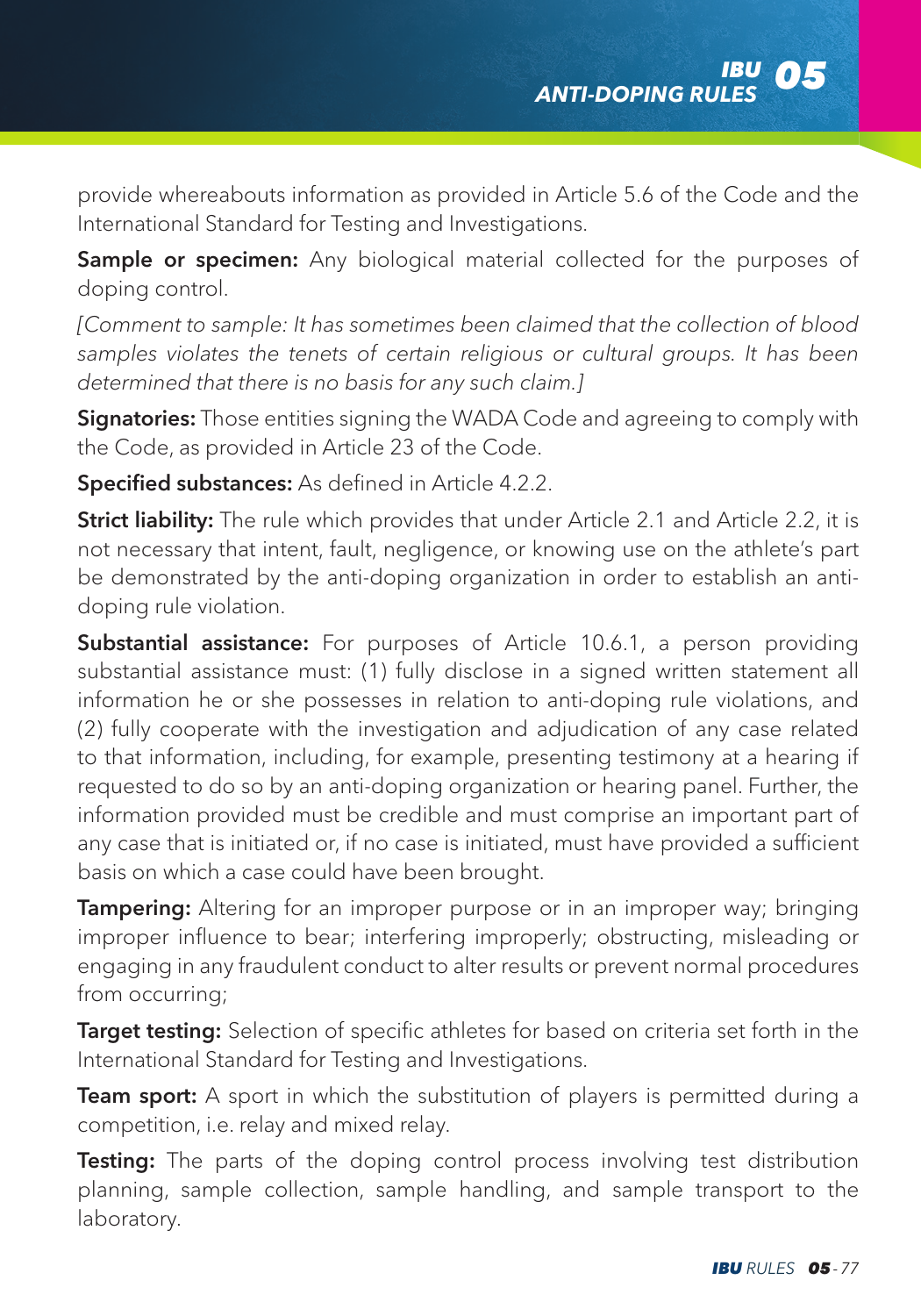provide whereabouts information as provided in Article 5.6 of the Code and the International Standard for Testing and Investigations.

**Sample or specimen:** Any biological material collected for the purposes of doping control.

*[Comment to sample: It has sometimes been claimed that the collection of blood samples violates the tenets of certain religious or cultural groups. It has been determined that there is no basis for any such claim.]*

**Signatories:** Those entities signing the WADA Code and agreeing to comply with the Code, as provided in Article 23 of the Code.

**Specified substances:** As defined in Article 4.2.2.

**Strict liability:** The rule which provides that under Article 2.1 and Article 2.2, it is not necessary that intent, fault, negligence, or knowing use on the athlete's part be demonstrated by the anti-doping organization in order to establish an anti-doping rule violation.

**Substantial assistance:** For purposes of Article 10.6.1, a person providing substantial assistance must: (1) fully disclose in a signed written statement all information he or she possesses in relation to anti-doping rule violations, and (2) fully cooperate with the investigation and adjudication of any case related to that information, including, for example, presenting testimony at a hearing if requested to do so by an anti-doping organization or hearing panel. Further, the information provided must be credible and must comprise an important part of any case that is initiated or, if no case is initiated, must have provided a sufficient basis on which a case could have been brought.

**Tampering:** Altering for an improper purpose or in an improper way; bringing improper influence to bear; interfering improperly; obstructing, misleading or engaging in any fraudulent conduct to alter results or prevent normal procedures from occurring;

**Target testing:** Selection of specific athletes for based on criteria set forth in the International Standard for Testing and Investigations.

**Team sport:** A sport in which the substitution of players is permitted during a competition, i.e. relay and mixed relay.

**Testing:** The parts of the doping control process involving test distribution planning, sample collection, sample handling, and sample transport to the laboratory.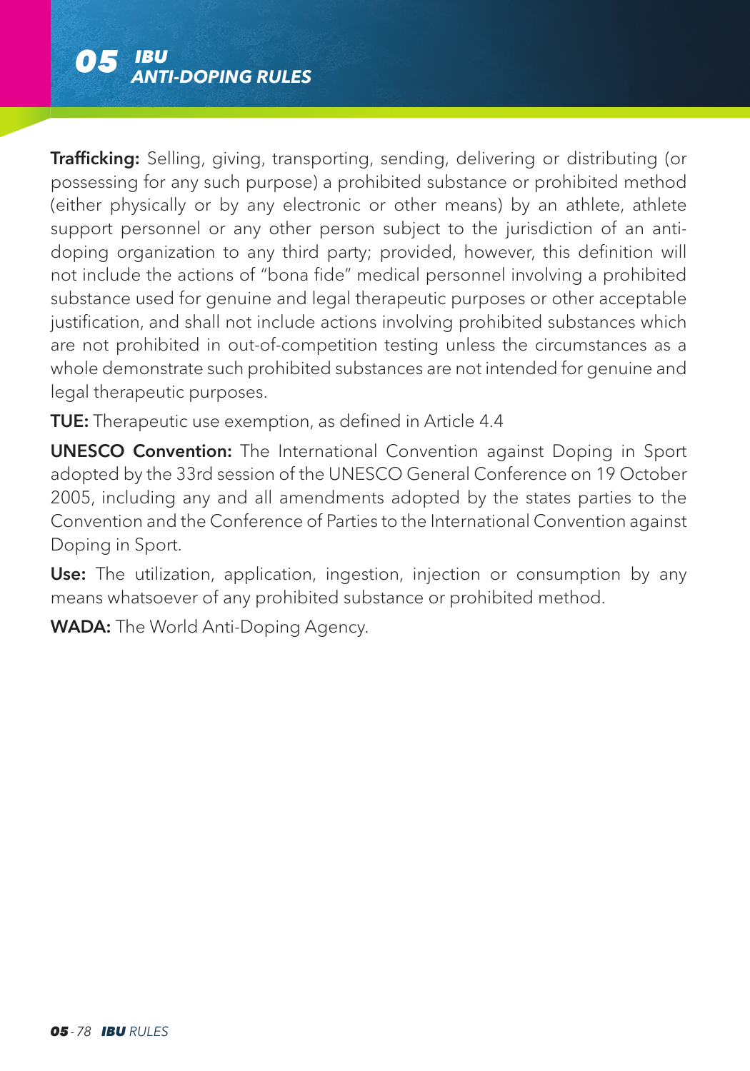**Trafficking:** Selling, giving, transporting, sending, delivering or distributing (or possessing for any such purpose) a prohibited substance or prohibited method (either physically or by any electronic or other means) by an athlete, athlete support personnel or any other person subject to the jurisdiction of an anti-doping organization to any third party; provided, however, this definition will not include the actions of "bona fide" medical personnel involving a prohibited substance used for genuine and legal therapeutic purposes or other acceptable justification, and shall not include actions involving prohibited substances which are not prohibited in out-of-competition testing unless the circumstances as a whole demonstrate such prohibited substances are not intended for genuine and legal therapeutic purposes.

**TUE:** Therapeutic use exemption, as defined in Article 4.4

**UNESCO Convention:** The International Convention against Doping in Sport adopted by the 33rd session of the UNESCO General Conference on 19 October 2005, including any and all amendments adopted by the states parties to the Convention and the Conference of Parties to the International Convention against Doping in Sport.

**Use:** The utilization, application, ingestion, injection or consumption by any means whatsoever of any prohibited substance or prohibited method.

**WADA:** The World Anti-Doping Agency.